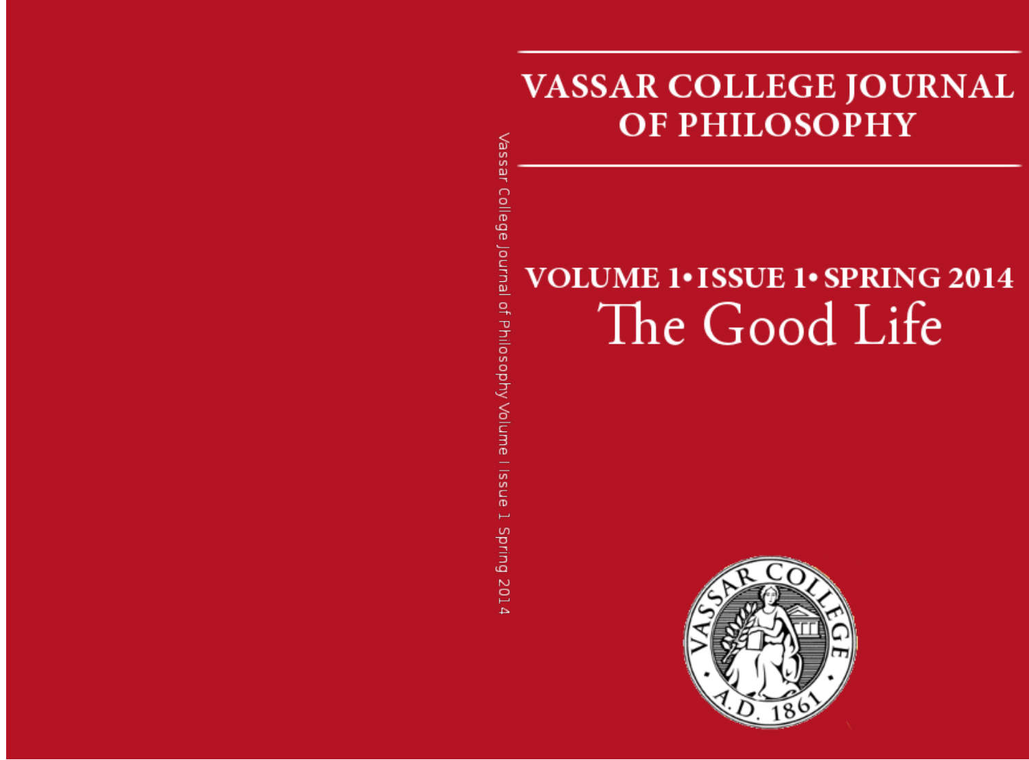# VASSAR COLLEGE JOURNAL OF PHILOSOPHY

## VOLUME 1 • ISSUE 1 • SPRING 2014

## The Good Life

Vassar College Journal of Philosophy Volume I Issue 1 Spring 2014

VASSAR COLLEGE A.D. 1861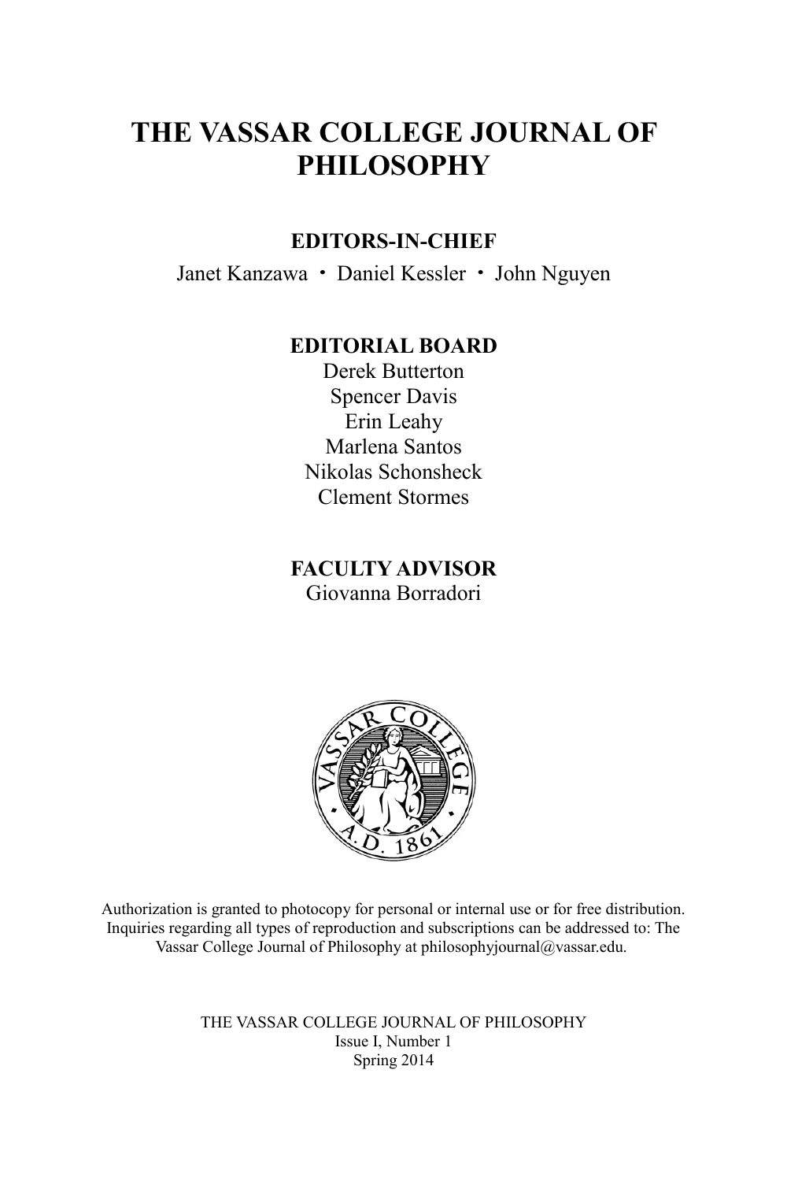# THE VASSAR COLLEGE JOURNAL OF PHILOSOPHY

## EDITORS-IN-CHIEF

Janet Kanzawa ・ Daniel Kessler ・ John Nguyen

## EDITORIAL BOARD

Derek Butterton
Spencer Davis
Erin Leahy
Marlena Santos
Nikolas Schonsheck
Clement Stormes

## FACULTY ADVISOR

Giovanna Borradori

Authorization is granted to photocopy for personal or internal use or for free distribution. Inquiries regarding all types of reproduction and subscriptions can be addressed to: The Vassar College Journal of Philosophy at philosophyjournal@vassar.edu.

THE VASSAR COLLEGE JOURNAL OF PHILOSOPHY
Issue I, Number 1
Spring 2014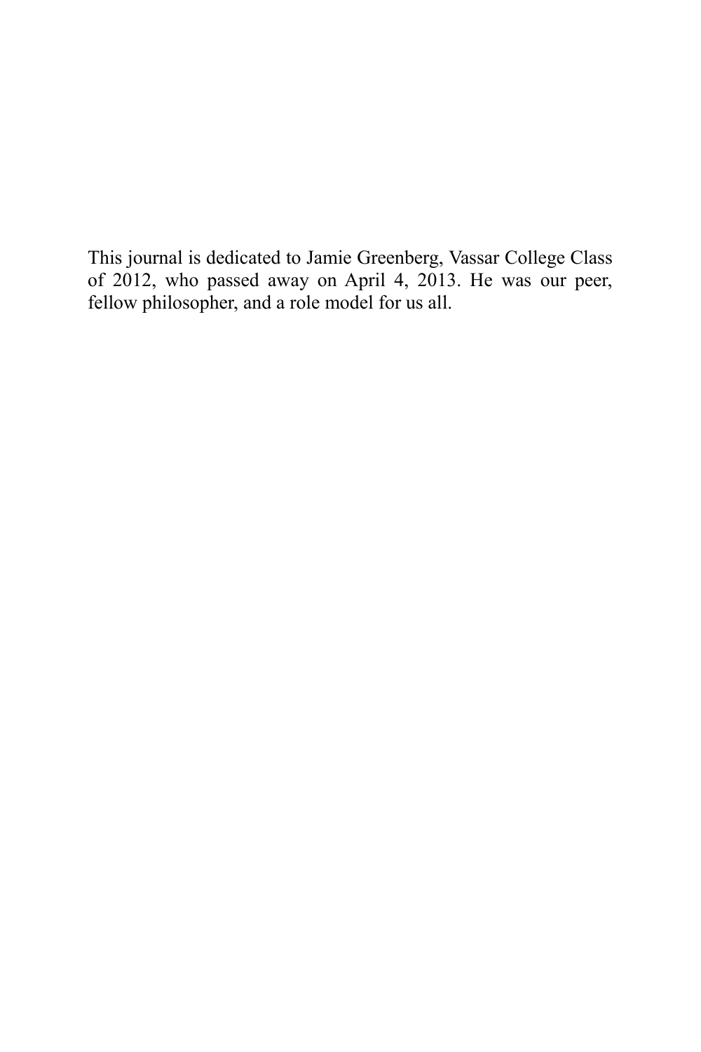This journal is dedicated to Jamie Greenberg, Vassar College Class of 2012, who passed away on April 4, 2013. He was our peer, fellow philosopher, and a role model for us all.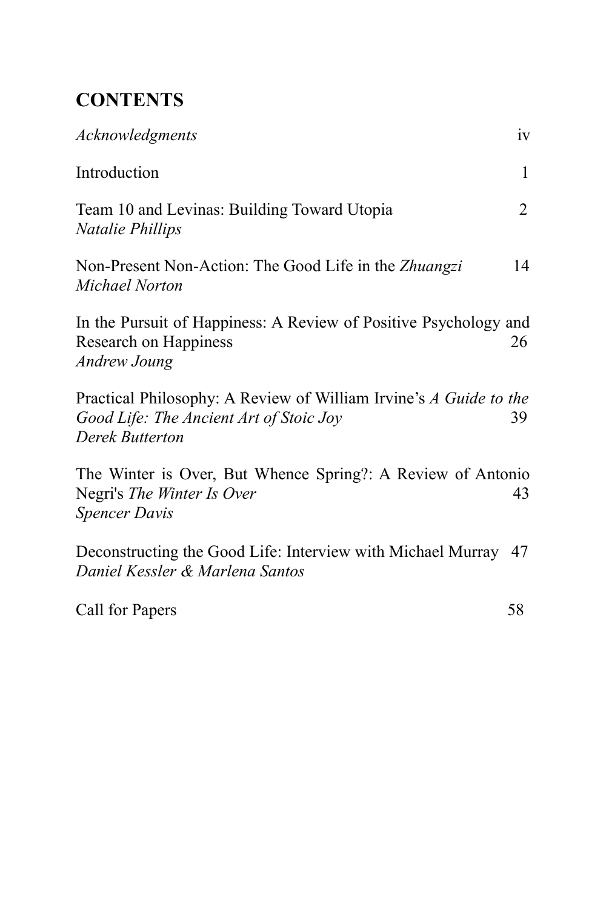## CONTENTS

*Acknowledgments* iv

Introduction 1

Team 10 and Levinas: Building Toward Utopia 2
*Natalie Phillips*

Non-Present Non-Action: The Good Life in the *Zhuangzi* 14
*Michael Norton*

In the Pursuit of Happiness: A Review of Positive Psychology and Research on Happiness 26
*Andrew Joung*

Practical Philosophy: A Review of William Irvine's *A Guide to the Good Life: The Ancient Art of Stoic Joy* 39
*Derek Butterton*

The Winter is Over, But Whence Spring?: A Review of Antonio Negri's *The Winter Is Over* 43
*Spencer Davis*

Deconstructing the Good Life: Interview with Michael Murray 47
*Daniel Kessler & Marlena Santos*

Call for Papers 58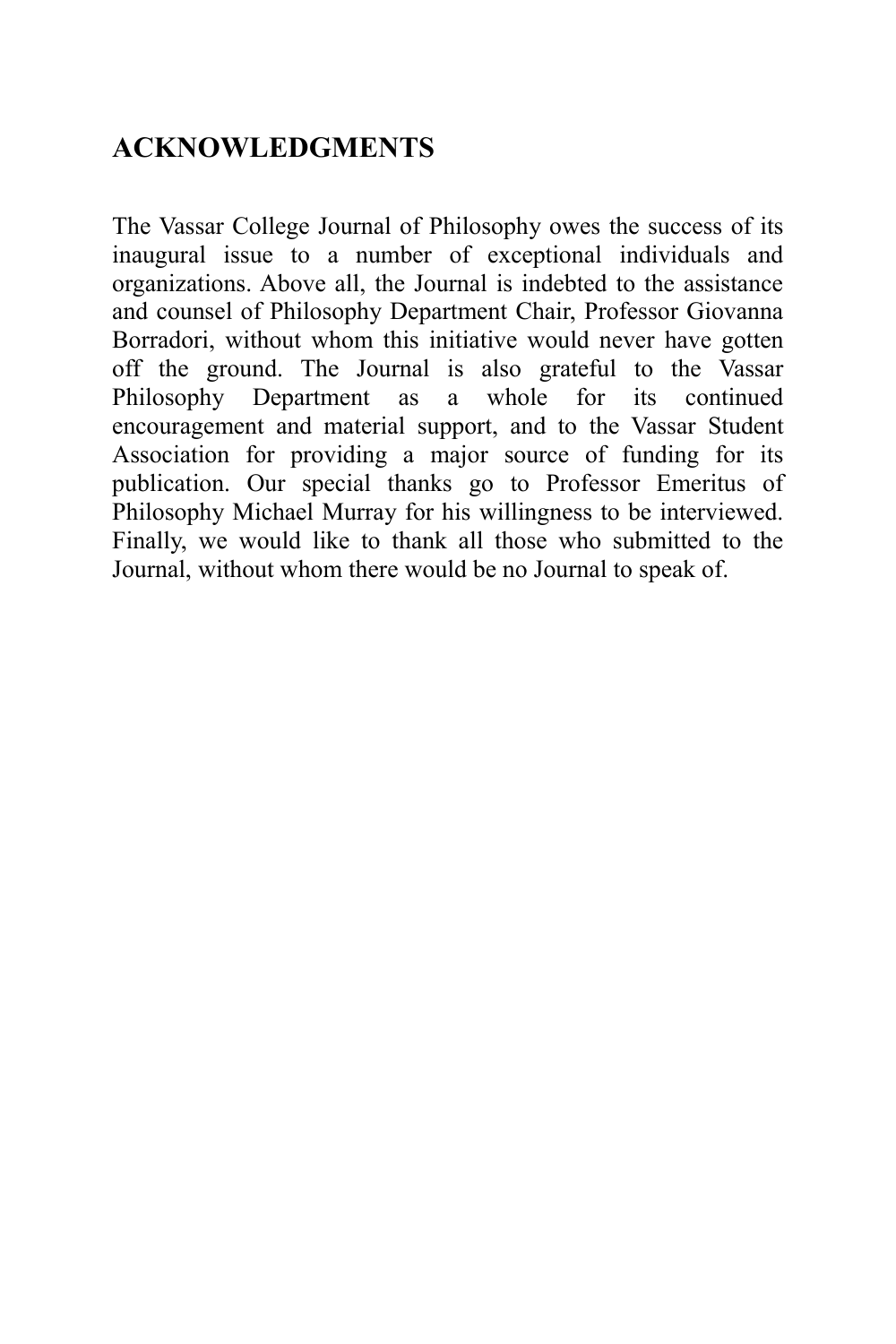## ACKNOWLEDGMENTS

The Vassar College Journal of Philosophy owes the success of its inaugural issue to a number of exceptional individuals and organizations. Above all, the Journal is indebted to the assistance and counsel of Philosophy Department Chair, Professor Giovanna Borradori, without whom this initiative would never have gotten off the ground. The Journal is also grateful to the Vassar Philosophy Department as a whole for its continued encouragement and material support, and to the Vassar Student Association for providing a major source of funding for its publication. Our special thanks go to Professor Emeritus of Philosophy Michael Murray for his willingness to be interviewed. Finally, we would like to thank all those who submitted to the Journal, without whom there would be no Journal to speak of.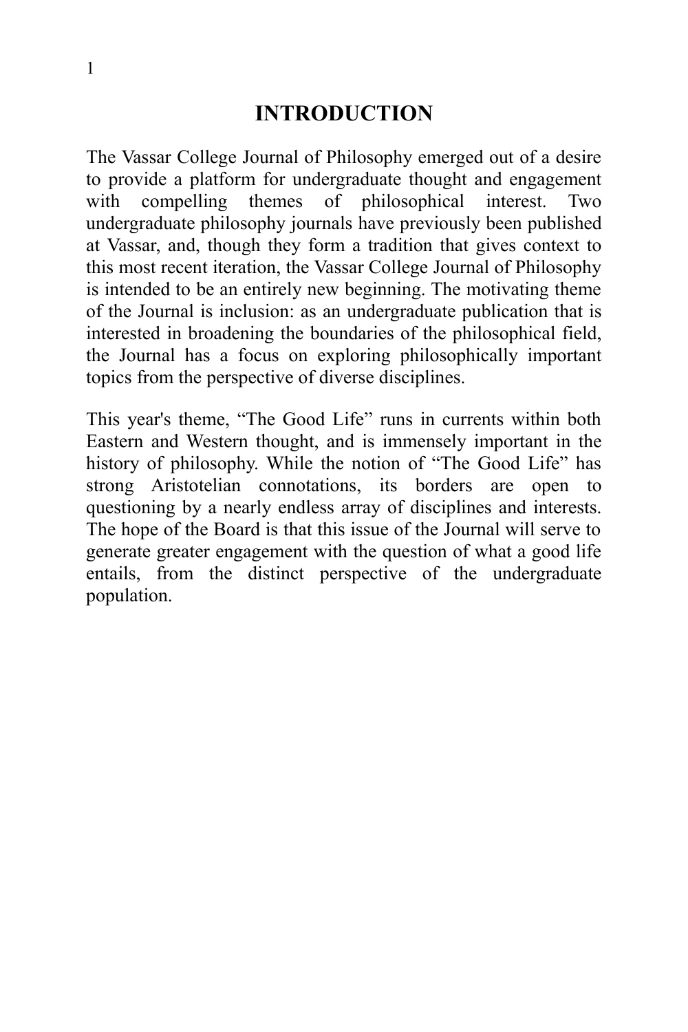# INTRODUCTION

The Vassar College Journal of Philosophy emerged out of a desire to provide a platform for undergraduate thought and engagement with compelling themes of philosophical interest. Two undergraduate philosophy journals have previously been published at Vassar, and, though they form a tradition that gives context to this most recent iteration, the Vassar College Journal of Philosophy is intended to be an entirely new beginning. The motivating theme of the Journal is inclusion: as an undergraduate publication that is interested in broadening the boundaries of the philosophical field, the Journal has a focus on exploring philosophically important topics from the perspective of diverse disciplines.

This year's theme, "The Good Life" runs in currents within both Eastern and Western thought, and is immensely important in the history of philosophy. While the notion of "The Good Life" has strong Aristotelian connotations, its borders are open to questioning by a nearly endless array of disciplines and interests. The hope of the Board is that this issue of the Journal will serve to generate greater engagement with the question of what a good life entails, from the distinct perspective of the undergraduate population.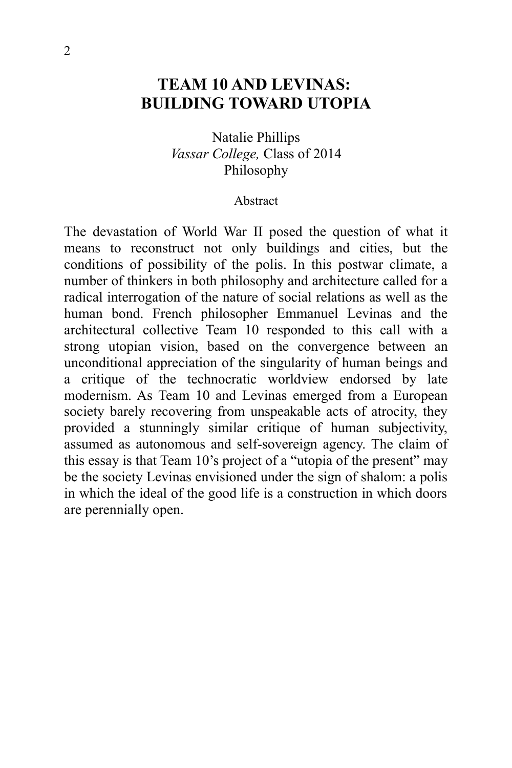# TEAM 10 AND LEVINAS: BUILDING TOWARD UTOPIA

Natalie Phillips
*Vassar College,* Class of 2014
Philosophy

Abstract

The devastation of World War II posed the question of what it means to reconstruct not only buildings and cities, but the conditions of possibility of the polis. In this postwar climate, a number of thinkers in both philosophy and architecture called for a radical interrogation of the nature of social relations as well as the human bond. French philosopher Emmanuel Levinas and the architectural collective Team 10 responded to this call with a strong utopian vision, based on the convergence between an unconditional appreciation of the singularity of human beings and a critique of the technocratic worldview endorsed by late modernism. As Team 10 and Levinas emerged from a European society barely recovering from unspeakable acts of atrocity, they provided a stunningly similar critique of human subjectivity, assumed as autonomous and self-sovereign agency. The claim of this essay is that Team 10's project of a "utopia of the present" may be the society Levinas envisioned under the sign of shalom: a polis in which the ideal of the good life is a construction in which doors are perennially open.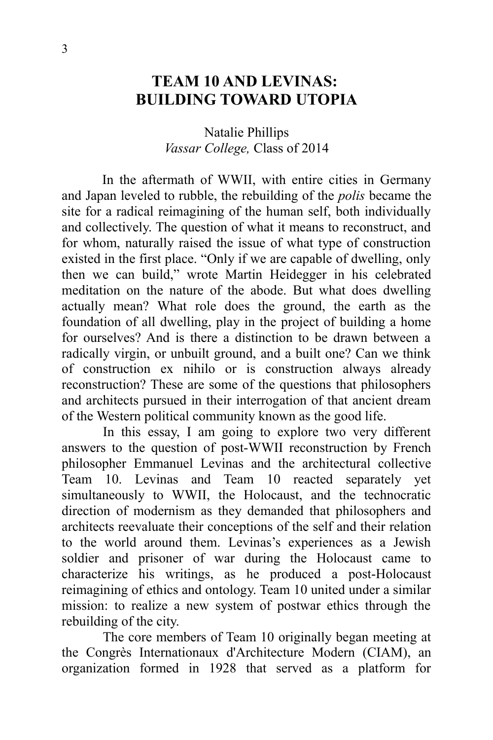# TEAM 10 AND LEVINAS: BUILDING TOWARD UTOPIA

Natalie Phillips
*Vassar College,* Class of 2014

In the aftermath of WWII, with entire cities in Germany and Japan leveled to rubble, the rebuilding of the *polis* became the site for a radical reimagining of the human self, both individually and collectively. The question of what it means to reconstruct, and for whom, naturally raised the issue of what type of construction existed in the first place. "Only if we are capable of dwelling, only then we can build," wrote Martin Heidegger in his celebrated meditation on the nature of the abode. But what does dwelling actually mean? What role does the ground, the earth as the foundation of all dwelling, play in the project of building a home for ourselves? And is there a distinction to be drawn between a radically virgin, or unbuilt ground, and a built one? Can we think of construction ex nihilo or is construction always already reconstruction? These are some of the questions that philosophers and architects pursued in their interrogation of that ancient dream of the Western political community known as the good life.

In this essay, I am going to explore two very different answers to the question of post-WWII reconstruction by French philosopher Emmanuel Levinas and the architectural collective Team 10. Levinas and Team 10 reacted separately yet simultaneously to WWII, the Holocaust, and the technocratic direction of modernism as they demanded that philosophers and architects reevaluate their conceptions of the self and their relation to the world around them. Levinas's experiences as a Jewish soldier and prisoner of war during the Holocaust came to characterize his writings, as he produced a post-Holocaust reimagining of ethics and ontology. Team 10 united under a similar mission: to realize a new system of postwar ethics through the rebuilding of the city.

The core members of Team 10 originally began meeting at the Congrès Internationaux d'Architecture Modern (CIAM), an organization formed in 1928 that served as a platform for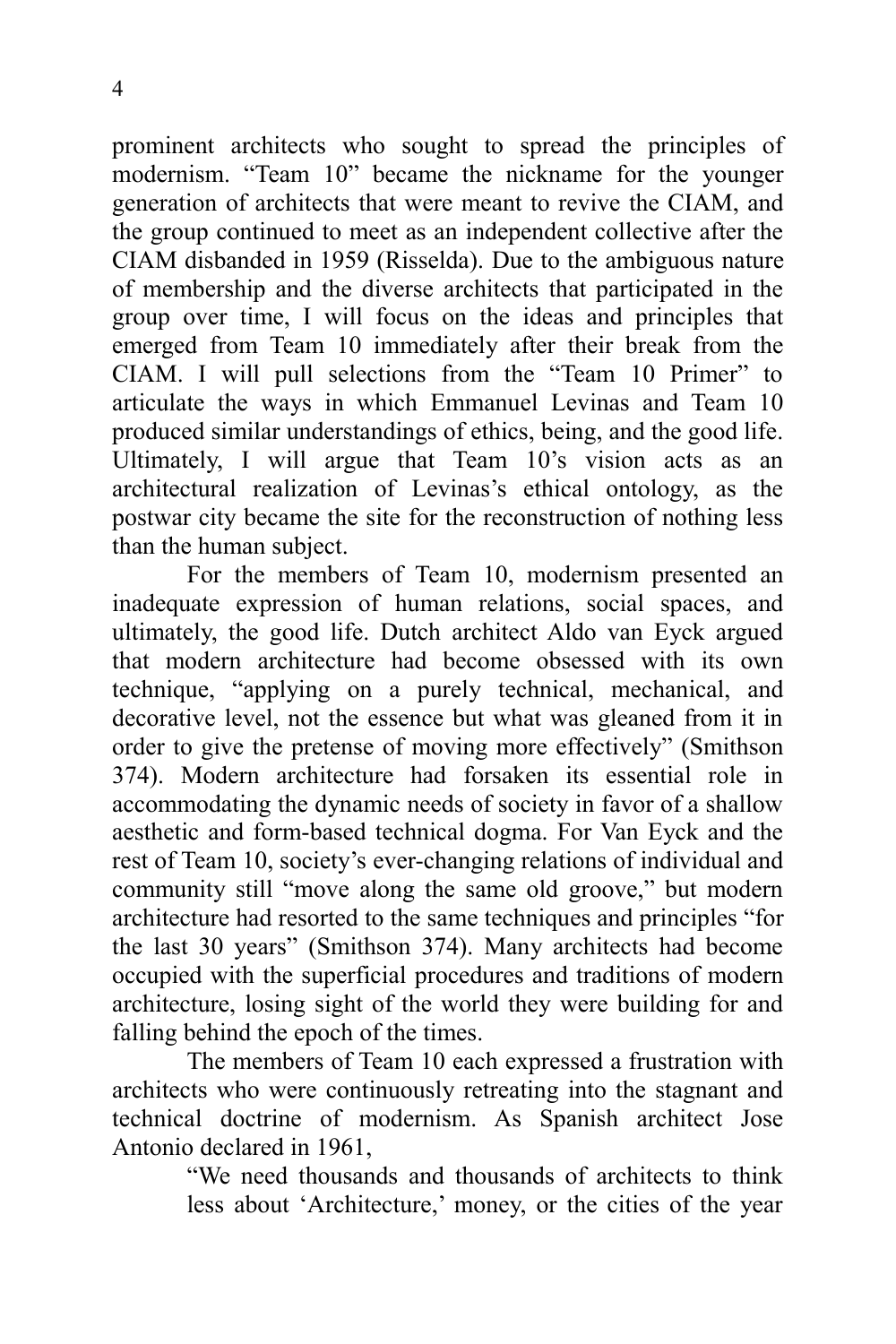prominent architects who sought to spread the principles of modernism. "Team 10" became the nickname for the younger generation of architects that were meant to revive the CIAM, and the group continued to meet as an independent collective after the CIAM disbanded in 1959 (Risselda). Due to the ambiguous nature of membership and the diverse architects that participated in the group over time, I will focus on the ideas and principles that emerged from Team 10 immediately after their break from the CIAM. I will pull selections from the "Team 10 Primer" to articulate the ways in which Emmanuel Levinas and Team 10 produced similar understandings of ethics, being, and the good life. Ultimately, I will argue that Team 10's vision acts as an architectural realization of Levinas's ethical ontology, as the postwar city became the site for the reconstruction of nothing less than the human subject.

For the members of Team 10, modernism presented an inadequate expression of human relations, social spaces, and ultimately, the good life. Dutch architect Aldo van Eyck argued that modern architecture had become obsessed with its own technique, "applying on a purely technical, mechanical, and decorative level, not the essence but what was gleaned from it in order to give the pretense of moving more effectively" (Smithson 374). Modern architecture had forsaken its essential role in accommodating the dynamic needs of society in favor of a shallow aesthetic and form-based technical dogma. For Van Eyck and the rest of Team 10, society's ever-changing relations of individual and community still "move along the same old groove," but modern architecture had resorted to the same techniques and principles "for the last 30 years" (Smithson 374). Many architects had become occupied with the superficial procedures and traditions of modern architecture, losing sight of the world they were building for and falling behind the epoch of the times.

The members of Team 10 each expressed a frustration with architects who were continuously retreating into the stagnant and technical doctrine of modernism. As Spanish architect Jose Antonio declared in 1961,

> "We need thousands and thousands of architects to think less about 'Architecture,' money, or the cities of the year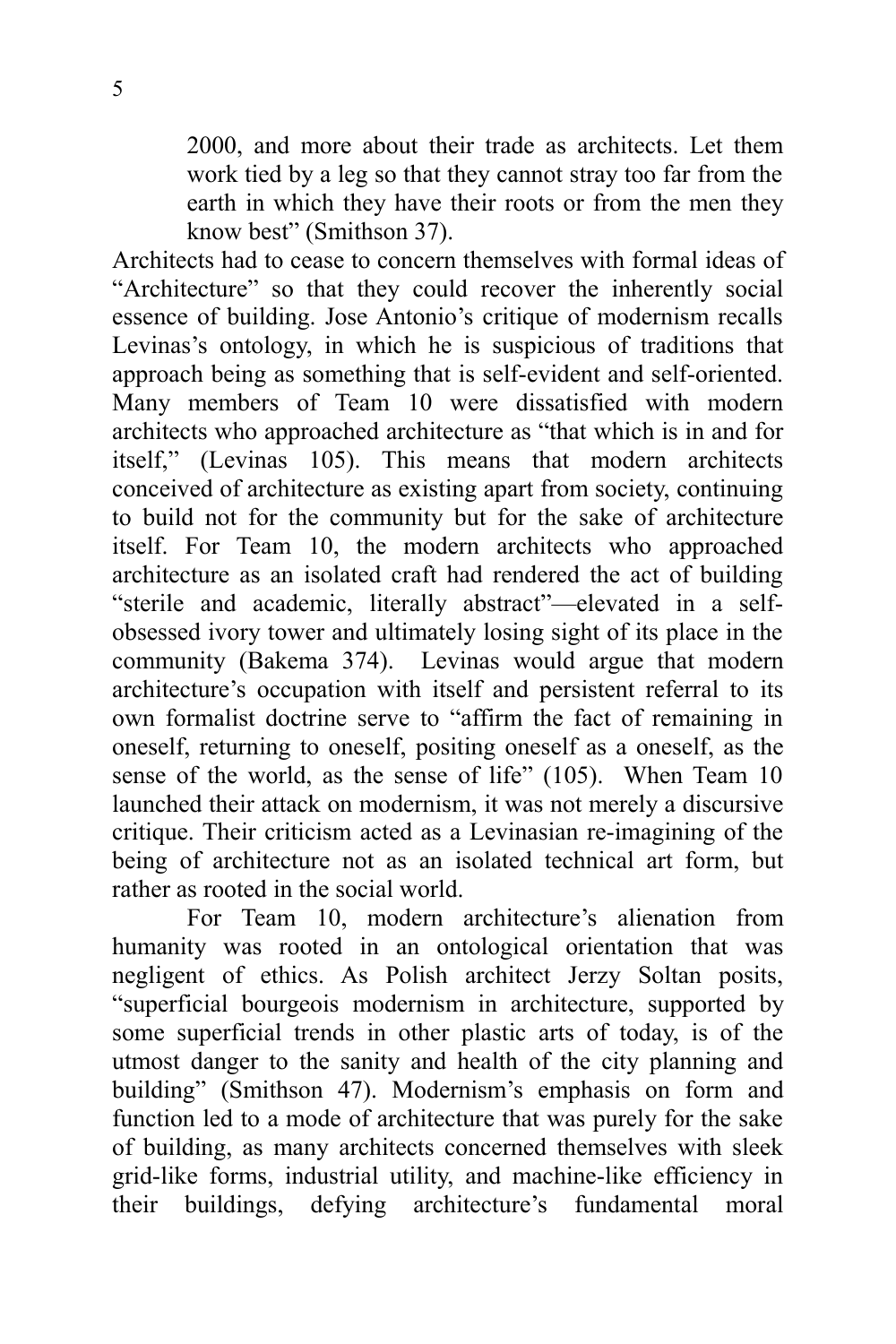> 2000, and more about their trade as architects. Let them work tied by a leg so that they cannot stray too far from the earth in which they have their roots or from the men they know best" (Smithson 37).

Architects had to cease to concern themselves with formal ideas of "Architecture" so that they could recover the inherently social essence of building. Jose Antonio's critique of modernism recalls Levinas's ontology, in which he is suspicious of traditions that approach being as something that is self-evident and self-oriented. Many members of Team 10 were dissatisfied with modern architects who approached architecture as "that which is in and for itself," (Levinas 105). This means that modern architects conceived of architecture as existing apart from society, continuing to build not for the community but for the sake of architecture itself. For Team 10, the modern architects who approached architecture as an isolated craft had rendered the act of building "sterile and academic, literally abstract"—elevated in a self-obsessed ivory tower and ultimately losing sight of its place in the community (Bakema 374). Levinas would argue that modern architecture's occupation with itself and persistent referral to its own formalist doctrine serve to "affirm the fact of remaining in oneself, returning to oneself, positing oneself as a oneself, as the sense of the world, as the sense of life" (105). When Team 10 launched their attack on modernism, it was not merely a discursive critique. Their criticism acted as a Levinasian re-imagining of the being of architecture not as an isolated technical art form, but rather as rooted in the social world.

For Team 10, modern architecture's alienation from humanity was rooted in an ontological orientation that was negligent of ethics. As Polish architect Jerzy Soltan posits, "superficial bourgeois modernism in architecture, supported by some superficial trends in other plastic arts of today, is of the utmost danger to the sanity and health of the city planning and building" (Smithson 47). Modernism's emphasis on form and function led to a mode of architecture that was purely for the sake of building, as many architects concerned themselves with sleek grid-like forms, industrial utility, and machine-like efficiency in their buildings, defying architecture's fundamental moral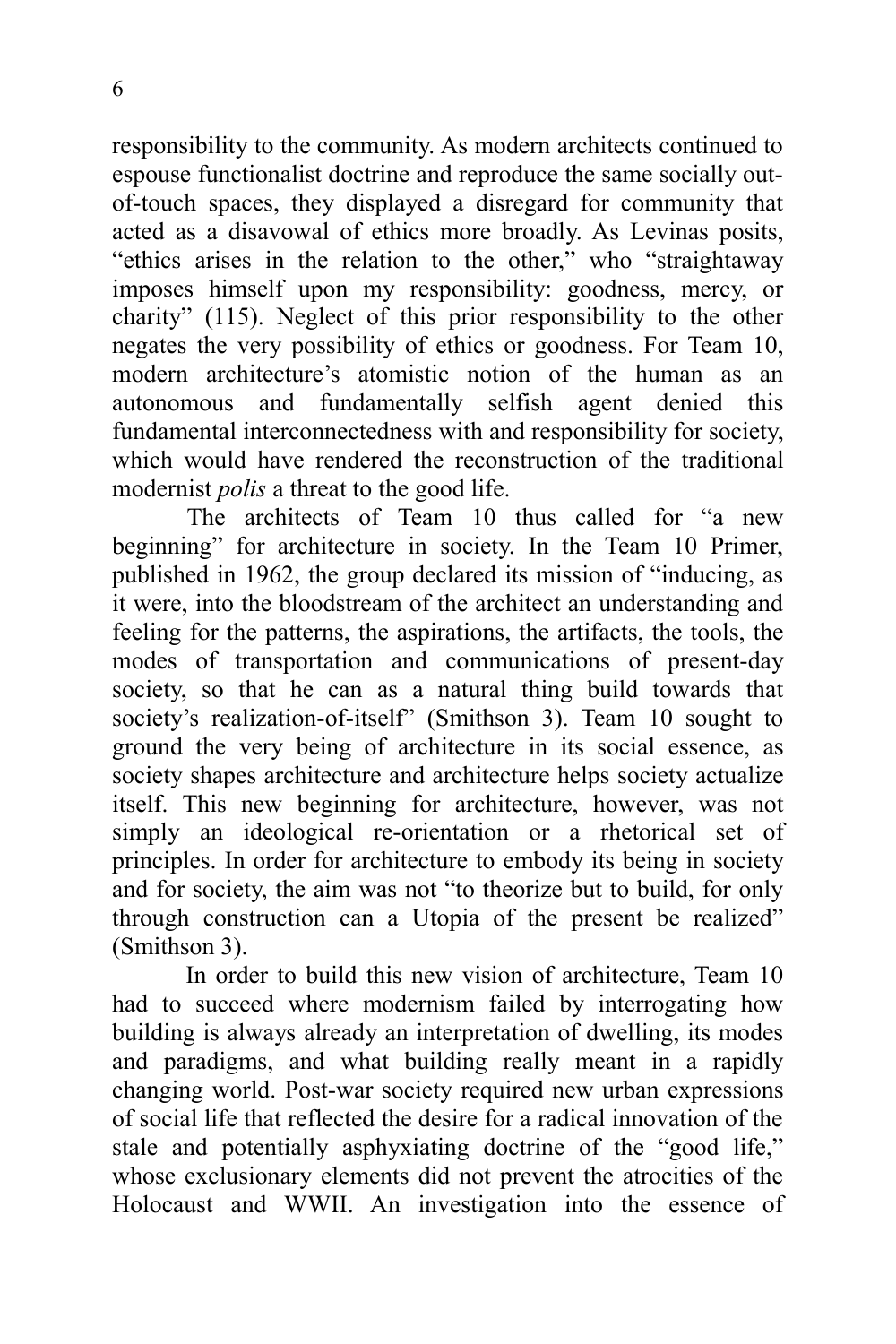responsibility to the community. As modern architects continued to espouse functionalist doctrine and reproduce the same socially out-of-touch spaces, they displayed a disregard for community that acted as a disavowal of ethics more broadly. As Levinas posits, "ethics arises in the relation to the other," who "straightaway imposes himself upon my responsibility: goodness, mercy, or charity" (115). Neglect of this prior responsibility to the other negates the very possibility of ethics or goodness. For Team 10, modern architecture's atomistic notion of the human as an autonomous and fundamentally selfish agent denied this fundamental interconnectedness with and responsibility for society, which would have rendered the reconstruction of the traditional modernist *polis* a threat to the good life.

The architects of Team 10 thus called for "a new beginning" for architecture in society. In the Team 10 Primer, published in 1962, the group declared its mission of "inducing, as it were, into the bloodstream of the architect an understanding and feeling for the patterns, the aspirations, the artifacts, the tools, the modes of transportation and communications of present-day society, so that he can as a natural thing build towards that society's realization-of-itself" (Smithson 3). Team 10 sought to ground the very being of architecture in its social essence, as society shapes architecture and architecture helps society actualize itself. This new beginning for architecture, however, was not simply an ideological re-orientation or a rhetorical set of principles. In order for architecture to embody its being in society and for society, the aim was not "to theorize but to build, for only through construction can a Utopia of the present be realized" (Smithson 3).

In order to build this new vision of architecture, Team 10 had to succeed where modernism failed by interrogating how building is always already an interpretation of dwelling, its modes and paradigms, and what building really meant in a rapidly changing world. Post-war society required new urban expressions of social life that reflected the desire for a radical innovation of the stale and potentially asphyxiating doctrine of the "good life," whose exclusionary elements did not prevent the atrocities of the Holocaust and WWII. An investigation into the essence of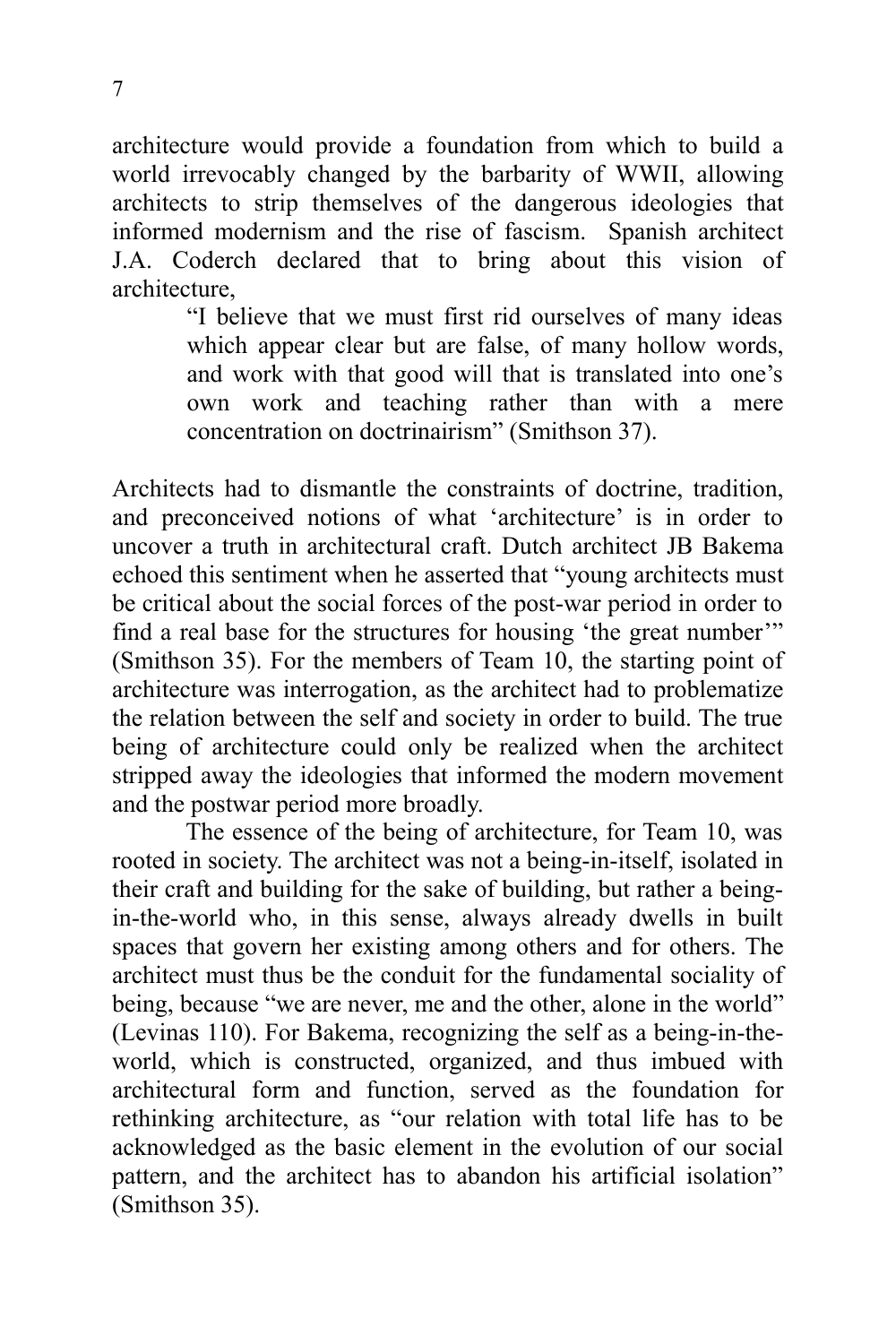architecture would provide a foundation from which to build a world irrevocably changed by the barbarity of WWII, allowing architects to strip themselves of the dangerous ideologies that informed modernism and the rise of fascism. Spanish architect J.A. Coderch declared that to bring about this vision of architecture,

> "I believe that we must first rid ourselves of many ideas which appear clear but are false, of many hollow words, and work with that good will that is translated into one's own work and teaching rather than with a mere concentration on doctrinairism" (Smithson 37).

Architects had to dismantle the constraints of doctrine, tradition, and preconceived notions of what 'architecture' is in order to uncover a truth in architectural craft. Dutch architect JB Bakema echoed this sentiment when he asserted that "young architects must be critical about the social forces of the post-war period in order to find a real base for the structures for housing 'the great number'" (Smithson 35). For the members of Team 10, the starting point of architecture was interrogation, as the architect had to problematize the relation between the self and society in order to build. The true being of architecture could only be realized when the architect stripped away the ideologies that informed the modern movement and the postwar period more broadly.

The essence of the being of architecture, for Team 10, was rooted in society. The architect was not a being-in-itself, isolated in their craft and building for the sake of building, but rather a being-in-the-world who, in this sense, always already dwells in built spaces that govern her existing among others and for others. The architect must thus be the conduit for the fundamental sociality of being, because "we are never, me and the other, alone in the world" (Levinas 110). For Bakema, recognizing the self as a being-in-the-world, which is constructed, organized, and thus imbued with architectural form and function, served as the foundation for rethinking architecture, as "our relation with total life has to be acknowledged as the basic element in the evolution of our social pattern, and the architect has to abandon his artificial isolation" (Smithson 35).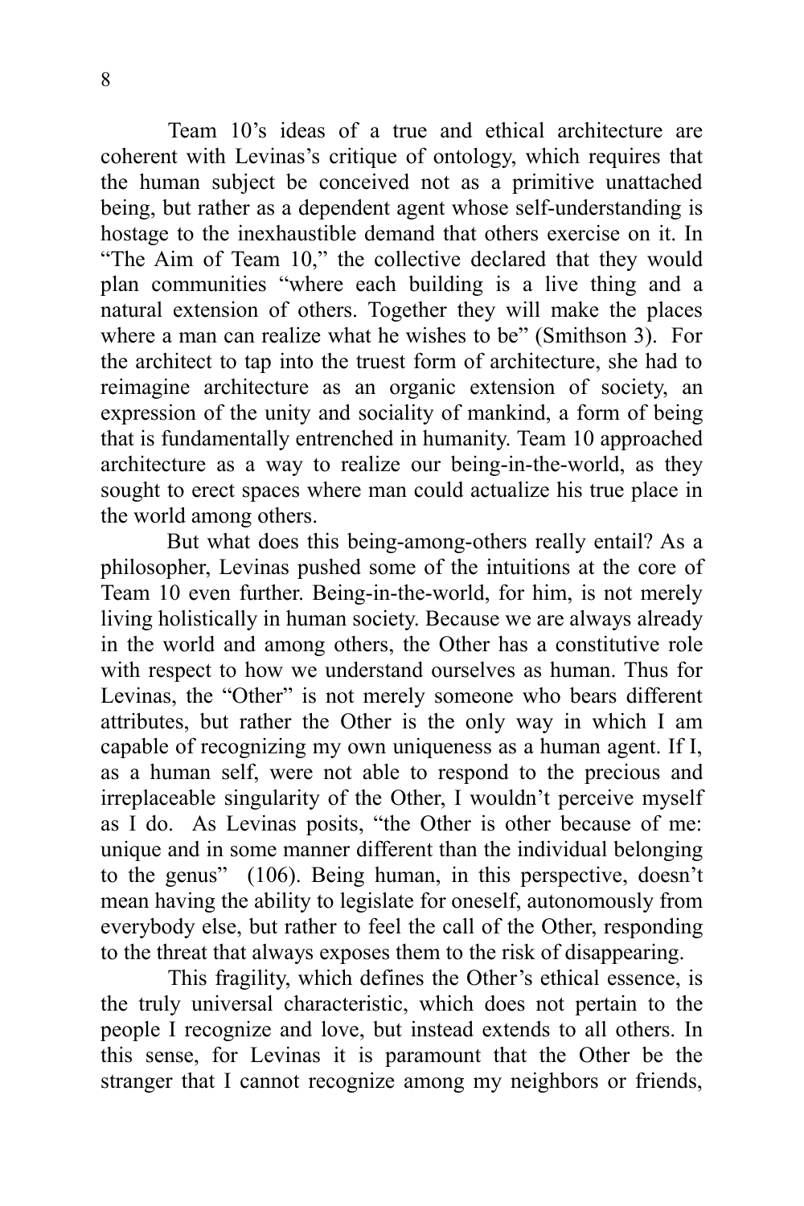Team 10's ideas of a true and ethical architecture are coherent with Levinas's critique of ontology, which requires that the human subject be conceived not as a primitive unattached being, but rather as a dependent agent whose self-understanding is hostage to the inexhaustible demand that others exercise on it. In "The Aim of Team 10," the collective declared that they would plan communities "where each building is a live thing and a natural extension of others. Together they will make the places where a man can realize what he wishes to be" (Smithson 3). For the architect to tap into the truest form of architecture, she had to reimagine architecture as an organic extension of society, an expression of the unity and sociality of mankind, a form of being that is fundamentally entrenched in humanity. Team 10 approached architecture as a way to realize our being-in-the-world, as they sought to erect spaces where man could actualize his true place in the world among others.

But what does this being-among-others really entail? As a philosopher, Levinas pushed some of the intuitions at the core of Team 10 even further. Being-in-the-world, for him, is not merely living holistically in human society. Because we are always already in the world and among others, the Other has a constitutive role with respect to how we understand ourselves as human. Thus for Levinas, the "Other" is not merely someone who bears different attributes, but rather the Other is the only way in which I am capable of recognizing my own uniqueness as a human agent. If I, as a human self, were not able to respond to the precious and irreplaceable singularity of the Other, I wouldn't perceive myself as I do. As Levinas posits, "the Other is other because of me: unique and in some manner different than the individual belonging to the genus" (106). Being human, in this perspective, doesn't mean having the ability to legislate for oneself, autonomously from everybody else, but rather to feel the call of the Other, responding to the threat that always exposes them to the risk of disappearing.

This fragility, which defines the Other's ethical essence, is the truly universal characteristic, which does not pertain to the people I recognize and love, but instead extends to all others. In this sense, for Levinas it is paramount that the Other be the stranger that I cannot recognize among my neighbors or friends,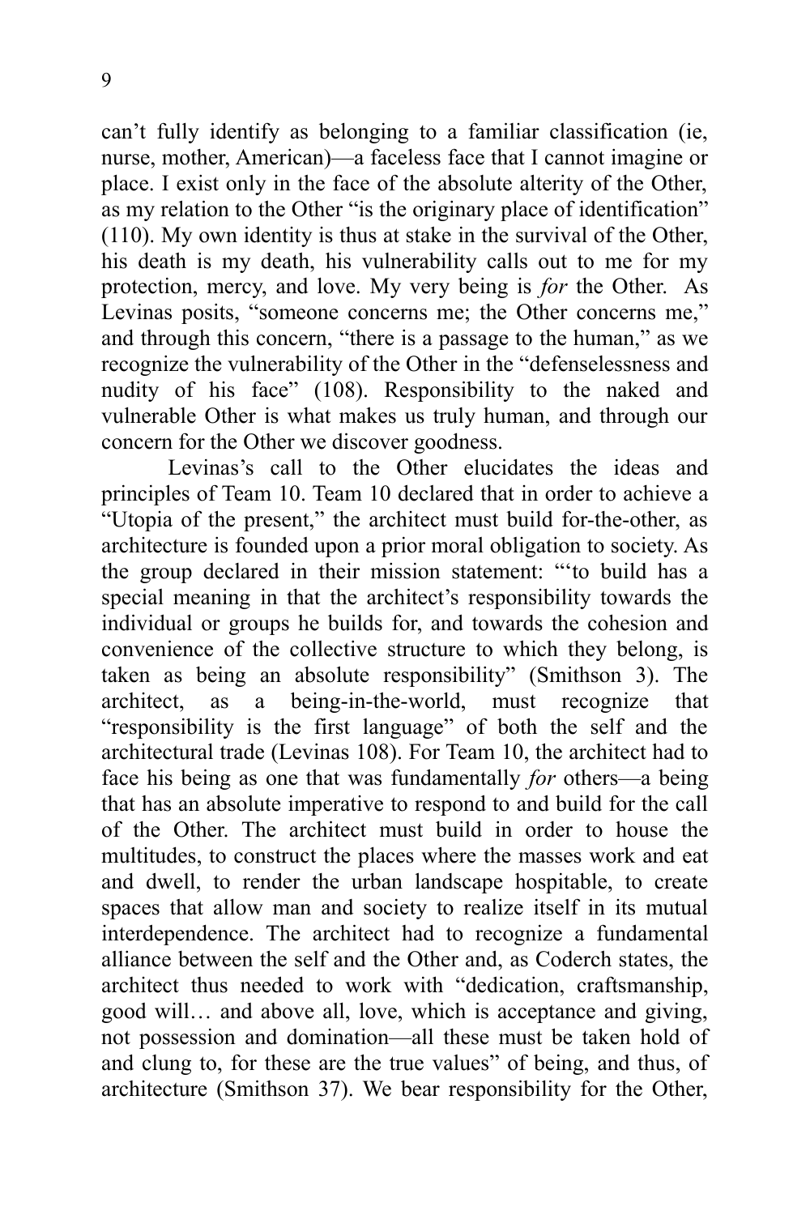can't fully identify as belonging to a familiar classification (ie, nurse, mother, American)—a faceless face that I cannot imagine or place. I exist only in the face of the absolute alterity of the Other, as my relation to the Other "is the originary place of identification" (110). My own identity is thus at stake in the survival of the Other, his death is my death, his vulnerability calls out to me for my protection, mercy, and love. My very being is *for* the Other. As Levinas posits, "someone concerns me; the Other concerns me," and through this concern, "there is a passage to the human," as we recognize the vulnerability of the Other in the "defenselessness and nudity of his face" (108). Responsibility to the naked and vulnerable Other is what makes us truly human, and through our concern for the Other we discover goodness.

Levinas's call to the Other elucidates the ideas and principles of Team 10. Team 10 declared that in order to achieve a "Utopia of the present," the architect must build for-the-other, as architecture is founded upon a prior moral obligation to society. As the group declared in their mission statement: "'to build has a special meaning in that the architect's responsibility towards the individual or groups he builds for, and towards the cohesion and convenience of the collective structure to which they belong, is taken as being an absolute responsibility" (Smithson 3). The architect, as a being-in-the-world, must recognize that "responsibility is the first language" of both the self and the architectural trade (Levinas 108). For Team 10, the architect had to face his being as one that was fundamentally *for* others—a being that has an absolute imperative to respond to and build for the call of the Other. The architect must build in order to house the multitudes, to construct the places where the masses work and eat and dwell, to render the urban landscape hospitable, to create spaces that allow man and society to realize itself in its mutual interdependence. The architect had to recognize a fundamental alliance between the self and the Other and, as Coderch states, the architect thus needed to work with "dedication, craftsmanship, good will… and above all, love, which is acceptance and giving, not possession and domination—all these must be taken hold of and clung to, for these are the true values" of being, and thus, of architecture (Smithson 37). We bear responsibility for the Other,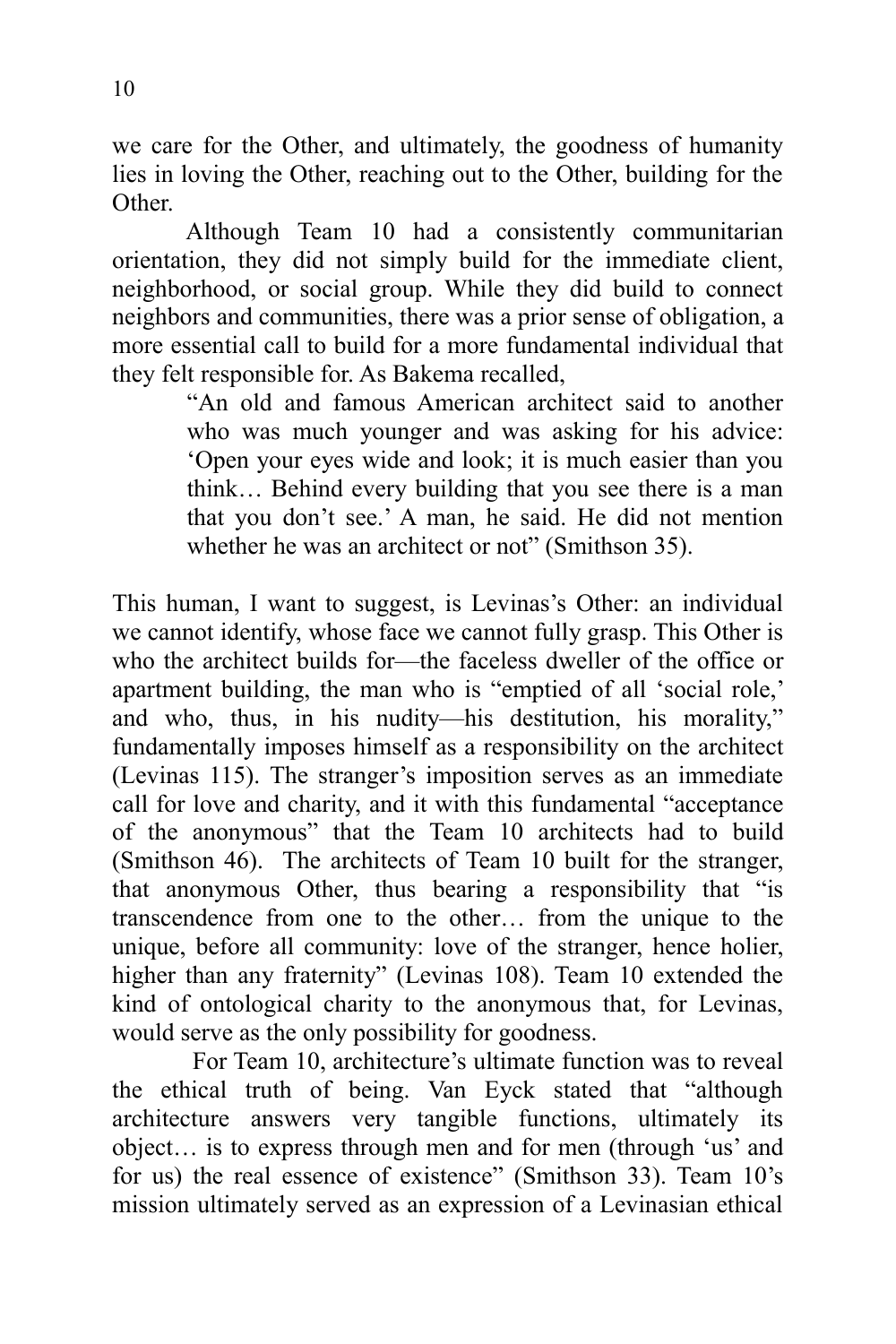we care for the Other, and ultimately, the goodness of humanity lies in loving the Other, reaching out to the Other, building for the Other.

Although Team 10 had a consistently communitarian orientation, they did not simply build for the immediate client, neighborhood, or social group. While they did build to connect neighbors and communities, there was a prior sense of obligation, a more essential call to build for a more fundamental individual that they felt responsible for. As Bakema recalled,

> "An old and famous American architect said to another who was much younger and was asking for his advice: 'Open your eyes wide and look; it is much easier than you think… Behind every building that you see there is a man that you don't see.' A man, he said. He did not mention whether he was an architect or not" (Smithson 35).

This human, I want to suggest, is Levinas's Other: an individual we cannot identify, whose face we cannot fully grasp. This Other is who the architect builds for—the faceless dweller of the office or apartment building, the man who is "emptied of all 'social role,' and who, thus, in his nudity—his destitution, his morality," fundamentally imposes himself as a responsibility on the architect (Levinas 115). The stranger's imposition serves as an immediate call for love and charity, and it with this fundamental "acceptance of the anonymous" that the Team 10 architects had to build (Smithson 46). The architects of Team 10 built for the stranger, that anonymous Other, thus bearing a responsibility that "is transcendence from one to the other… from the unique to the unique, before all community: love of the stranger, hence holier, higher than any fraternity" (Levinas 108). Team 10 extended the kind of ontological charity to the anonymous that, for Levinas, would serve as the only possibility for goodness.

For Team 10, architecture's ultimate function was to reveal the ethical truth of being. Van Eyck stated that "although architecture answers very tangible functions, ultimately its object… is to express through men and for men (through 'us' and for us) the real essence of existence" (Smithson 33). Team 10's mission ultimately served as an expression of a Levinasian ethical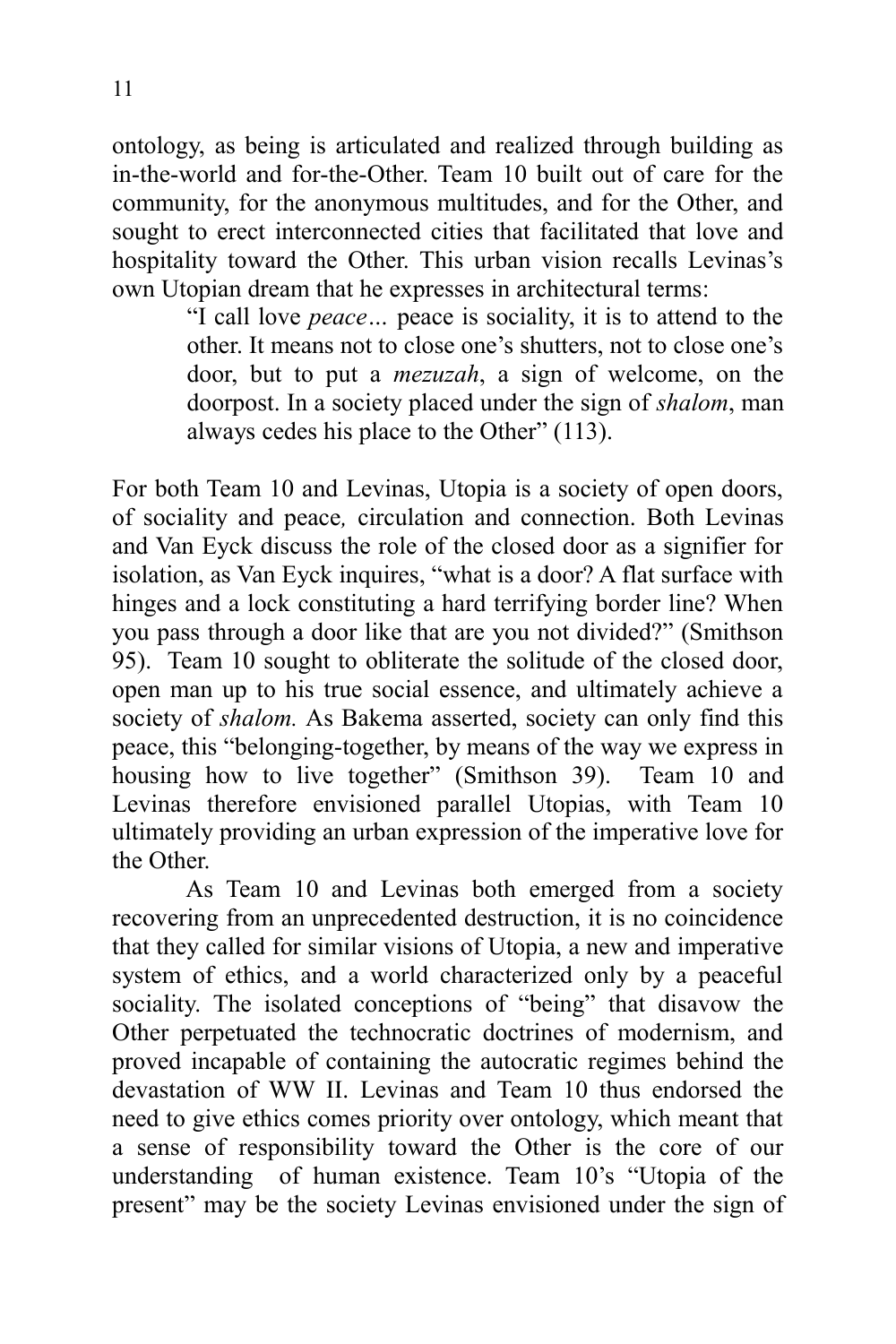ontology, as being is articulated and realized through building as in-the-world and for-the-Other. Team 10 built out of care for the community, for the anonymous multitudes, and for the Other, and sought to erect interconnected cities that facilitated that love and hospitality toward the Other. This urban vision recalls Levinas's own Utopian dream that he expresses in architectural terms:

> "I call love *peace*... peace is sociality, it is to attend to the other. It means not to close one's shutters, not to close one's door, but to put a *mezuzah*, a sign of welcome, on the doorpost. In a society placed under the sign of *shalom*, man always cedes his place to the Other" (113).

For both Team 10 and Levinas, Utopia is a society of open doors, of sociality and peace*,* circulation and connection. Both Levinas and Van Eyck discuss the role of the closed door as a signifier for isolation, as Van Eyck inquires, "what is a door? A flat surface with hinges and a lock constituting a hard terrifying border line? When you pass through a door like that are you not divided?" (Smithson 95). Team 10 sought to obliterate the solitude of the closed door, open man up to his true social essence, and ultimately achieve a society of *shalom.* As Bakema asserted, society can only find this peace, this "belonging-together, by means of the way we express in housing how to live together" (Smithson 39). Team 10 and Levinas therefore envisioned parallel Utopias, with Team 10 ultimately providing an urban expression of the imperative love for the Other.

As Team 10 and Levinas both emerged from a society recovering from an unprecedented destruction, it is no coincidence that they called for similar visions of Utopia, a new and imperative system of ethics, and a world characterized only by a peaceful sociality. The isolated conceptions of "being" that disavow the Other perpetuated the technocratic doctrines of modernism, and proved incapable of containing the autocratic regimes behind the devastation of WW II. Levinas and Team 10 thus endorsed the need to give ethics comes priority over ontology, which meant that a sense of responsibility toward the Other is the core of our understanding of human existence. Team 10's "Utopia of the present" may be the society Levinas envisioned under the sign of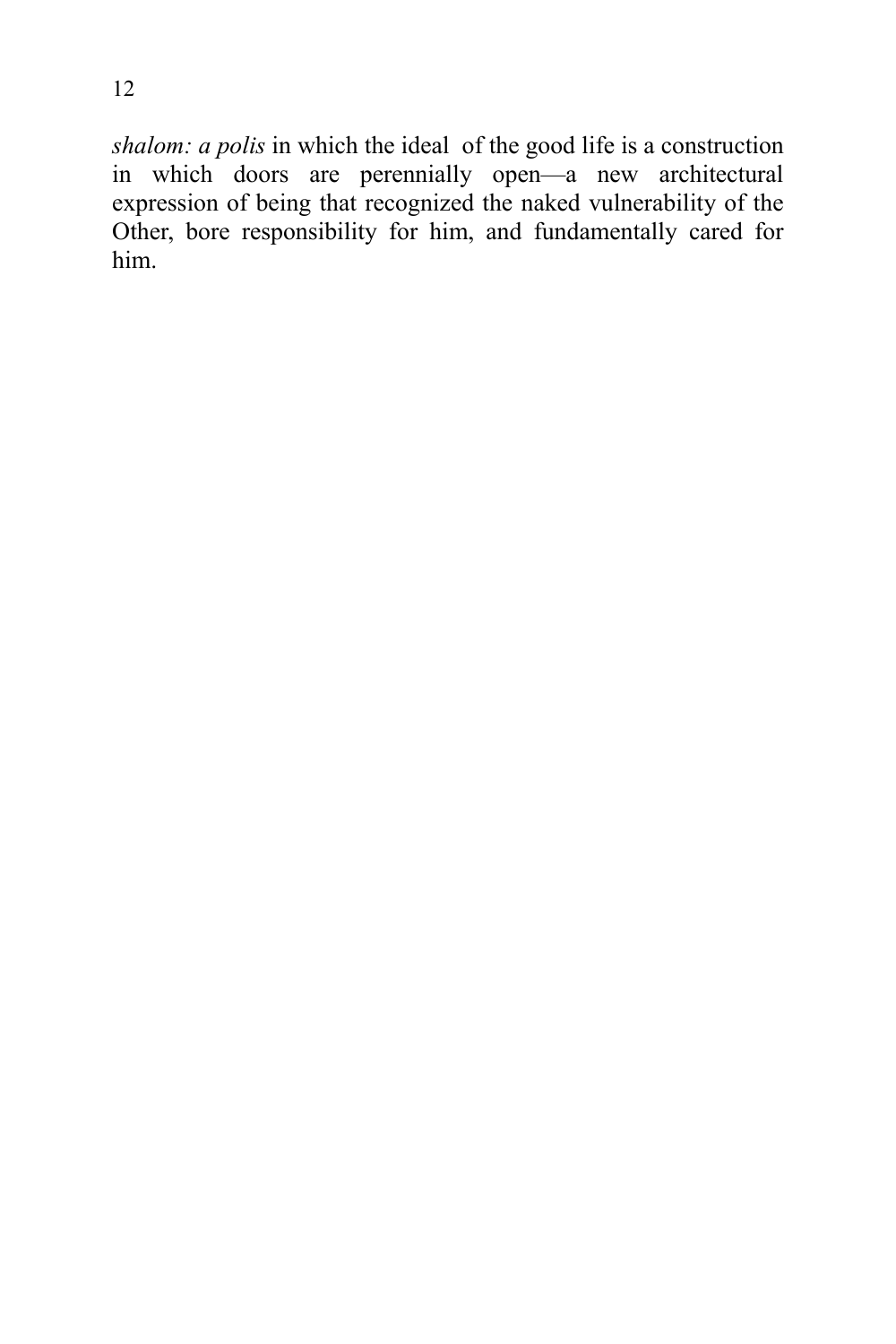*shalom: a polis* in which the ideal of the good life is a construction in which doors are perennially open—a new architectural expression of being that recognized the naked vulnerability of the Other, bore responsibility for him, and fundamentally cared for him.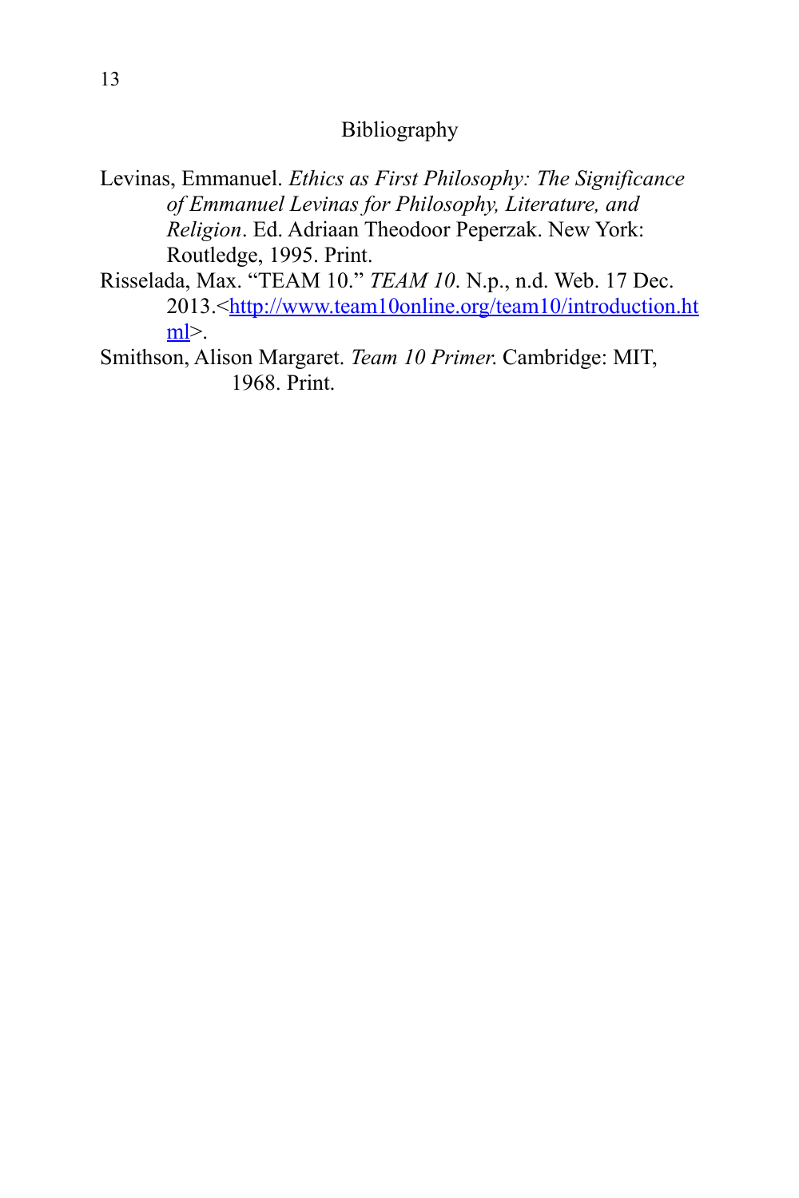## Bibliography

Levinas, Emmanuel. *Ethics as First Philosophy: The Significance of Emmanuel Levinas for Philosophy, Literature, and Religion*. Ed. Adriaan Theodoor Peperzak. New York: Routledge, 1995. Print.

Risselada, Max. "TEAM 10." *TEAM 10*. N.p., n.d. Web. 17 Dec. 2013.<http://www.team10online.org/team10/introduction.html>.

Smithson, Alison Margaret. *Team 10 Primer*. Cambridge: MIT, 1968. Print.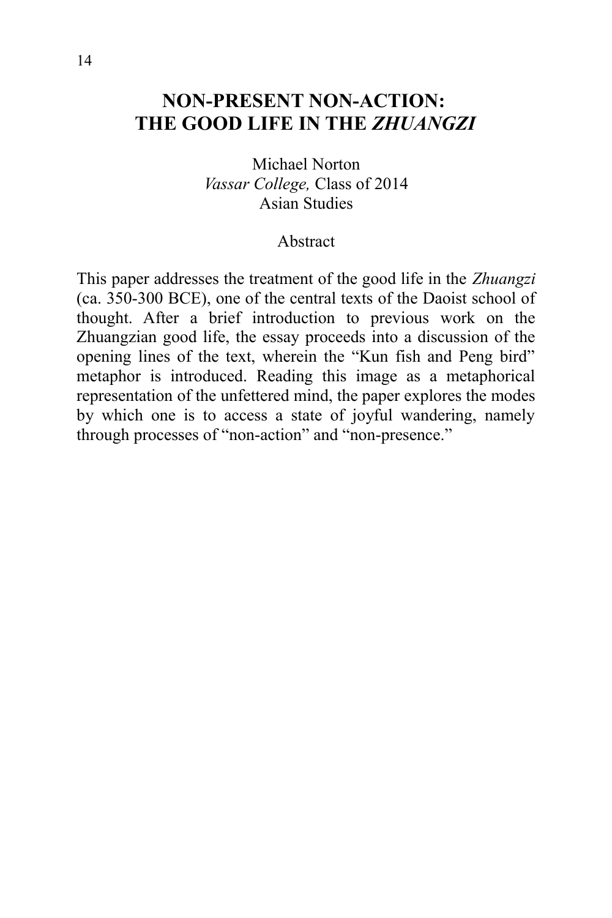# NON-PRESENT NON-ACTION: THE GOOD LIFE IN THE *ZHUANGZI*

Michael Norton
*Vassar College,* Class of 2014
Asian Studies

Abstract

This paper addresses the treatment of the good life in the *Zhuangzi* (ca. 350-300 BCE), one of the central texts of the Daoist school of thought. After a brief introduction to previous work on the Zhuangzian good life, the essay proceeds into a discussion of the opening lines of the text, wherein the "Kun fish and Peng bird" metaphor is introduced. Reading this image as a metaphorical representation of the unfettered mind, the paper explores the modes by which one is to access a state of joyful wandering, namely through processes of "non-action" and "non-presence."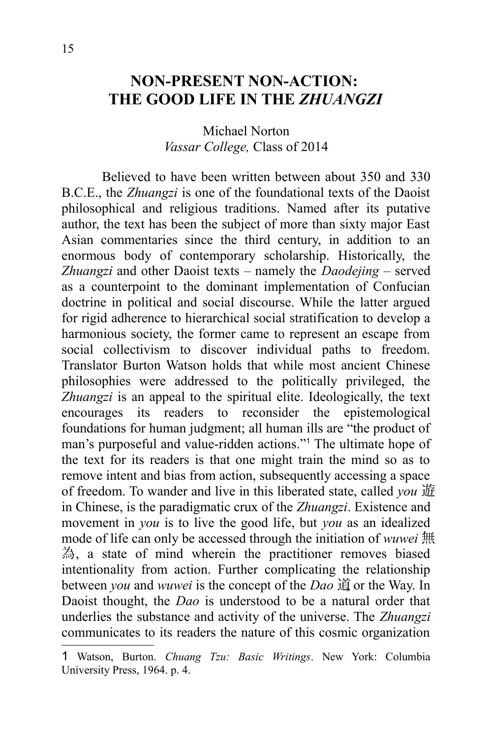# NON-PRESENT NON-ACTION: THE GOOD LIFE IN THE *ZHUANGZI*

Michael Norton
*Vassar College,* Class of 2014

Believed to have been written between about 350 and 330 B.C.E., the *Zhuangzi* is one of the foundational texts of the Daoist philosophical and religious traditions. Named after its putative author, the text has been the subject of more than sixty major East Asian commentaries since the third century, in addition to an enormous body of contemporary scholarship. Historically, the *Zhuangzi* and other Daoist texts – namely the *Daodejing* – served as a counterpoint to the dominant implementation of Confucian doctrine in political and social discourse. While the latter argued for rigid adherence to hierarchical social stratification to develop a harmonious society, the former came to represent an escape from social collectivism to discover individual paths to freedom. Translator Burton Watson holds that while most ancient Chinese philosophies were addressed to the politically privileged, the *Zhuangzi* is an appeal to the spiritual elite. Ideologically, the text encourages its readers to reconsider the epistemological foundations for human judgment; all human ills are "the product of man's purposeful and value-ridden actions."[1] The ultimate hope of the text for its readers is that one might train the mind so as to remove intent and bias from action, subsequently accessing a space of freedom. To wander and live in this liberated state, called *you* 遊 in Chinese, is the paradigmatic crux of the *Zhuangzi*. Existence and movement in *you* is to live the good life, but *you* as an idealized mode of life can only be accessed through the initiation of *wuwei* 無為, a state of mind wherein the practitioner removes biased intentionality from action. Further complicating the relationship between *you* and *wuwei* is the concept of the *Dao* 道 or the Way. In Daoist thought, the *Dao* is understood to be a natural order that underlies the substance and activity of the universe. The *Zhuangzi* communicates to its readers the nature of this cosmic organization

---

1 Watson, Burton. *Chuang Tzu: Basic Writings*. New York: Columbia University Press, 1964. p. 4.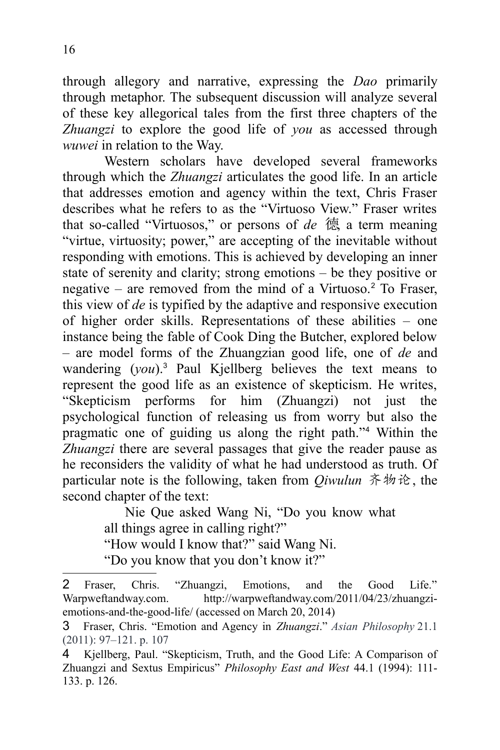through allegory and narrative, expressing the *Dao* primarily through metaphor. The subsequent discussion will analyze several of these key allegorical tales from the first three chapters of the *Zhuangzi* to explore the good life of *you* as accessed through *wuwei* in relation to the Way.

Western scholars have developed several frameworks through which the *Zhuangzi* articulates the good life. In an article that addresses emotion and agency within the text, Chris Fraser describes what he refers to as the "Virtuoso View." Fraser writes that so-called "Virtuosos," or persons of *de* 德 a term meaning "virtue, virtuosity; power," are accepting of the inevitable without responding with emotions. This is achieved by developing an inner state of serenity and clarity; strong emotions – be they positive or negative – are removed from the mind of a Virtuoso.[2] To Fraser, this view of *de* is typified by the adaptive and responsive execution of higher order skills. Representations of these abilities – one instance being the fable of Cook Ding the Butcher, explored below – are model forms of the Zhuangzian good life, one of *de* and wandering (*you*).[3] Paul Kjellberg believes the text means to represent the good life as an existence of skepticism. He writes, "Skepticism performs for him (Zhuangzi) not just the psychological function of releasing us from worry but also the pragmatic one of guiding us along the right path."[4] Within the *Zhuangzi* there are several passages that give the reader pause as he reconsiders the validity of what he had understood as truth. Of particular note is the following, taken from *Qiwulun* 齐物论, the second chapter of the text:

> Nie Que asked Wang Ni, "Do you know what all things agree in calling right?"
> "How would I know that?" said Wang Ni.
> "Do you know that you don't know it?"

---

2 Fraser, Chris. "Zhuangzi, Emotions, and the Good Life." Warpweftandway.com. http://warpweftandway.com/2011/04/23/zhuangzi-emotions-and-the-good-life/ (accessed on March 20, 2014)

3 Fraser, Chris. "Emotion and Agency in *Zhuangzi*." *Asian Philosophy* 21.1 (2011): 97–121. p. 107

4 Kjellberg, Paul. "Skepticism, Truth, and the Good Life: A Comparison of Zhuangzi and Sextus Empiricus" *Philosophy East and West* 44.1 (1994): 111-133. p. 126.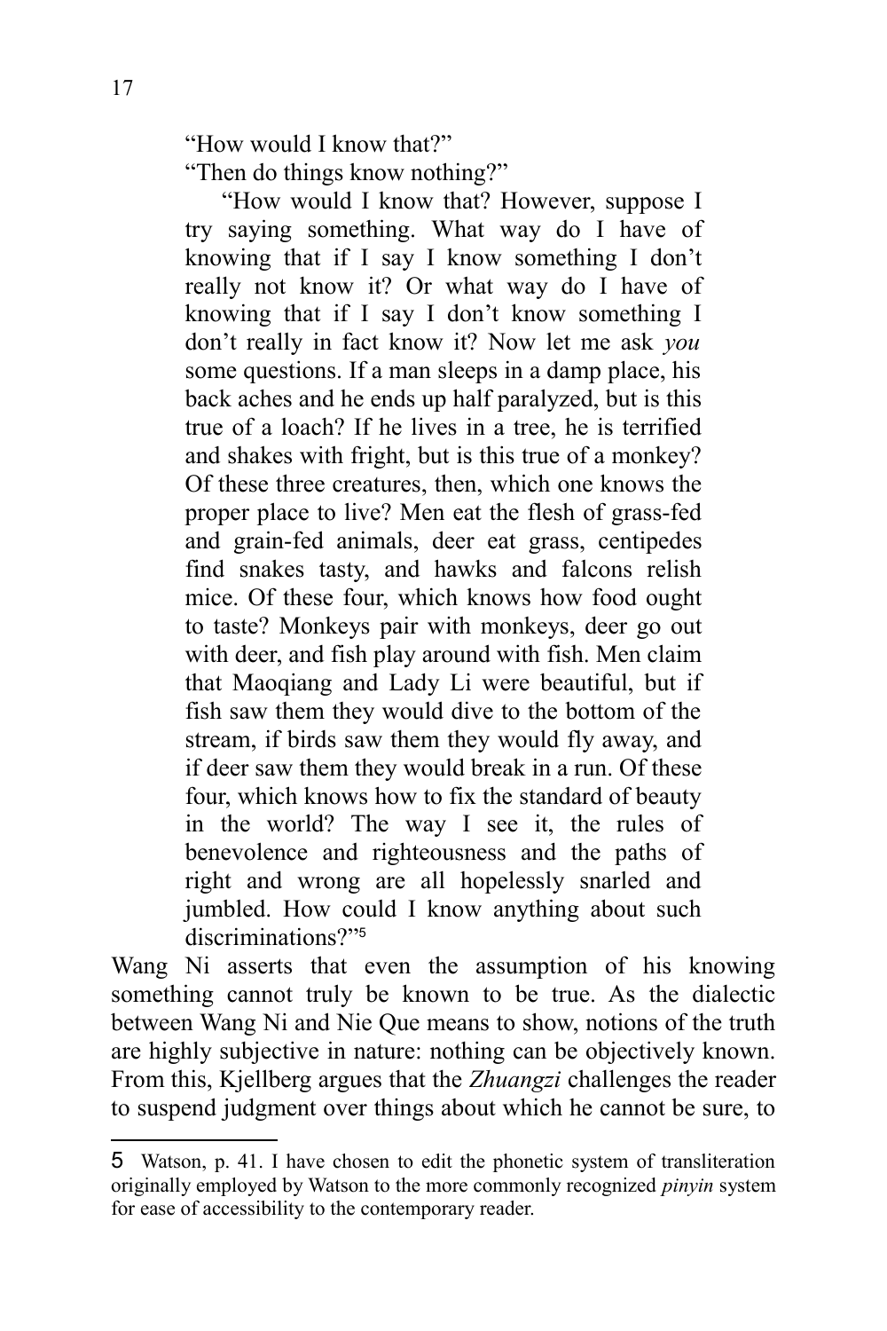"How would I know that?"

"Then do things know nothing?"

"How would I know that? However, suppose I try saying something. What way do I have of knowing that if I say I know something I don't really not know it? Or what way do I have of knowing that if I say I don't know something I don't really in fact know it? Now let me ask *you* some questions. If a man sleeps in a damp place, his back aches and he ends up half paralyzed, but is this true of a loach? If he lives in a tree, he is terrified and shakes with fright, but is this true of a monkey? Of these three creatures, then, which one knows the proper place to live? Men eat the flesh of grass-fed and grain-fed animals, deer eat grass, centipedes find snakes tasty, and hawks and falcons relish mice. Of these four, which knows how food ought to taste? Monkeys pair with monkeys, deer go out with deer, and fish play around with fish. Men claim that Maoqiang and Lady Li were beautiful, but if fish saw them they would dive to the bottom of the stream, if birds saw them they would fly away, and if deer saw them they would break in a run. Of these four, which knows how to fix the standard of beauty in the world? The way I see it, the rules of benevolence and righteousness and the paths of right and wrong are all hopelessly snarled and jumbled. How could I know anything about such discriminations?"[5]

Wang Ni asserts that even the assumption of his knowing something cannot truly be known to be true. As the dialectic between Wang Ni and Nie Que means to show, notions of the truth are highly subjective in nature: nothing can be objectively known. From this, Kjellberg argues that the *Zhuangzi* challenges the reader to suspend judgment over things about which he cannot be sure, to

---

5 Watson, p. 41. I have chosen to edit the phonetic system of transliteration originally employed by Watson to the more commonly recognized *pinyin* system for ease of accessibility to the contemporary reader.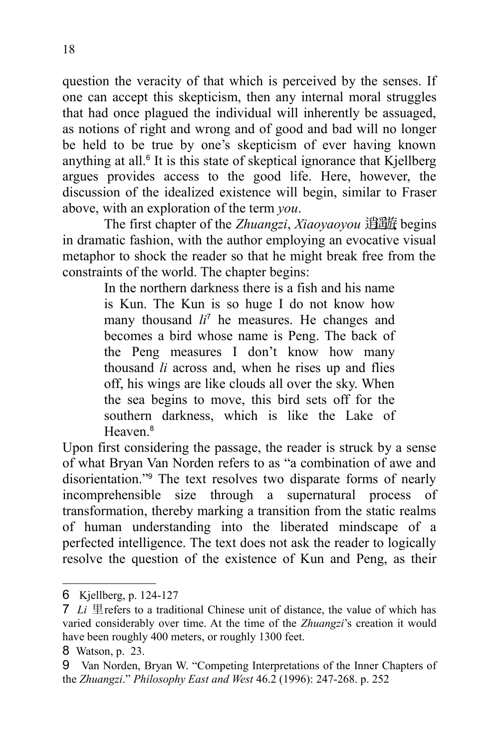question the veracity of that which is perceived by the senses. If one can accept this skepticism, then any internal moral struggles that had once plagued the individual will inherently be assuaged, as notions of right and wrong and of good and bad will no longer be held to be true by one's skepticism of ever having known anything at all.[6] It is this state of skeptical ignorance that Kjellberg argues provides access to the good life. Here, however, the discussion of the idealized existence will begin, similar to Fraser above, with an exploration of the term *you*.

The first chapter of the *Zhuangzi*, *Xiaoyaoyou* 逍遥游 begins in dramatic fashion, with the author employing an evocative visual metaphor to shock the reader so that he might break free from the constraints of the world. The chapter begins:

> In the northern darkness there is a fish and his name is Kun. The Kun is so huge I do not know how many thousand *li*[7] he measures. He changes and becomes a bird whose name is Peng. The back of the Peng measures I don't know how many thousand *li* across and, when he rises up and flies off, his wings are like clouds all over the sky. When the sea begins to move, this bird sets off for the southern darkness, which is like the Lake of Heaven.[8]

Upon first considering the passage, the reader is struck by a sense of what Bryan Van Norden refers to as "a combination of awe and disorientation."[9] The text resolves two disparate forms of nearly incomprehensible size through a supernatural process of transformation, thereby marking a transition from the static realms of human understanding into the liberated mindscape of a perfected intelligence. The text does not ask the reader to logically resolve the question of the existence of Kun and Peng, as their

---

6 Kjellberg, p. 124-127

7 *Li* 里 refers to a traditional Chinese unit of distance, the value of which has varied considerably over time. At the time of the *Zhuangzi*'s creation it would have been roughly 400 meters, or roughly 1300 feet.

8 Watson, p. 23.

9 Van Norden, Bryan W. "Competing Interpretations of the Inner Chapters of the *Zhuangzi*." *Philosophy East and West* 46.2 (1996): 247-268. p. 252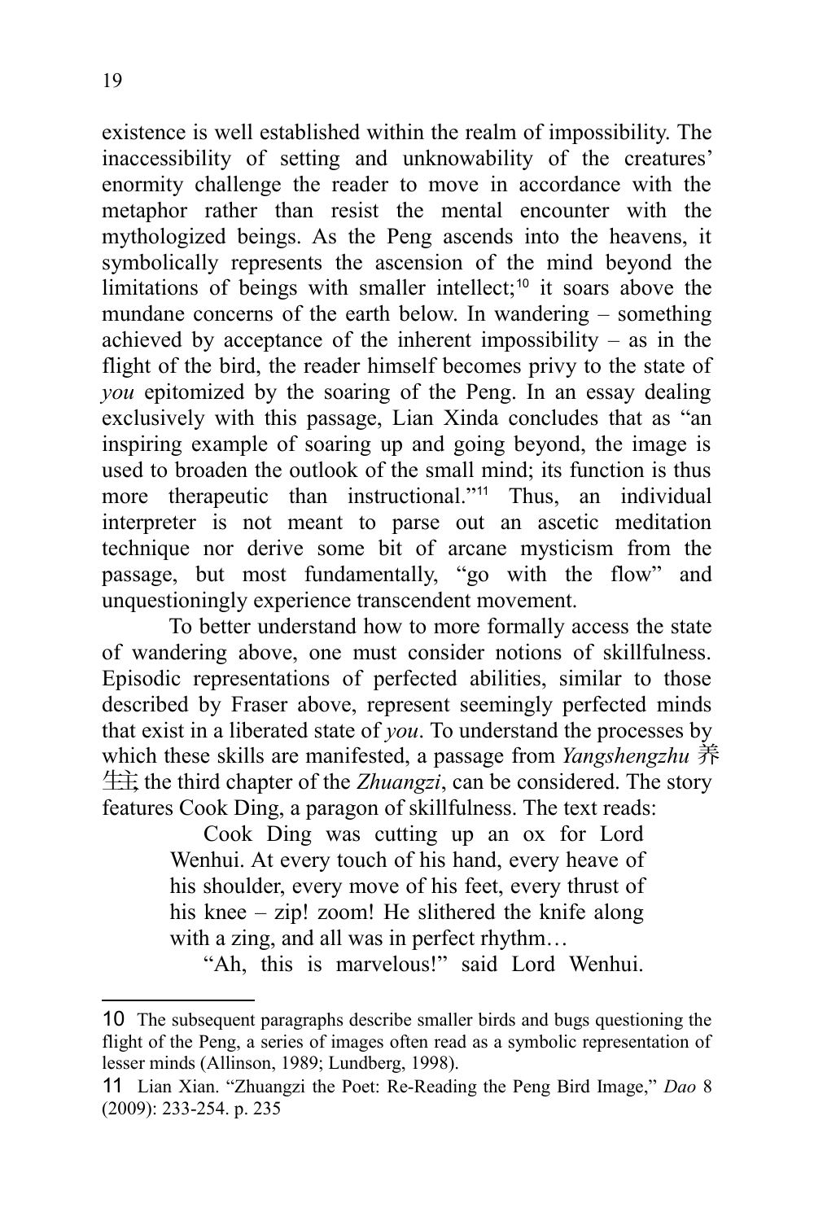existence is well established within the realm of impossibility. The inaccessibility of setting and unknowability of the creatures' enormity challenge the reader to move in accordance with the metaphor rather than resist the mental encounter with the mythologized beings. As the Peng ascends into the heavens, it symbolically represents the ascension of the mind beyond the limitations of beings with smaller intellect;[10] it soars above the mundane concerns of the earth below. In wandering – something achieved by acceptance of the inherent impossibility – as in the flight of the bird, the reader himself becomes privy to the state of *you* epitomized by the soaring of the Peng. In an essay dealing exclusively with this passage, Lian Xinda concludes that as "an inspiring example of soaring up and going beyond, the image is used to broaden the outlook of the small mind; its function is thus more therapeutic than instructional."[11] Thus, an individual interpreter is not meant to parse out an ascetic meditation technique nor derive some bit of arcane mysticism from the passage, but most fundamentally, "go with the flow" and unquestioningly experience transcendent movement.

To better understand how to more formally access the state of wandering above, one must consider notions of skillfulness. Episodic representations of perfected abilities, similar to those described by Fraser above, represent seemingly perfected minds that exist in a liberated state of *you*. To understand the processes by which these skills are manifested, a passage from *Yangshengzhu* 养生主 the third chapter of the *Zhuangzi*, can be considered. The story features Cook Ding, a paragon of skillfulness. The text reads:

> Cook Ding was cutting up an ox for Lord Wenhui. At every touch of his hand, every heave of his shoulder, every move of his feet, every thrust of his knee – zip! zoom! He slithered the knife along with a zing, and all was in perfect rhythm…
>
> "Ah, this is marvelous!" said Lord Wenhui.

---

10 The subsequent paragraphs describe smaller birds and bugs questioning the flight of the Peng, a series of images often read as a symbolic representation of lesser minds (Allinson, 1989; Lundberg, 1998).

11 Lian Xian. "Zhuangzi the Poet: Re-Reading the Peng Bird Image," *Dao* 8 (2009): 233-254. p. 235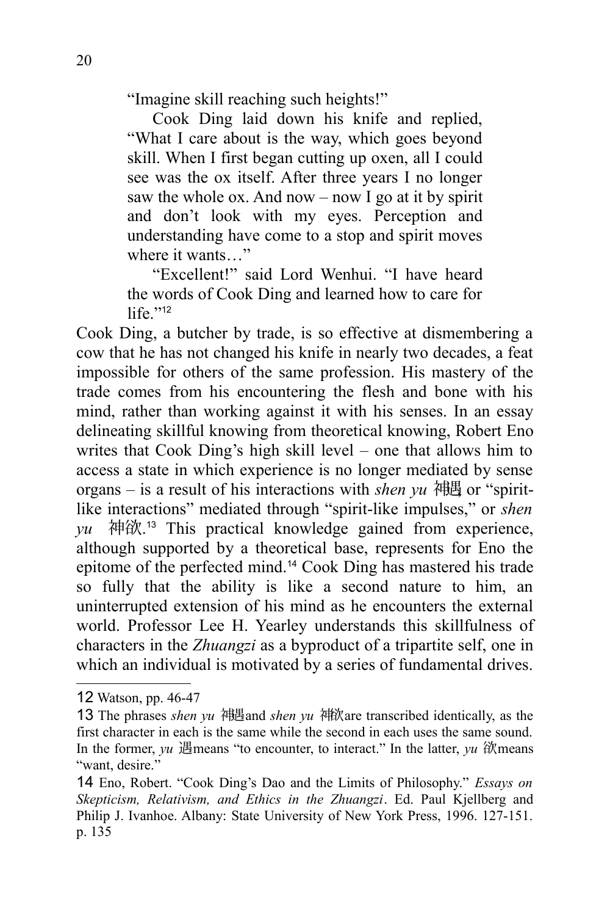> "Imagine skill reaching such heights!"
>
> Cook Ding laid down his knife and replied, "What I care about is the way, which goes beyond skill. When I first began cutting up oxen, all I could see was the ox itself. After three years I no longer saw the whole ox. And now – now I go at it by spirit and don't look with my eyes. Perception and understanding have come to a stop and spirit moves where it wants…"
>
> "Excellent!" said Lord Wenhui. "I have heard the words of Cook Ding and learned how to care for life."[12]

Cook Ding, a butcher by trade, is so effective at dismembering a cow that he has not changed his knife in nearly two decades, a feat impossible for others of the same profession. His mastery of the trade comes from his encountering the flesh and bone with his mind, rather than working against it with his senses. In an essay delineating skillful knowing from theoretical knowing, Robert Eno writes that Cook Ding's high skill level – one that allows him to access a state in which experience is no longer mediated by sense organs – is a result of his interactions with *shen yu* 神遇 or "spirit-like interactions" mediated through "spirit-like impulses," or *shen yu* 神欲.[13] This practical knowledge gained from experience, although supported by a theoretical base, represents for Eno the epitome of the perfected mind.[14] Cook Ding has mastered his trade so fully that the ability is like a second nature to him, an uninterrupted extension of his mind as he encounters the external world. Professor Lee H. Yearley understands this skillfulness of characters in the *Zhuangzi* as a byproduct of a tripartite self, one in which an individual is motivated by a series of fundamental drives.

---

12 Watson, pp. 46-47

13 The phrases *shen yu* 神遇and *shen yu* 神欲are transcribed identically, as the first character in each is the same while the second in each uses the same sound. In the former, *yu* 遇means "to encounter, to interact." In the latter, *yu* 欲means "want, desire."

14 Eno, Robert. "Cook Ding's Dao and the Limits of Philosophy." *Essays on Skepticism, Relativism, and Ethics in the Zhuangzi*. Ed. Paul Kjellberg and Philip J. Ivanhoe. Albany: State University of New York Press, 1996. 127-151. p. 135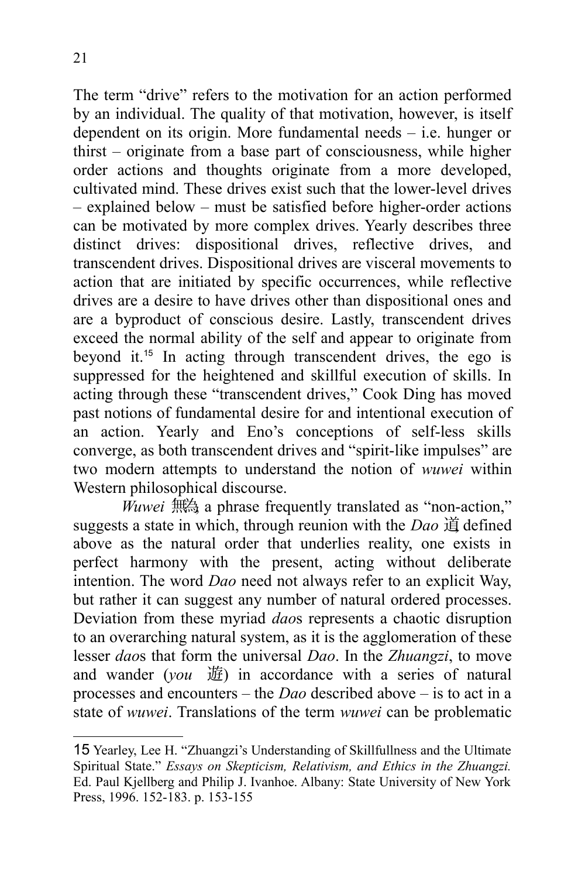The term "drive" refers to the motivation for an action performed by an individual. The quality of that motivation, however, is itself dependent on its origin. More fundamental needs – i.e. hunger or thirst – originate from a base part of consciousness, while higher order actions and thoughts originate from a more developed, cultivated mind. These drives exist such that the lower-level drives – explained below – must be satisfied before higher-order actions can be motivated by more complex drives. Yearly describes three distinct drives: dispositional drives, reflective drives, and transcendent drives. Dispositional drives are visceral movements to action that are initiated by specific occurrences, while reflective drives are a desire to have drives other than dispositional ones and are a byproduct of conscious desire. Lastly, transcendent drives exceed the normal ability of the self and appear to originate from beyond it.[15] In acting through transcendent drives, the ego is suppressed for the heightened and skillful execution of skills. In acting through these "transcendent drives," Cook Ding has moved past notions of fundamental desire for and intentional execution of an action. Yearly and Eno's conceptions of self-less skills converge, as both transcendent drives and "spirit-like impulses" are two modern attempts to understand the notion of *wuwei* within Western philosophical discourse.

*Wuwei* 無為 a phrase frequently translated as "non-action," suggests a state in which, through reunion with the *Dao* 道 defined above as the natural order that underlies reality, one exists in perfect harmony with the present, acting without deliberate intention. The word *Dao* need not always refer to an explicit Way, but rather it can suggest any number of natural ordered processes. Deviation from these myriad *dao*s represents a chaotic disruption to an overarching natural system, as it is the agglomeration of these lesser *dao*s that form the universal *Dao*. In the *Zhuangzi*, to move and wander (*you* 遊) in accordance with a series of natural processes and encounters – the *Dao* described above – is to act in a state of *wuwei*. Translations of the term *wuwei* can be problematic

---

15 Yearley, Lee H. "Zhuangzi's Understanding of Skillfullness and the Ultimate Spiritual State." *Essays on Skepticism, Relativism, and Ethics in the Zhuangzi.* Ed. Paul Kjellberg and Philip J. Ivanhoe. Albany: State University of New York Press, 1996. 152-183. p. 153-155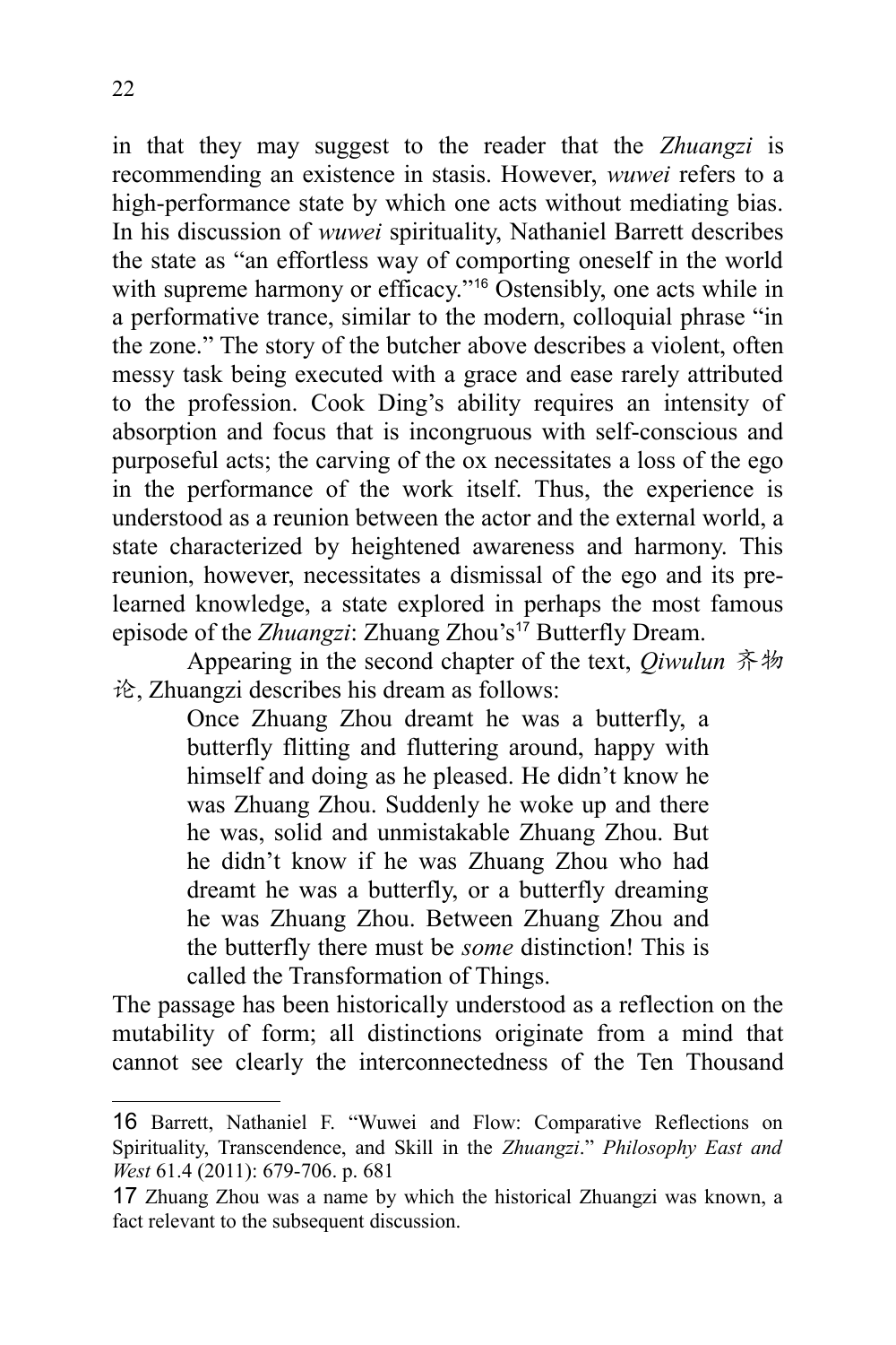in that they may suggest to the reader that the *Zhuangzi* is recommending an existence in stasis. However, *wuwei* refers to a high-performance state by which one acts without mediating bias. In his discussion of *wuwei* spirituality, Nathaniel Barrett describes the state as "an effortless way of comporting oneself in the world with supreme harmony or efficacy."[16] Ostensibly, one acts while in a performative trance, similar to the modern, colloquial phrase "in the zone." The story of the butcher above describes a violent, often messy task being executed with a grace and ease rarely attributed to the profession. Cook Ding's ability requires an intensity of absorption and focus that is incongruous with self-conscious and purposeful acts; the carving of the ox necessitates a loss of the ego in the performance of the work itself. Thus, the experience is understood as a reunion between the actor and the external world, a state characterized by heightened awareness and harmony. This reunion, however, necessitates a dismissal of the ego and its pre-learned knowledge, a state explored in perhaps the most famous episode of the *Zhuangzi*: Zhuang Zhou's[17] Butterfly Dream.

Appearing in the second chapter of the text, *Qiwulun* 齐物论, Zhuangzi describes his dream as follows:

> Once Zhuang Zhou dreamt he was a butterfly, a butterfly flitting and fluttering around, happy with himself and doing as he pleased. He didn't know he was Zhuang Zhou. Suddenly he woke up and there he was, solid and unmistakable Zhuang Zhou. But he didn't know if he was Zhuang Zhou who had dreamt he was a butterfly, or a butterfly dreaming he was Zhuang Zhou. Between Zhuang Zhou and the butterfly there must be *some* distinction! This is called the Transformation of Things.

The passage has been historically understood as a reflection on the mutability of form; all distinctions originate from a mind that cannot see clearly the interconnectedness of the Ten Thousand

---

16 Barrett, Nathaniel F. "Wuwei and Flow: Comparative Reflections on Spirituality, Transcendence, and Skill in the *Zhuangzi*." *Philosophy East and West* 61.4 (2011): 679-706. p. 681

17 Zhuang Zhou was a name by which the historical Zhuangzi was known, a fact relevant to the subsequent discussion.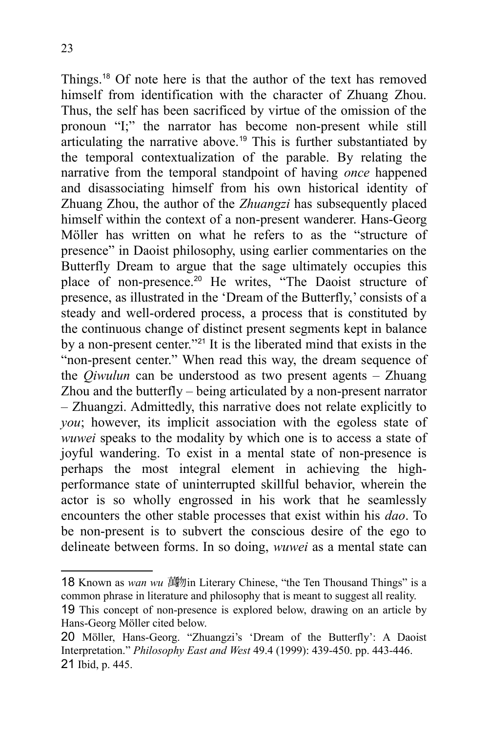Things.[18] Of note here is that the author of the text has removed himself from identification with the character of Zhuang Zhou. Thus, the self has been sacrificed by virtue of the omission of the pronoun "I;" the narrator has become non-present while still articulating the narrative above.[19] This is further substantiated by the temporal contextualization of the parable. By relating the narrative from the temporal standpoint of having *once* happened and disassociating himself from his own historical identity of Zhuang Zhou, the author of the *Zhuangzi* has subsequently placed himself within the context of a non-present wanderer. Hans-Georg Möller has written on what he refers to as the "structure of presence" in Daoist philosophy, using earlier commentaries on the Butterfly Dream to argue that the sage ultimately occupies this place of non-presence.[20] He writes, "The Daoist structure of presence, as illustrated in the 'Dream of the Butterfly,' consists of a steady and well-ordered process, a process that is constituted by the continuous change of distinct present segments kept in balance by a non-present center."[21] It is the liberated mind that exists in the "non-present center." When read this way, the dream sequence of the *Qiwulun* can be understood as two present agents – Zhuang Zhou and the butterfly – being articulated by a non-present narrator – Zhuangzi. Admittedly, this narrative does not relate explicitly to *you*; however, its implicit association with the egoless state of *wuwei* speaks to the modality by which one is to access a state of joyful wandering. To exist in a mental state of non-presence is perhaps the most integral element in achieving the high-performance state of uninterrupted skillful behavior, wherein the actor is so wholly engrossed in his work that he seamlessly encounters the other stable processes that exist within his *dao*. To be non-present is to subvert the conscious desire of the ego to delineate between forms. In so doing, *wuwei* as a mental state can

---

18 Known as *wan wu* 萬物in Literary Chinese, "the Ten Thousand Things" is a common phrase in literature and philosophy that is meant to suggest all reality.

19 This concept of non-presence is explored below, drawing on an article by Hans-Georg Möller cited below.

20 Möller, Hans-Georg. "Zhuangzi's 'Dream of the Butterfly': A Daoist Interpretation." *Philosophy East and West* 49.4 (1999): 439-450. pp. 443-446.

21 Ibid, p. 445.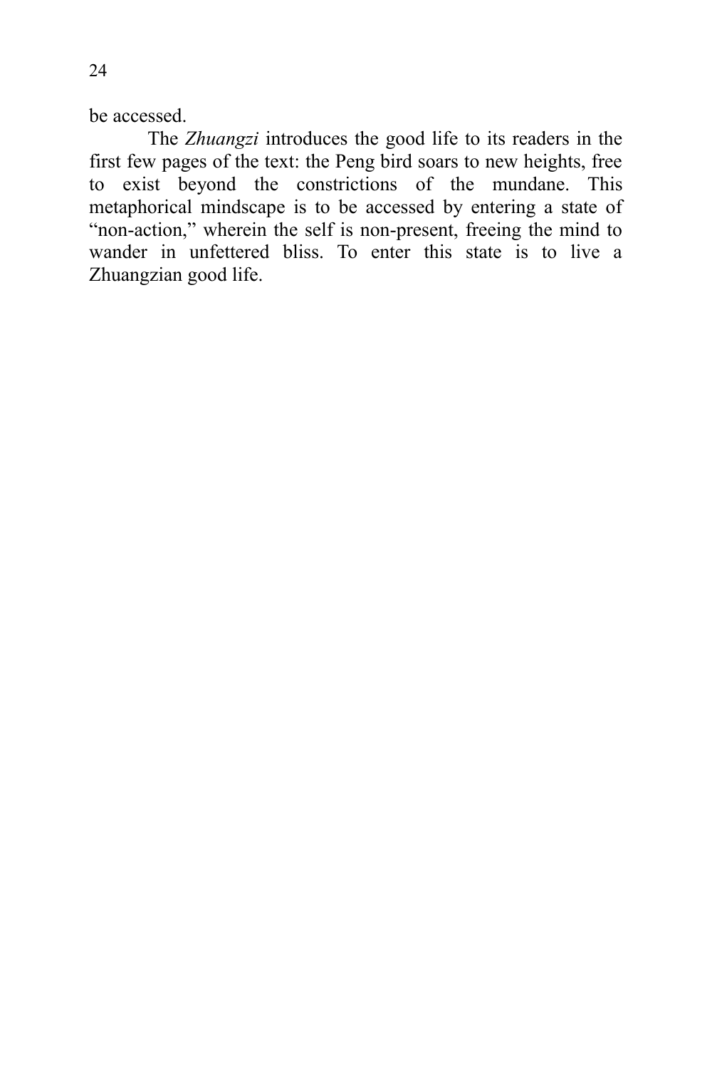be accessed.

The *Zhuangzi* introduces the good life to its readers in the first few pages of the text: the Peng bird soars to new heights, free to exist beyond the constrictions of the mundane. This metaphorical mindscape is to be accessed by entering a state of "non-action," wherein the self is non-present, freeing the mind to wander in unfettered bliss. To enter this state is to live a Zhuangzian good life.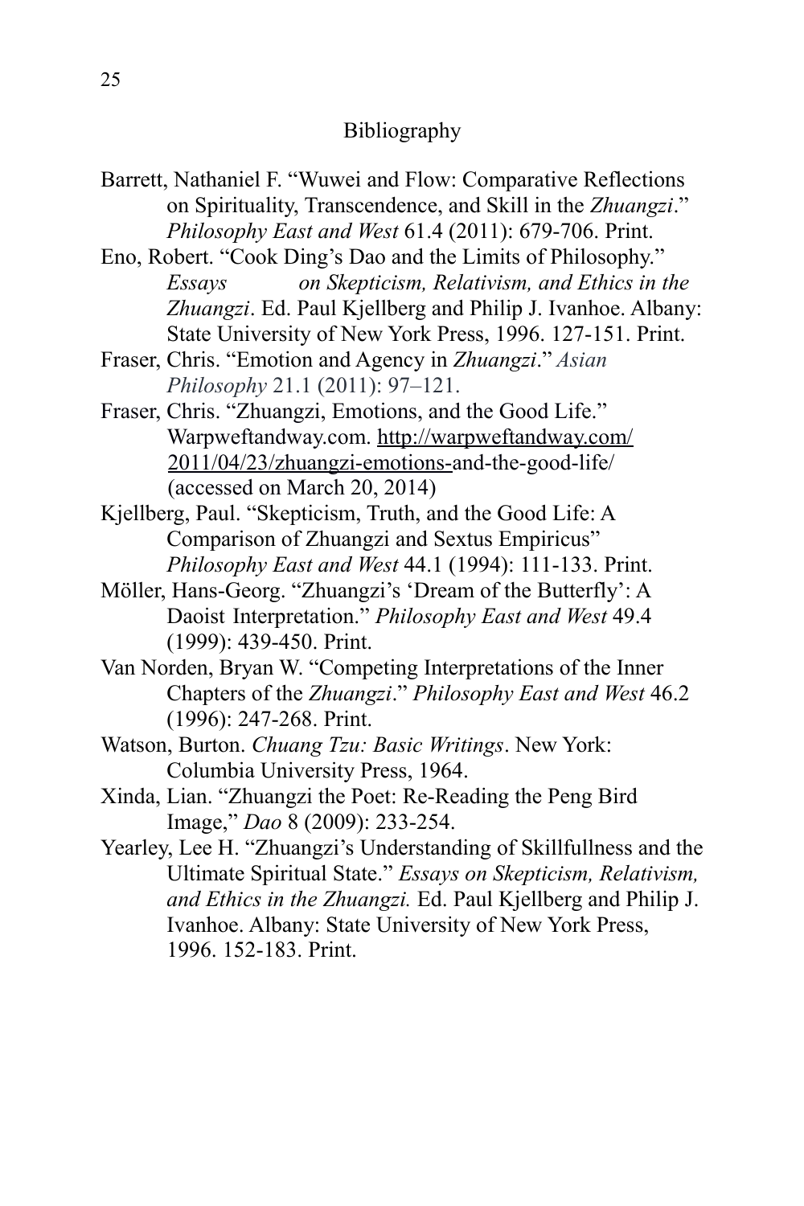# Bibliography

Barrett, Nathaniel F. "Wuwei and Flow: Comparative Reflections on Spirituality, Transcendence, and Skill in the *Zhuangzi*." *Philosophy East and West* 61.4 (2011): 679-706. Print.

Eno, Robert. "Cook Ding's Dao and the Limits of Philosophy." *Essays on Skepticism, Relativism, and Ethics in the Zhuangzi*. Ed. Paul Kjellberg and Philip J. Ivanhoe. Albany: State University of New York Press, 1996. 127-151. Print.

Fraser, Chris. "Emotion and Agency in *Zhuangzi*." *Asian Philosophy* 21.1 (2011): 97–121.

Fraser, Chris. "Zhuangzi, Emotions, and the Good Life." Warpweftandway.com. http://warpweftandway.com/2011/04/23/zhuangzi-emotions-and-the-good-life/ (accessed on March 20, 2014)

Kjellberg, Paul. "Skepticism, Truth, and the Good Life: A Comparison of Zhuangzi and Sextus Empiricus" *Philosophy East and West* 44.1 (1994): 111-133. Print.

Möller, Hans-Georg. "Zhuangzi's 'Dream of the Butterfly': A Daoist Interpretation." *Philosophy East and West* 49.4 (1999): 439-450. Print.

Van Norden, Bryan W. "Competing Interpretations of the Inner Chapters of the *Zhuangzi*." *Philosophy East and West* 46.2 (1996): 247-268. Print.

Watson, Burton. *Chuang Tzu: Basic Writings*. New York: Columbia University Press, 1964.

Xinda, Lian. "Zhuangzi the Poet: Re-Reading the Peng Bird Image," *Dao* 8 (2009): 233-254.

Yearley, Lee H. "Zhuangzi's Understanding of Skillfullness and the Ultimate Spiritual State." *Essays on Skepticism, Relativism, and Ethics in the Zhuangzi.* Ed. Paul Kjellberg and Philip J. Ivanhoe. Albany: State University of New York Press, 1996. 152-183. Print.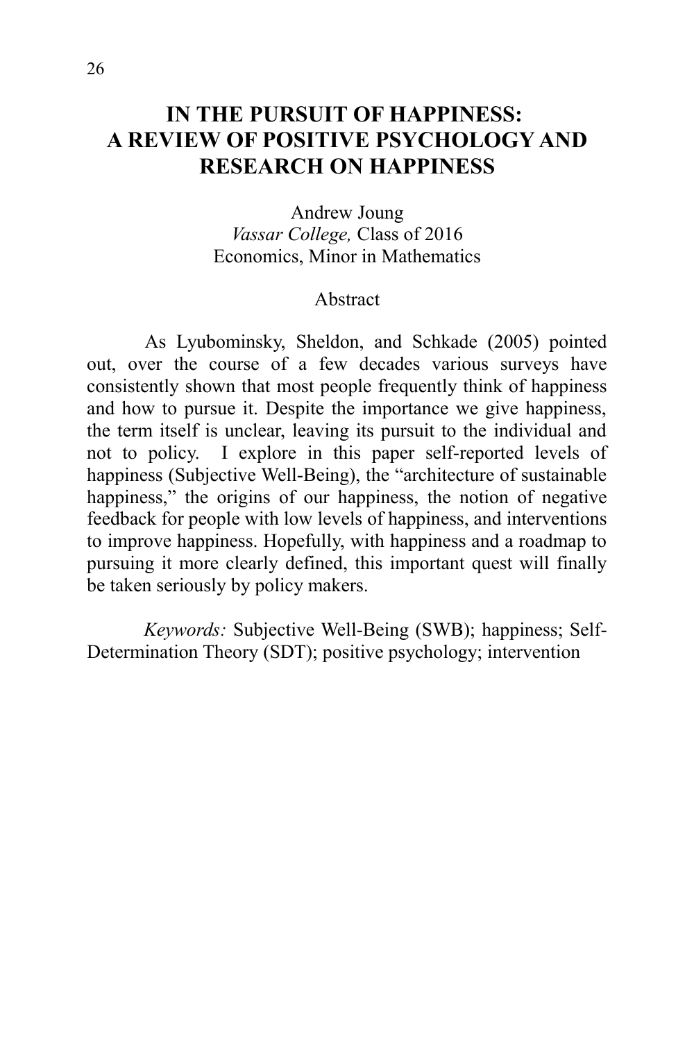# IN THE PURSUIT OF HAPPINESS: A REVIEW OF POSITIVE PSYCHOLOGY AND RESEARCH ON HAPPINESS

Andrew Joung
*Vassar College,* Class of 2016
Economics, Minor in Mathematics

## Abstract

As Lyubominsky, Sheldon, and Schkade (2005) pointed out, over the course of a few decades various surveys have consistently shown that most people frequently think of happiness and how to pursue it. Despite the importance we give happiness, the term itself is unclear, leaving its pursuit to the individual and not to policy. I explore in this paper self-reported levels of happiness (Subjective Well-Being), the "architecture of sustainable happiness," the origins of our happiness, the notion of negative feedback for people with low levels of happiness, and interventions to improve happiness. Hopefully, with happiness and a roadmap to pursuing it more clearly defined, this important quest will finally be taken seriously by policy makers.

*Keywords:* Subjective Well-Being (SWB); happiness; Self-Determination Theory (SDT); positive psychology; intervention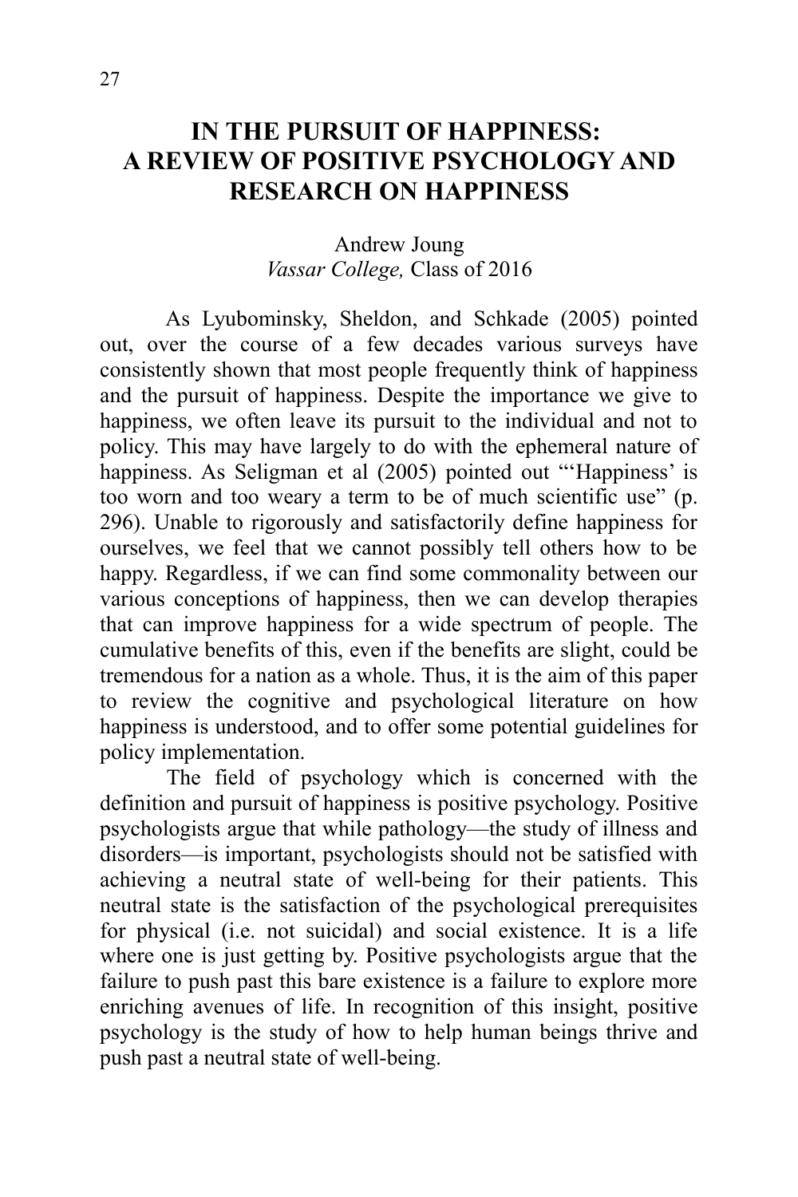# IN THE PURSUIT OF HAPPINESS: A REVIEW OF POSITIVE PSYCHOLOGY AND RESEARCH ON HAPPINESS

Andrew Joung
*Vassar College,* Class of 2016

As Lyubominsky, Sheldon, and Schkade (2005) pointed out, over the course of a few decades various surveys have consistently shown that most people frequently think of happiness and the pursuit of happiness. Despite the importance we give to happiness, we often leave its pursuit to the individual and not to policy. This may have largely to do with the ephemeral nature of happiness. As Seligman et al (2005) pointed out "'Happiness' is too worn and too weary a term to be of much scientific use" (p. 296). Unable to rigorously and satisfactorily define happiness for ourselves, we feel that we cannot possibly tell others how to be happy. Regardless, if we can find some commonality between our various conceptions of happiness, then we can develop therapies that can improve happiness for a wide spectrum of people. The cumulative benefits of this, even if the benefits are slight, could be tremendous for a nation as a whole. Thus, it is the aim of this paper to review the cognitive and psychological literature on how happiness is understood, and to offer some potential guidelines for policy implementation.

The field of psychology which is concerned with the definition and pursuit of happiness is positive psychology. Positive psychologists argue that while pathology—the study of illness and disorders—is important, psychologists should not be satisfied with achieving a neutral state of well-being for their patients. This neutral state is the satisfaction of the psychological prerequisites for physical (i.e. not suicidal) and social existence. It is a life where one is just getting by. Positive psychologists argue that the failure to push past this bare existence is a failure to explore more enriching avenues of life. In recognition of this insight, positive psychology is the study of how to help human beings thrive and push past a neutral state of well-being.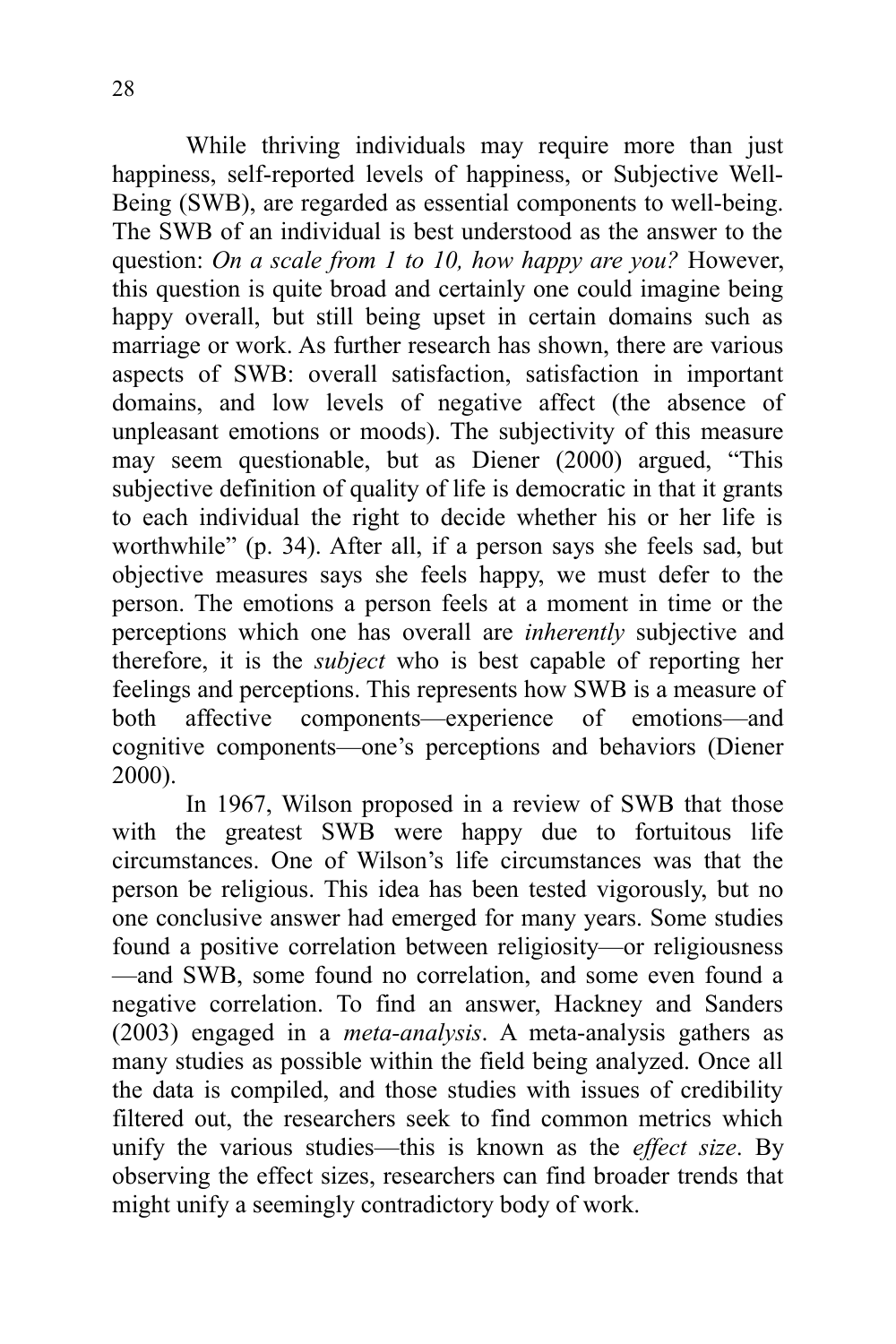While thriving individuals may require more than just happiness, self-reported levels of happiness, or Subjective Well-Being (SWB), are regarded as essential components to well-being. The SWB of an individual is best understood as the answer to the question: *On a scale from 1 to 10, how happy are you?* However, this question is quite broad and certainly one could imagine being happy overall, but still being upset in certain domains such as marriage or work. As further research has shown, there are various aspects of SWB: overall satisfaction, satisfaction in important domains, and low levels of negative affect (the absence of unpleasant emotions or moods). The subjectivity of this measure may seem questionable, but as Diener (2000) argued, "This subjective definition of quality of life is democratic in that it grants to each individual the right to decide whether his or her life is worthwhile" (p. 34). After all, if a person says she feels sad, but objective measures says she feels happy, we must defer to the person. The emotions a person feels at a moment in time or the perceptions which one has overall are *inherently* subjective and therefore, it is the *subject* who is best capable of reporting her feelings and perceptions. This represents how SWB is a measure of both affective components—experience of emotions—and cognitive components—one's perceptions and behaviors (Diener 2000).

In 1967, Wilson proposed in a review of SWB that those with the greatest SWB were happy due to fortuitous life circumstances. One of Wilson's life circumstances was that the person be religious. This idea has been tested vigorously, but no one conclusive answer had emerged for many years. Some studies found a positive correlation between religiosity—or religiousness—and SWB, some found no correlation, and some even found a negative correlation. To find an answer, Hackney and Sanders (2003) engaged in a *meta-analysis*. A meta-analysis gathers as many studies as possible within the field being analyzed. Once all the data is compiled, and those studies with issues of credibility filtered out, the researchers seek to find common metrics which unify the various studies—this is known as the *effect size*. By observing the effect sizes, researchers can find broader trends that might unify a seemingly contradictory body of work.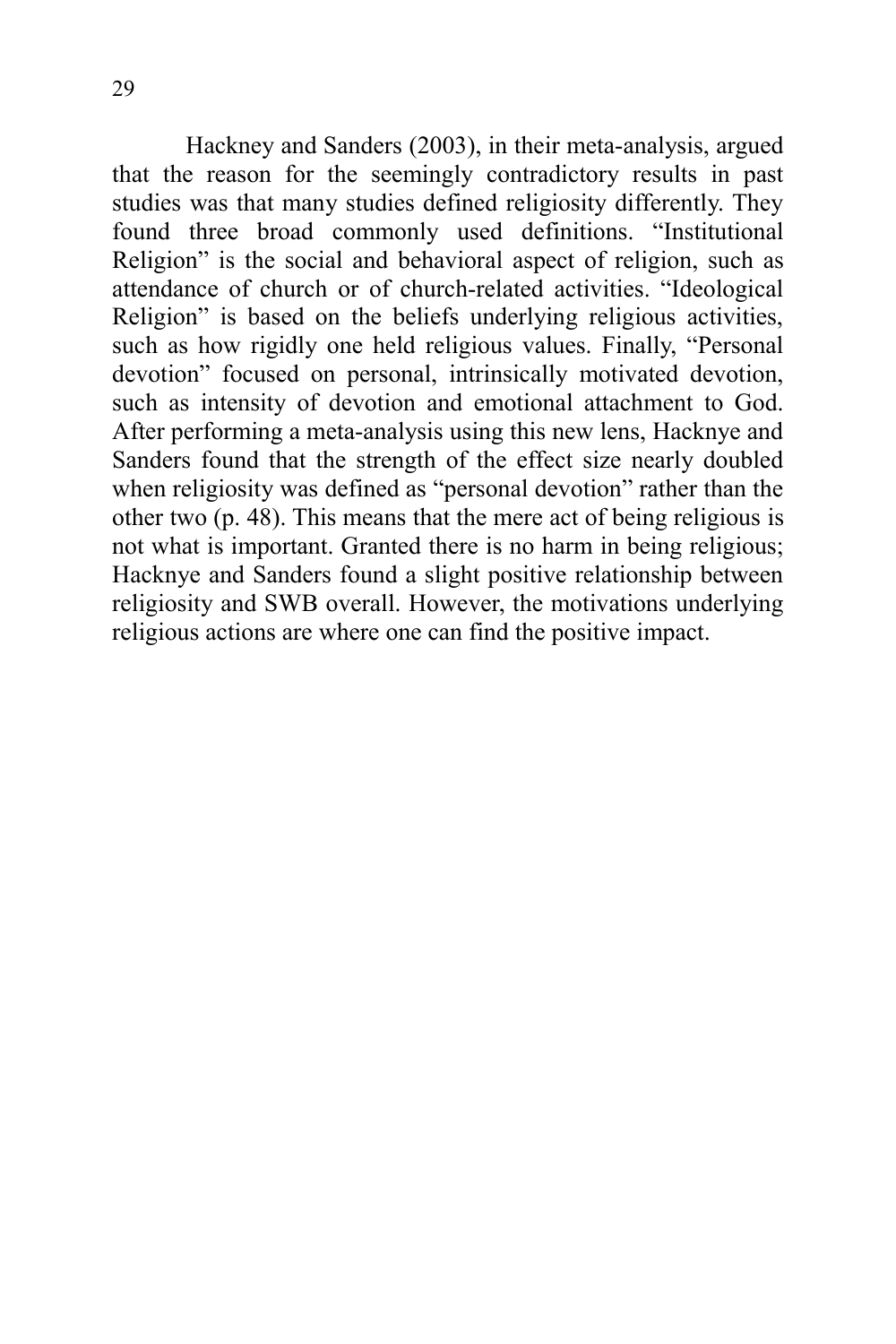Hackney and Sanders (2003), in their meta-analysis, argued that the reason for the seemingly contradictory results in past studies was that many studies defined religiosity differently. They found three broad commonly used definitions. "Institutional Religion" is the social and behavioral aspect of religion, such as attendance of church or of church-related activities. "Ideological Religion" is based on the beliefs underlying religious activities, such as how rigidly one held religious values. Finally, "Personal devotion" focused on personal, intrinsically motivated devotion, such as intensity of devotion and emotional attachment to God. After performing a meta-analysis using this new lens, Hacknye and Sanders found that the strength of the effect size nearly doubled when religiosity was defined as "personal devotion" rather than the other two (p. 48). This means that the mere act of being religious is not what is important. Granted there is no harm in being religious; Hacknye and Sanders found a slight positive relationship between religiosity and SWB overall. However, the motivations underlying religious actions are where one can find the positive impact.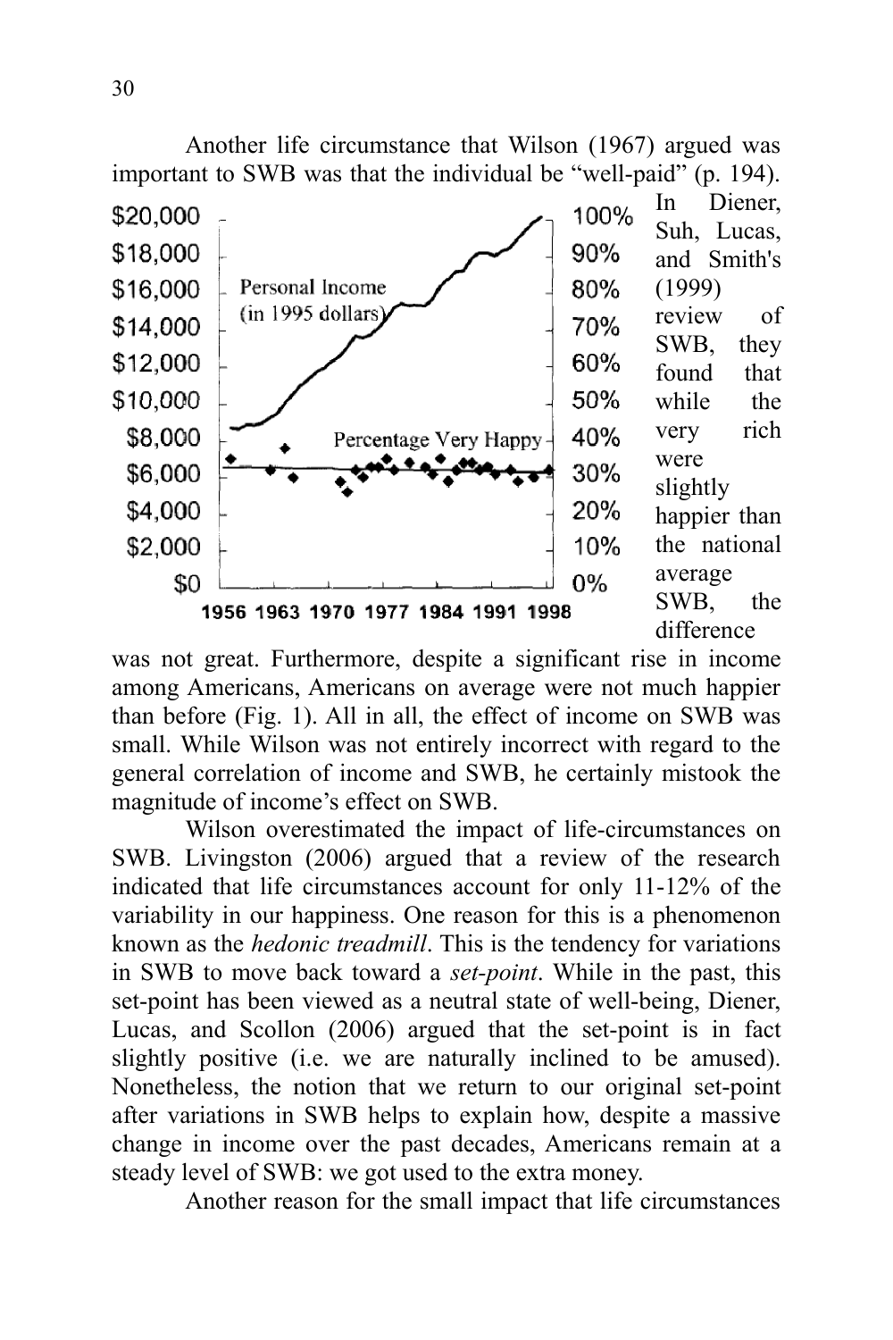Another life circumstance that Wilson (1967) argued was important to SWB was that the individual be "well-paid" (p. 194). In Diener, Suh, Lucas, and Smith's (1999) review of SWB, they found that while the very rich were slightly happier than the national average SWB, the difference was not great. Furthermore, despite a significant rise in income among Americans, Americans on average were not much happier than before (Fig. 1). All in all, the effect of income on SWB was small. While Wilson was not entirely incorrect with regard to the general correlation of income and SWB, he certainly mistook the magnitude of income's effect on SWB.

Wilson overestimated the impact of life-circumstances on SWB. Livingston (2006) argued that a review of the research indicated that life circumstances account for only 11-12% of the variability in our happiness. One reason for this is a phenomenon known as the *hedonic treadmill*. This is the tendency for variations in SWB to move back toward a *set-point*. While in the past, this set-point has been viewed as a neutral state of well-being, Diener, Lucas, and Scollon (2006) argued that the set-point is in fact slightly positive (i.e. we are naturally inclined to be amused). Nonetheless, the notion that we return to our original set-point after variations in SWB helps to explain how, despite a massive change in income over the past decades, Americans remain at a steady level of SWB: we got used to the extra money.

Another reason for the small impact that life circumstances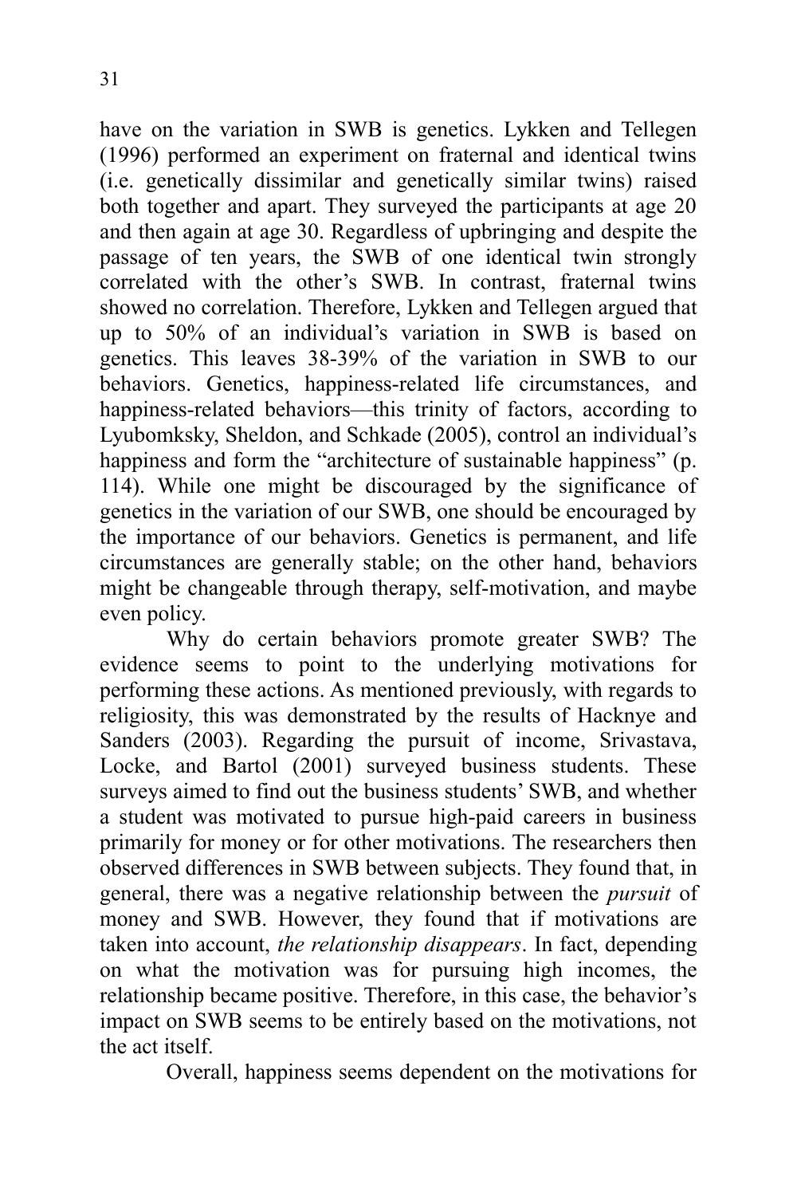have on the variation in SWB is genetics. Lykken and Tellegen (1996) performed an experiment on fraternal and identical twins (i.e. genetically dissimilar and genetically similar twins) raised both together and apart. They surveyed the participants at age 20 and then again at age 30. Regardless of upbringing and despite the passage of ten years, the SWB of one identical twin strongly correlated with the other's SWB. In contrast, fraternal twins showed no correlation. Therefore, Lykken and Tellegen argued that up to 50% of an individual's variation in SWB is based on genetics. This leaves 38-39% of the variation in SWB to our behaviors. Genetics, happiness-related life circumstances, and happiness-related behaviors—this trinity of factors, according to Lyubomksky, Sheldon, and Schkade (2005), control an individual's happiness and form the "architecture of sustainable happiness" (p. 114). While one might be discouraged by the significance of genetics in the variation of our SWB, one should be encouraged by the importance of our behaviors. Genetics is permanent, and life circumstances are generally stable; on the other hand, behaviors might be changeable through therapy, self-motivation, and maybe even policy.

Why do certain behaviors promote greater SWB? The evidence seems to point to the underlying motivations for performing these actions. As mentioned previously, with regards to religiosity, this was demonstrated by the results of Hacknye and Sanders (2003). Regarding the pursuit of income, Srivastava, Locke, and Bartol (2001) surveyed business students. These surveys aimed to find out the business students' SWB, and whether a student was motivated to pursue high-paid careers in business primarily for money or for other motivations. The researchers then observed differences in SWB between subjects. They found that, in general, there was a negative relationship between the *pursuit* of money and SWB. However, they found that if motivations are taken into account, *the relationship disappears*. In fact, depending on what the motivation was for pursuing high incomes, the relationship became positive. Therefore, in this case, the behavior's impact on SWB seems to be entirely based on the motivations, not the act itself.

Overall, happiness seems dependent on the motivations for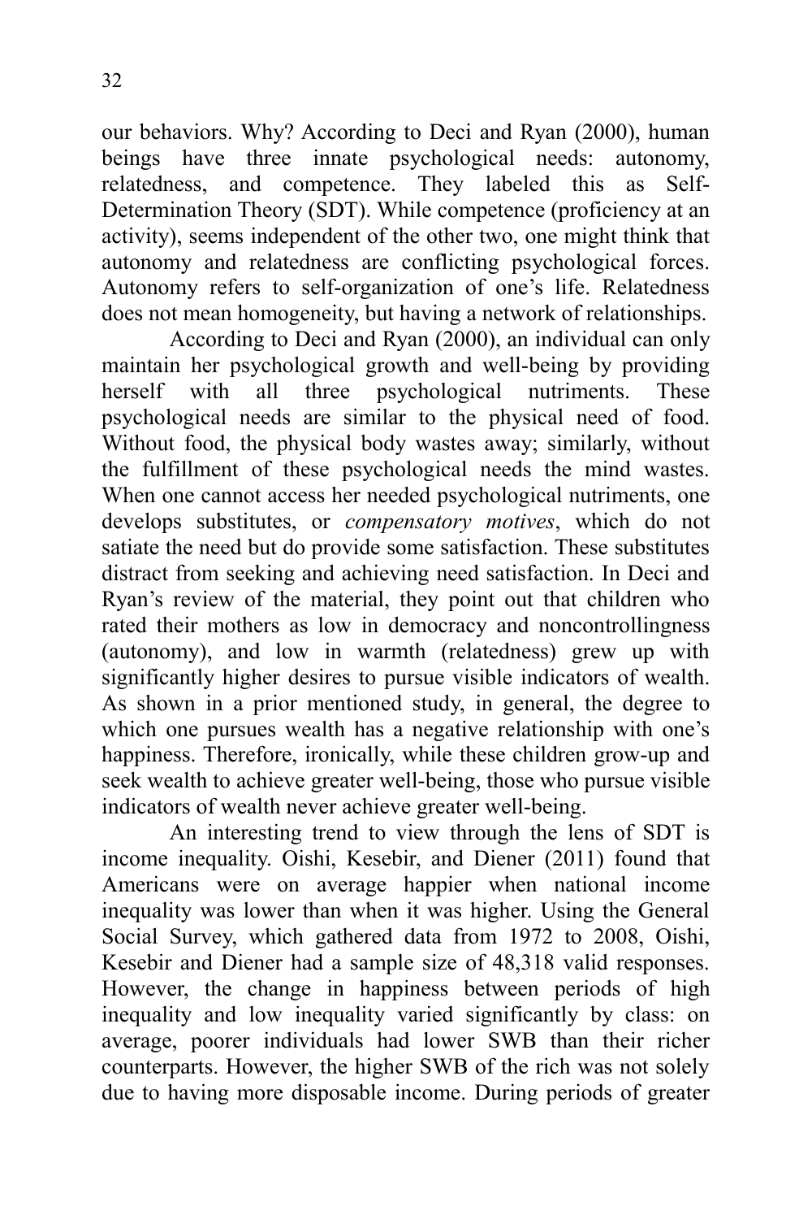our behaviors. Why? According to Deci and Ryan (2000), human beings have three innate psychological needs: autonomy, relatedness, and competence. They labeled this as Self-Determination Theory (SDT). While competence (proficiency at an activity), seems independent of the other two, one might think that autonomy and relatedness are conflicting psychological forces. Autonomy refers to self-organization of one's life. Relatedness does not mean homogeneity, but having a network of relationships.

According to Deci and Ryan (2000), an individual can only maintain her psychological growth and well-being by providing herself with all three psychological nutriments. These psychological needs are similar to the physical need of food. Without food, the physical body wastes away; similarly, without the fulfillment of these psychological needs the mind wastes. When one cannot access her needed psychological nutriments, one develops substitutes, or *compensatory motives*, which do not satiate the need but do provide some satisfaction. These substitutes distract from seeking and achieving need satisfaction. In Deci and Ryan's review of the material, they point out that children who rated their mothers as low in democracy and noncontrollingness (autonomy), and low in warmth (relatedness) grew up with significantly higher desires to pursue visible indicators of wealth. As shown in a prior mentioned study, in general, the degree to which one pursues wealth has a negative relationship with one's happiness. Therefore, ironically, while these children grow-up and seek wealth to achieve greater well-being, those who pursue visible indicators of wealth never achieve greater well-being.

An interesting trend to view through the lens of SDT is income inequality. Oishi, Kesebir, and Diener (2011) found that Americans were on average happier when national income inequality was lower than when it was higher. Using the General Social Survey, which gathered data from 1972 to 2008, Oishi, Kesebir and Diener had a sample size of 48,318 valid responses. However, the change in happiness between periods of high inequality and low inequality varied significantly by class: on average, poorer individuals had lower SWB than their richer counterparts. However, the higher SWB of the rich was not solely due to having more disposable income. During periods of greater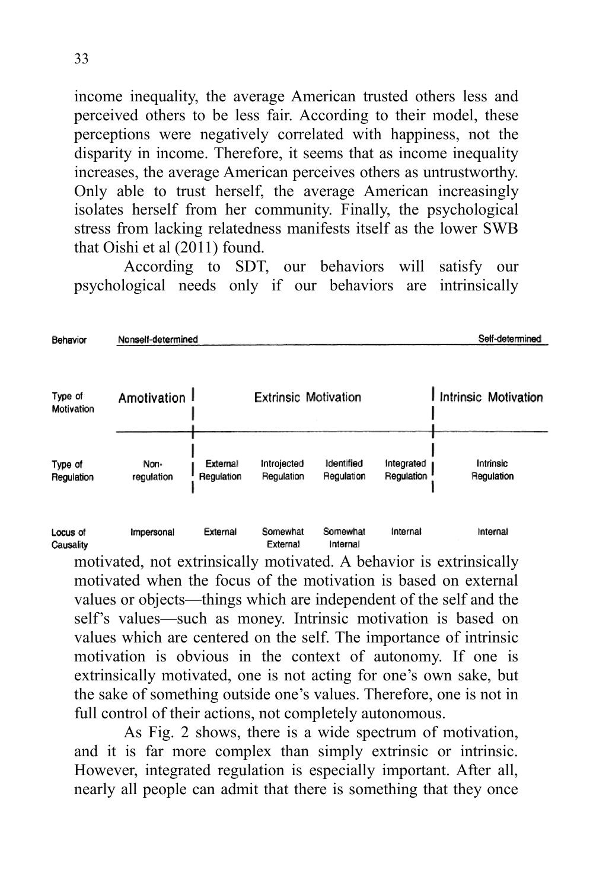income inequality, the average American trusted others less and perceived others to be less fair. According to their model, these perceptions were negatively correlated with happiness, not the disparity in income. Therefore, it seems that as income inequality increases, the average American perceives others as untrustworthy. Only able to trust herself, the average American increasingly isolates herself from her community. Finally, the psychological stress from lacking relatedness manifests itself as the lower SWB that Oishi et al (2011) found.

According to SDT, our behaviors will satisfy our psychological needs only if our behaviors are intrinsically

| Behavior | Nonself-determined | | | | | Self-determined |
|---|---|---|---|---|---|---|
| Type of Motivation | Amotivation | Extrinsic Motivation | | | | Intrinsic Motivation |
| Type of Regulation | Non-regulation | External Regulation | Introjected Regulation | Identified Regulation | Integrated Regulation | Intrinsic Regulation |
| Locus of Causality | Impersonal | External | Somewhat External | Somewhat Internal | Internal | Internal |

motivated, not extrinsically motivated. A behavior is extrinsically motivated when the focus of the motivation is based on external values or objects—things which are independent of the self and the self's values—such as money. Intrinsic motivation is based on values which are centered on the self. The importance of intrinsic motivation is obvious in the context of autonomy. If one is extrinsically motivated, one is not acting for one's own sake, but the sake of something outside one's values. Therefore, one is not in full control of their actions, not completely autonomous.

As Fig. 2 shows, there is a wide spectrum of motivation, and it is far more complex than simply extrinsic or intrinsic. However, integrated regulation is especially important. After all, nearly all people can admit that there is something that they once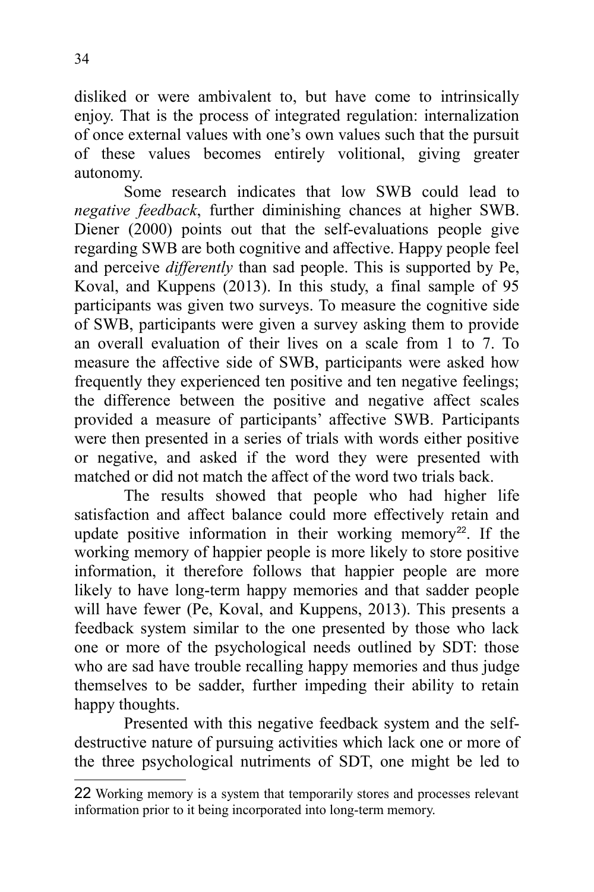disliked or were ambivalent to, but have come to intrinsically enjoy. That is the process of integrated regulation: internalization of once external values with one's own values such that the pursuit of these values becomes entirely volitional, giving greater autonomy.

Some research indicates that low SWB could lead to *negative feedback*, further diminishing chances at higher SWB. Diener (2000) points out that the self-evaluations people give regarding SWB are both cognitive and affective. Happy people feel and perceive *differently* than sad people. This is supported by Pe, Koval, and Kuppens (2013). In this study, a final sample of 95 participants was given two surveys. To measure the cognitive side of SWB, participants were given a survey asking them to provide an overall evaluation of their lives on a scale from 1 to 7. To measure the affective side of SWB, participants were asked how frequently they experienced ten positive and ten negative feelings; the difference between the positive and negative affect scales provided a measure of participants' affective SWB. Participants were then presented in a series of trials with words either positive or negative, and asked if the word they were presented with matched or did not match the affect of the word two trials back.

The results showed that people who had higher life satisfaction and affect balance could more effectively retain and update positive information in their working memory[22]. If the working memory of happier people is more likely to store positive information, it therefore follows that happier people are more likely to have long-term happy memories and that sadder people will have fewer (Pe, Koval, and Kuppens, 2013). This presents a feedback system similar to the one presented by those who lack one or more of the psychological needs outlined by SDT: those who are sad have trouble recalling happy memories and thus judge themselves to be sadder, further impeding their ability to retain happy thoughts.

Presented with this negative feedback system and the self-destructive nature of pursuing activities which lack one or more of the three psychological nutriments of SDT, one might be led to

---

22 Working memory is a system that temporarily stores and processes relevant information prior to it being incorporated into long-term memory.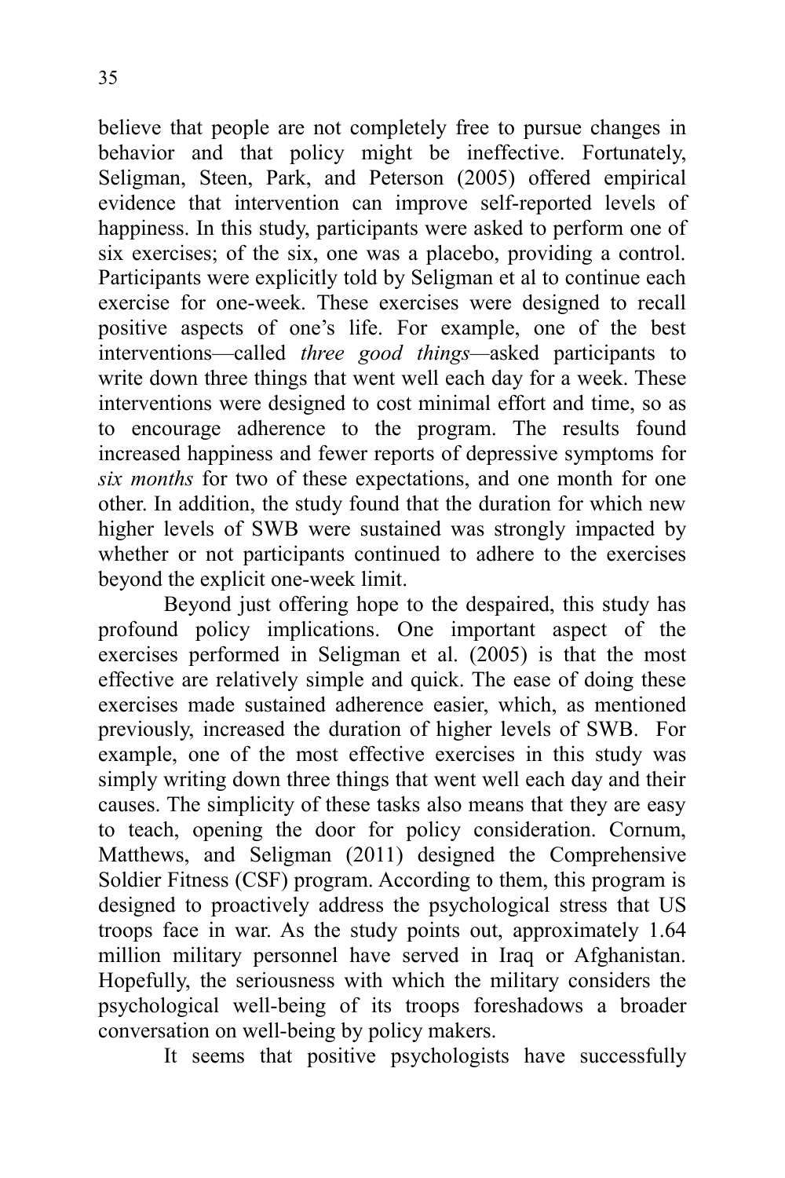believe that people are not completely free to pursue changes in behavior and that policy might be ineffective. Fortunately, Seligman, Steen, Park, and Peterson (2005) offered empirical evidence that intervention can improve self-reported levels of happiness. In this study, participants were asked to perform one of six exercises; of the six, one was a placebo, providing a control. Participants were explicitly told by Seligman et al to continue each exercise for one-week. These exercises were designed to recall positive aspects of one's life. For example, one of the best interventions—called *three good things*—asked participants to write down three things that went well each day for a week. These interventions were designed to cost minimal effort and time, so as to encourage adherence to the program. The results found increased happiness and fewer reports of depressive symptoms for *six months* for two of these expectations, and one month for one other. In addition, the study found that the duration for which new higher levels of SWB were sustained was strongly impacted by whether or not participants continued to adhere to the exercises beyond the explicit one-week limit.

Beyond just offering hope to the despaired, this study has profound policy implications. One important aspect of the exercises performed in Seligman et al. (2005) is that the most effective are relatively simple and quick. The ease of doing these exercises made sustained adherence easier, which, as mentioned previously, increased the duration of higher levels of SWB. For example, one of the most effective exercises in this study was simply writing down three things that went well each day and their causes. The simplicity of these tasks also means that they are easy to teach, opening the door for policy consideration. Cornum, Matthews, and Seligman (2011) designed the Comprehensive Soldier Fitness (CSF) program. According to them, this program is designed to proactively address the psychological stress that US troops face in war. As the study points out, approximately 1.64 million military personnel have served in Iraq or Afghanistan. Hopefully, the seriousness with which the military considers the psychological well-being of its troops foreshadows a broader conversation on well-being by policy makers.

It seems that positive psychologists have successfully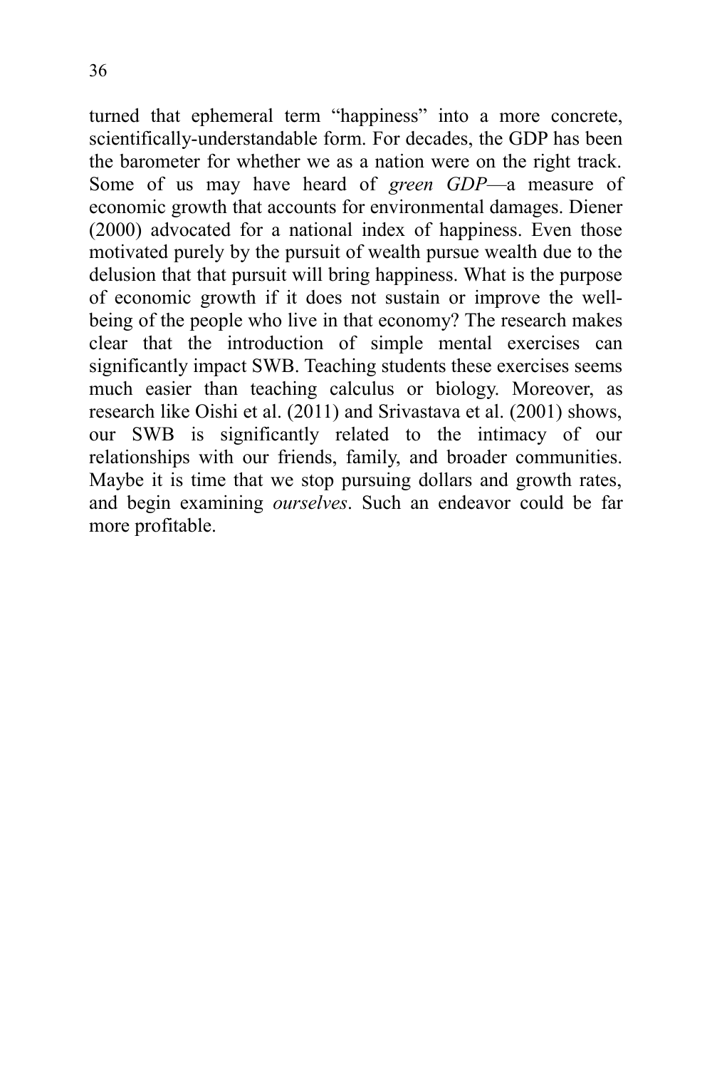turned that ephemeral term "happiness" into a more concrete, scientifically-understandable form. For decades, the GDP has been the barometer for whether we as a nation were on the right track. Some of us may have heard of *green GDP*—a measure of economic growth that accounts for environmental damages. Diener (2000) advocated for a national index of happiness. Even those motivated purely by the pursuit of wealth pursue wealth due to the delusion that that pursuit will bring happiness. What is the purpose of economic growth if it does not sustain or improve the well-being of the people who live in that economy? The research makes clear that the introduction of simple mental exercises can significantly impact SWB. Teaching students these exercises seems much easier than teaching calculus or biology. Moreover, as research like Oishi et al. (2011) and Srivastava et al. (2001) shows, our SWB is significantly related to the intimacy of our relationships with our friends, family, and broader communities. Maybe it is time that we stop pursuing dollars and growth rates, and begin examining *ourselves*. Such an endeavor could be far more profitable.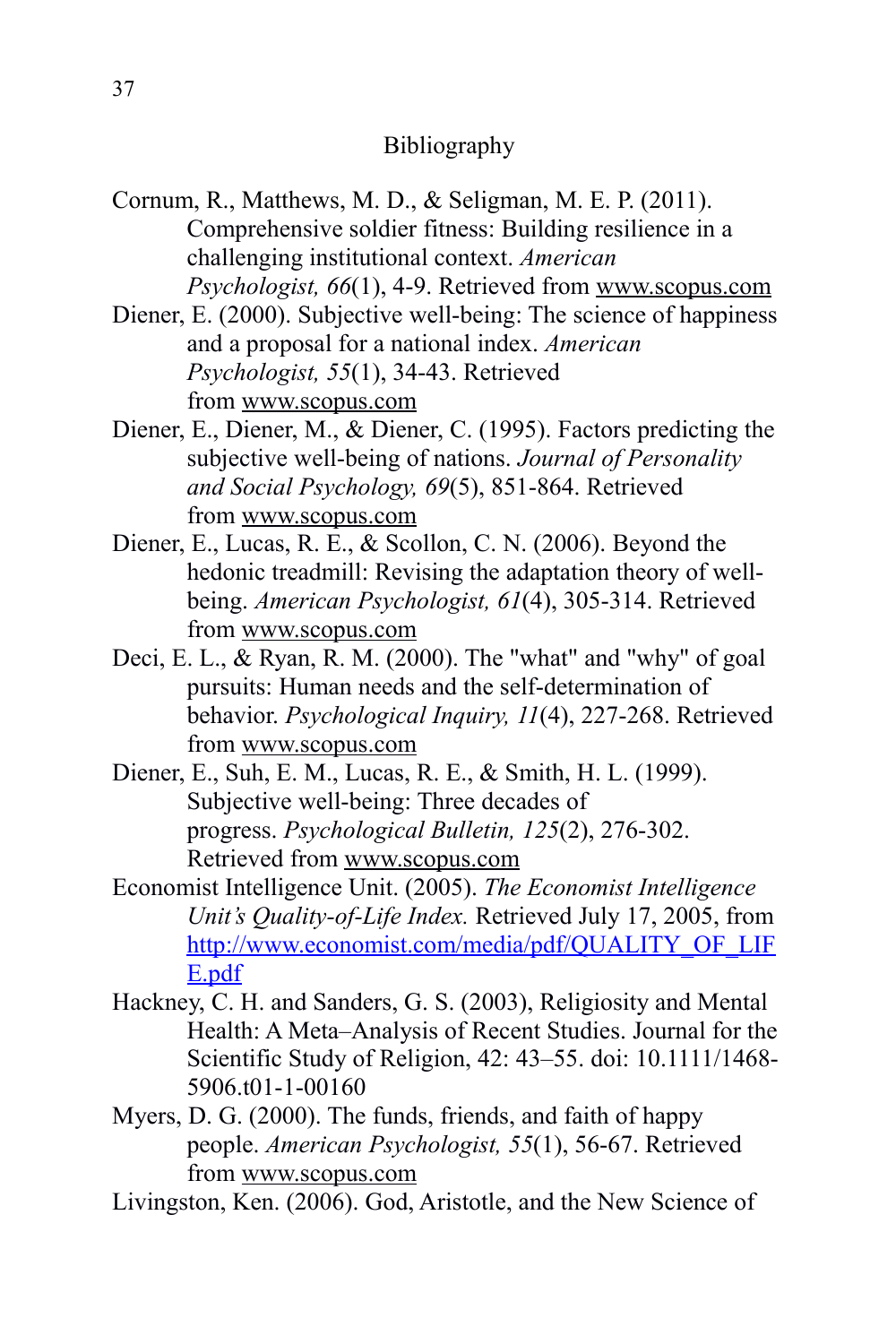## Bibliography

Cornum, R., Matthews, M. D., & Seligman, M. E. P. (2011). Comprehensive soldier fitness: Building resilience in a challenging institutional context. *American Psychologist, 66*(1), 4-9. Retrieved from www.scopus.com

Diener, E. (2000). Subjective well-being: The science of happiness and a proposal for a national index. *American Psychologist, 55*(1), 34-43. Retrieved from www.scopus.com

Diener, E., Diener, M., & Diener, C. (1995). Factors predicting the subjective well-being of nations. *Journal of Personality and Social Psychology, 69*(5), 851-864. Retrieved from www.scopus.com

Diener, E., Lucas, R. E., & Scollon, C. N. (2006). Beyond the hedonic treadmill: Revising the adaptation theory of well-being. *American Psychologist, 61*(4), 305-314. Retrieved from www.scopus.com

Deci, E. L., & Ryan, R. M. (2000). The "what" and "why" of goal pursuits: Human needs and the self-determination of behavior. *Psychological Inquiry, 11*(4), 227-268. Retrieved from www.scopus.com

Diener, E., Suh, E. M., Lucas, R. E., & Smith, H. L. (1999). Subjective well-being: Three decades of progress. *Psychological Bulletin, 125*(2), 276-302. Retrieved from www.scopus.com

Economist Intelligence Unit. (2005). *The Economist Intelligence Unit's Quality-of-Life Index.* Retrieved July 17, 2005, from http://www.economist.com/media/pdf/QUALITY_OF_LIFE.pdf

Hackney, C. H. and Sanders, G. S. (2003), Religiosity and Mental Health: A Meta–Analysis of Recent Studies. Journal for the Scientific Study of Religion, 42: 43–55. doi: 10.1111/1468-5906.t01-1-00160

Myers, D. G. (2000). The funds, friends, and faith of happy people. *American Psychologist, 55*(1), 56-67. Retrieved from www.scopus.com

Livingston, Ken. (2006). God, Aristotle, and the New Science of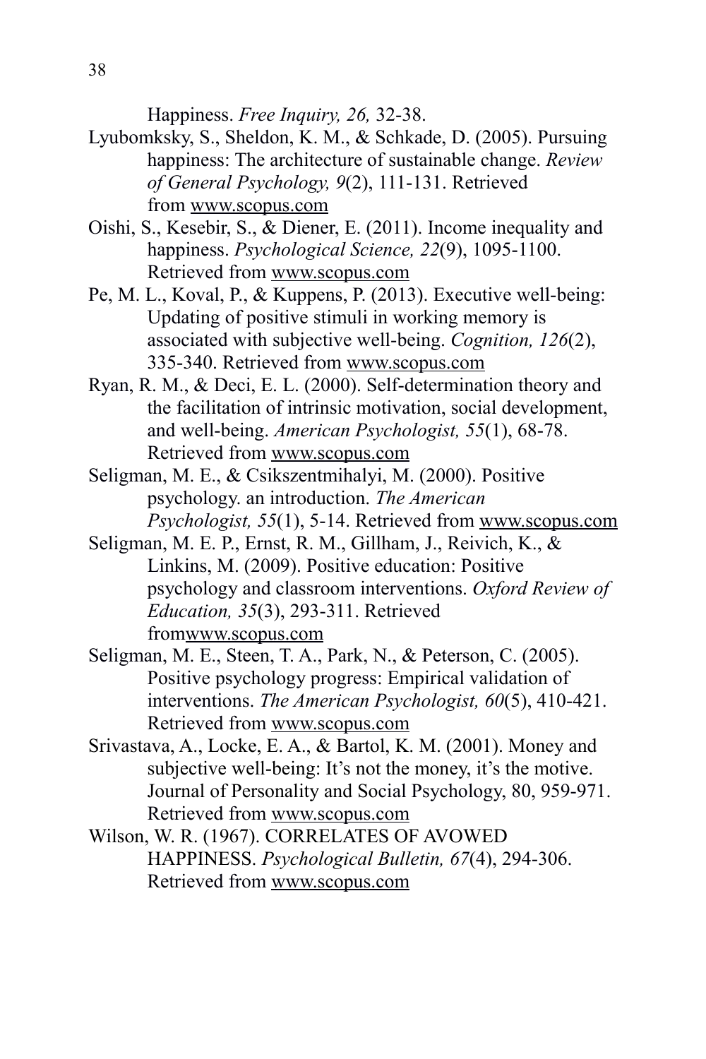Happiness. *Free Inquiry, 26,* 32-38.

Lyubomksky, S., Sheldon, K. M., & Schkade, D. (2005). Pursuing happiness: The architecture of sustainable change. *Review of General Psychology, 9*(2), 111-131. Retrieved from www.scopus.com

Oishi, S., Kesebir, S., & Diener, E. (2011). Income inequality and happiness. *Psychological Science, 22*(9), 1095-1100. Retrieved from www.scopus.com

Pe, M. L., Koval, P., & Kuppens, P. (2013). Executive well-being: Updating of positive stimuli in working memory is associated with subjective well-being. *Cognition, 126*(2), 335-340. Retrieved from www.scopus.com

Ryan, R. M., & Deci, E. L. (2000). Self-determination theory and the facilitation of intrinsic motivation, social development, and well-being. *American Psychologist, 55*(1), 68-78. Retrieved from www.scopus.com

Seligman, M. E., & Csikszentmihalyi, M. (2000). Positive psychology. an introduction. *The American Psychologist, 55*(1), 5-14. Retrieved from www.scopus.com

Seligman, M. E. P., Ernst, R. M., Gillham, J., Reivich, K., & Linkins, M. (2009). Positive education: Positive psychology and classroom interventions. *Oxford Review of Education, 35*(3), 293-311. Retrieved fromwww.scopus.com

Seligman, M. E., Steen, T. A., Park, N., & Peterson, C. (2005). Positive psychology progress: Empirical validation of interventions. *The American Psychologist, 60*(5), 410-421. Retrieved from www.scopus.com

Srivastava, A., Locke, E. A., & Bartol, K. M. (2001). Money and subjective well-being: It's not the money, it's the motive. Journal of Personality and Social Psychology, 80, 959-971. Retrieved from www.scopus.com

Wilson, W. R. (1967). CORRELATES OF AVOWED HAPPINESS. *Psychological Bulletin, 67*(4), 294-306. Retrieved from www.scopus.com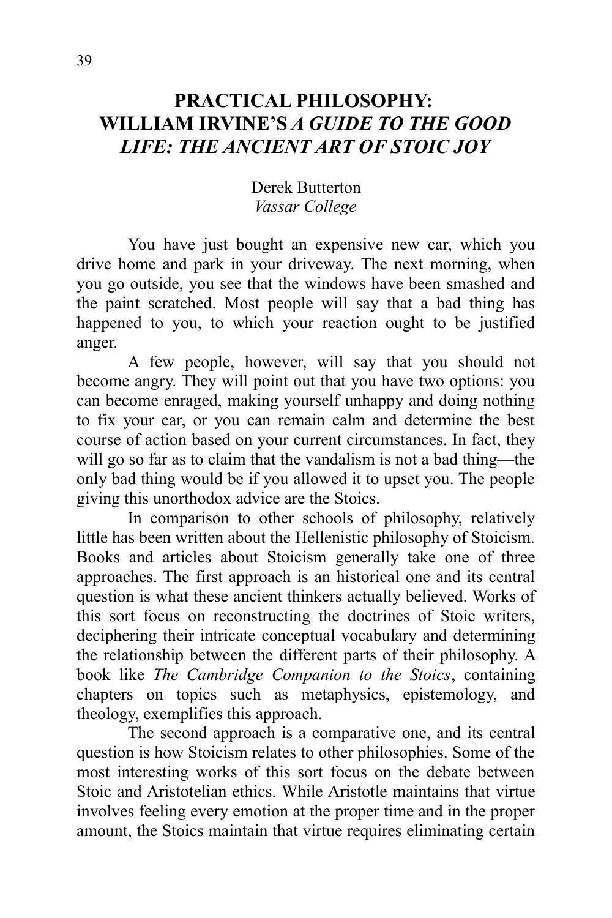# PRACTICAL PHILOSOPHY: WILLIAM IRVINE'S *A GUIDE TO THE GOOD LIFE: THE ANCIENT ART OF STOIC JOY*

Derek Butterton
*Vassar College*

You have just bought an expensive new car, which you drive home and park in your driveway. The next morning, when you go outside, you see that the windows have been smashed and the paint scratched. Most people will say that a bad thing has happened to you, to which your reaction ought to be justified anger.

A few people, however, will say that you should not become angry. They will point out that you have two options: you can become enraged, making yourself unhappy and doing nothing to fix your car, or you can remain calm and determine the best course of action based on your current circumstances. In fact, they will go so far as to claim that the vandalism is not a bad thing—the only bad thing would be if you allowed it to upset you. The people giving this unorthodox advice are the Stoics.

In comparison to other schools of philosophy, relatively little has been written about the Hellenistic philosophy of Stoicism. Books and articles about Stoicism generally take one of three approaches. The first approach is an historical one and its central question is what these ancient thinkers actually believed. Works of this sort focus on reconstructing the doctrines of Stoic writers, deciphering their intricate conceptual vocabulary and determining the relationship between the different parts of their philosophy. A book like *The Cambridge Companion to the Stoics*, containing chapters on topics such as metaphysics, epistemology, and theology, exemplifies this approach.

The second approach is a comparative one, and its central question is how Stoicism relates to other philosophies. Some of the most interesting works of this sort focus on the debate between Stoic and Aristotelian ethics. While Aristotle maintains that virtue involves feeling every emotion at the proper time and in the proper amount, the Stoics maintain that virtue requires eliminating certain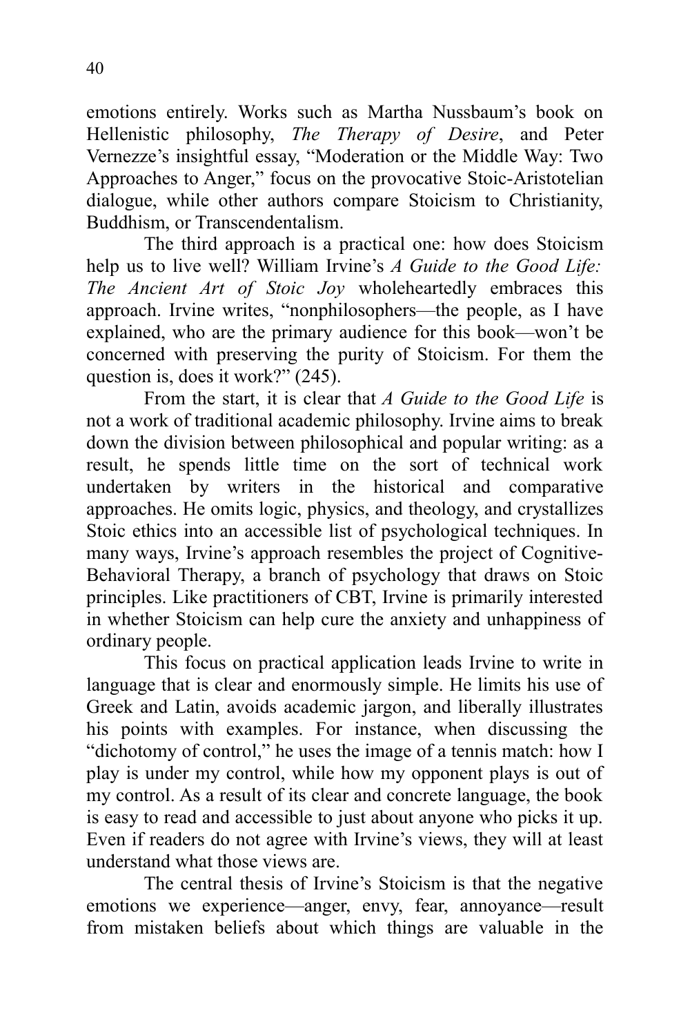emotions entirely. Works such as Martha Nussbaum's book on Hellenistic philosophy, *The Therapy of Desire*, and Peter Vernezze's insightful essay, "Moderation or the Middle Way: Two Approaches to Anger," focus on the provocative Stoic-Aristotelian dialogue, while other authors compare Stoicism to Christianity, Buddhism, or Transcendentalism.

The third approach is a practical one: how does Stoicism help us to live well? William Irvine's *A Guide to the Good Life: The Ancient Art of Stoic Joy* wholeheartedly embraces this approach. Irvine writes, "nonphilosophers—the people, as I have explained, who are the primary audience for this book—won't be concerned with preserving the purity of Stoicism. For them the question is, does it work?" (245).

From the start, it is clear that *A Guide to the Good Life* is not a work of traditional academic philosophy. Irvine aims to break down the division between philosophical and popular writing: as a result, he spends little time on the sort of technical work undertaken by writers in the historical and comparative approaches. He omits logic, physics, and theology, and crystallizes Stoic ethics into an accessible list of psychological techniques. In many ways, Irvine's approach resembles the project of Cognitive-Behavioral Therapy, a branch of psychology that draws on Stoic principles. Like practitioners of CBT, Irvine is primarily interested in whether Stoicism can help cure the anxiety and unhappiness of ordinary people.

This focus on practical application leads Irvine to write in language that is clear and enormously simple. He limits his use of Greek and Latin, avoids academic jargon, and liberally illustrates his points with examples. For instance, when discussing the "dichotomy of control," he uses the image of a tennis match: how I play is under my control, while how my opponent plays is out of my control. As a result of its clear and concrete language, the book is easy to read and accessible to just about anyone who picks it up. Even if readers do not agree with Irvine's views, they will at least understand what those views are.

The central thesis of Irvine's Stoicism is that the negative emotions we experience—anger, envy, fear, annoyance—result from mistaken beliefs about which things are valuable in the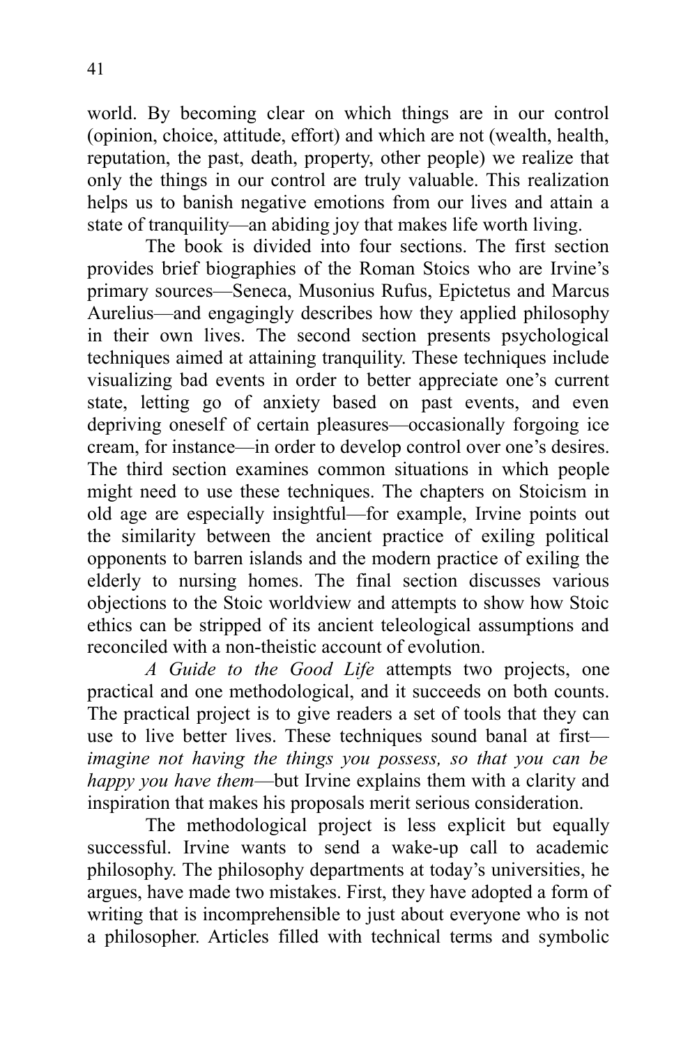world. By becoming clear on which things are in our control (opinion, choice, attitude, effort) and which are not (wealth, health, reputation, the past, death, property, other people) we realize that only the things in our control are truly valuable. This realization helps us to banish negative emotions from our lives and attain a state of tranquility—an abiding joy that makes life worth living.

The book is divided into four sections. The first section provides brief biographies of the Roman Stoics who are Irvine's primary sources—Seneca, Musonius Rufus, Epictetus and Marcus Aurelius—and engagingly describes how they applied philosophy in their own lives. The second section presents psychological techniques aimed at attaining tranquility. These techniques include visualizing bad events in order to better appreciate one's current state, letting go of anxiety based on past events, and even depriving oneself of certain pleasures—occasionally forgoing ice cream, for instance—in order to develop control over one's desires. The third section examines common situations in which people might need to use these techniques. The chapters on Stoicism in old age are especially insightful—for example, Irvine points out the similarity between the ancient practice of exiling political opponents to barren islands and the modern practice of exiling the elderly to nursing homes. The final section discusses various objections to the Stoic worldview and attempts to show how Stoic ethics can be stripped of its ancient teleological assumptions and reconciled with a non-theistic account of evolution.

*A Guide to the Good Life* attempts two projects, one practical and one methodological, and it succeeds on both counts. The practical project is to give readers a set of tools that they can use to live better lives. These techniques sound banal at first—*imagine not having the things you possess, so that you can be happy you have them*—but Irvine explains them with a clarity and inspiration that makes his proposals merit serious consideration.

The methodological project is less explicit but equally successful. Irvine wants to send a wake-up call to academic philosophy. The philosophy departments at today's universities, he argues, have made two mistakes. First, they have adopted a form of writing that is incomprehensible to just about everyone who is not a philosopher. Articles filled with technical terms and symbolic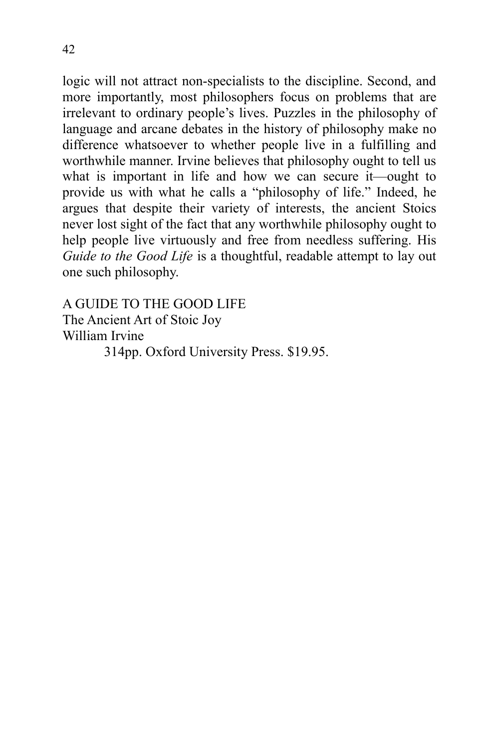logic will not attract non-specialists to the discipline. Second, and more importantly, most philosophers focus on problems that are irrelevant to ordinary people's lives. Puzzles in the philosophy of language and arcane debates in the history of philosophy make no difference whatsoever to whether people live in a fulfilling and worthwhile manner. Irvine believes that philosophy ought to tell us what is important in life and how we can secure it—ought to provide us with what he calls a "philosophy of life." Indeed, he argues that despite their variety of interests, the ancient Stoics never lost sight of the fact that any worthwhile philosophy ought to help people live virtuously and free from needless suffering. His *Guide to the Good Life* is a thoughtful, readable attempt to lay out one such philosophy.

A GUIDE TO THE GOOD LIFE
The Ancient Art of Stoic Joy
William Irvine
314pp. Oxford University Press. $19.95.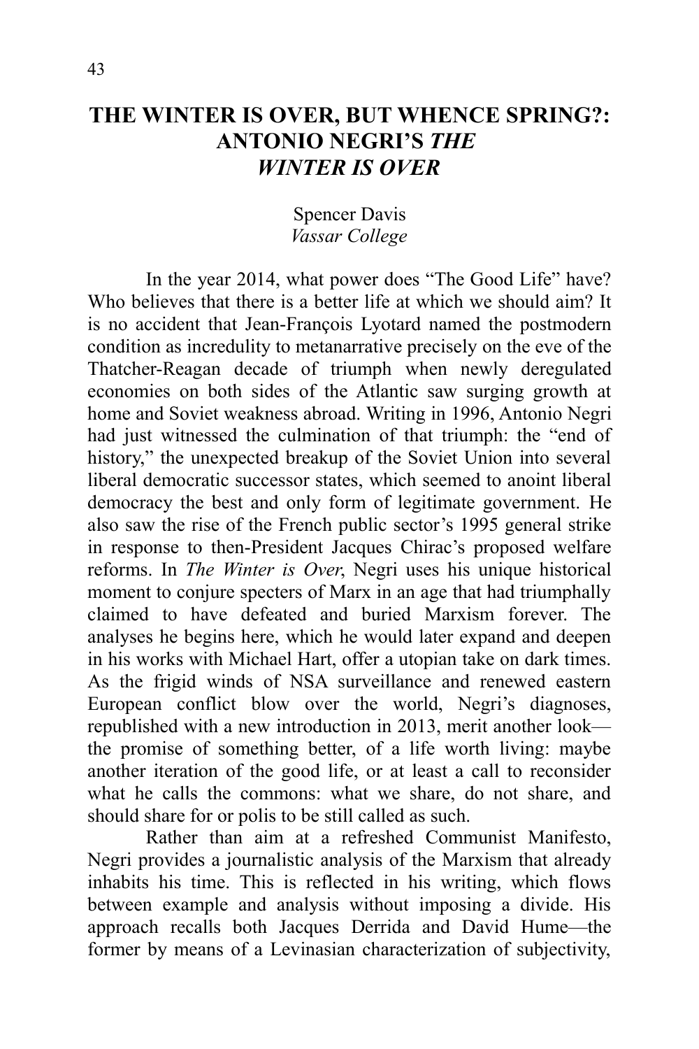# THE WINTER IS OVER, BUT WHENCE SPRING?: ANTONIO NEGRI'S *THE WINTER IS OVER*

Spencer Davis
*Vassar College*

In the year 2014, what power does "The Good Life" have? Who believes that there is a better life at which we should aim? It is no accident that Jean-François Lyotard named the postmodern condition as incredulity to metanarrative precisely on the eve of the Thatcher-Reagan decade of triumph when newly deregulated economies on both sides of the Atlantic saw surging growth at home and Soviet weakness abroad. Writing in 1996, Antonio Negri had just witnessed the culmination of that triumph: the "end of history," the unexpected breakup of the Soviet Union into several liberal democratic successor states, which seemed to anoint liberal democracy the best and only form of legitimate government. He also saw the rise of the French public sector's 1995 general strike in response to then-President Jacques Chirac's proposed welfare reforms. In *The Winter is Over*, Negri uses his unique historical moment to conjure specters of Marx in an age that had triumphally claimed to have defeated and buried Marxism forever. The analyses he begins here, which he would later expand and deepen in his works with Michael Hart, offer a utopian take on dark times. As the frigid winds of NSA surveillance and renewed eastern European conflict blow over the world, Negri's diagnoses, republished with a new introduction in 2013, merit another look—the promise of something better, of a life worth living: maybe another iteration of the good life, or at least a call to reconsider what he calls the commons: what we share, do not share, and should share for or polis to be still called as such.

Rather than aim at a refreshed Communist Manifesto, Negri provides a journalistic analysis of the Marxism that already inhabits his time. This is reflected in his writing, which flows between example and analysis without imposing a divide. His approach recalls both Jacques Derrida and David Hume—the former by means of a Levinasian characterization of subjectivity,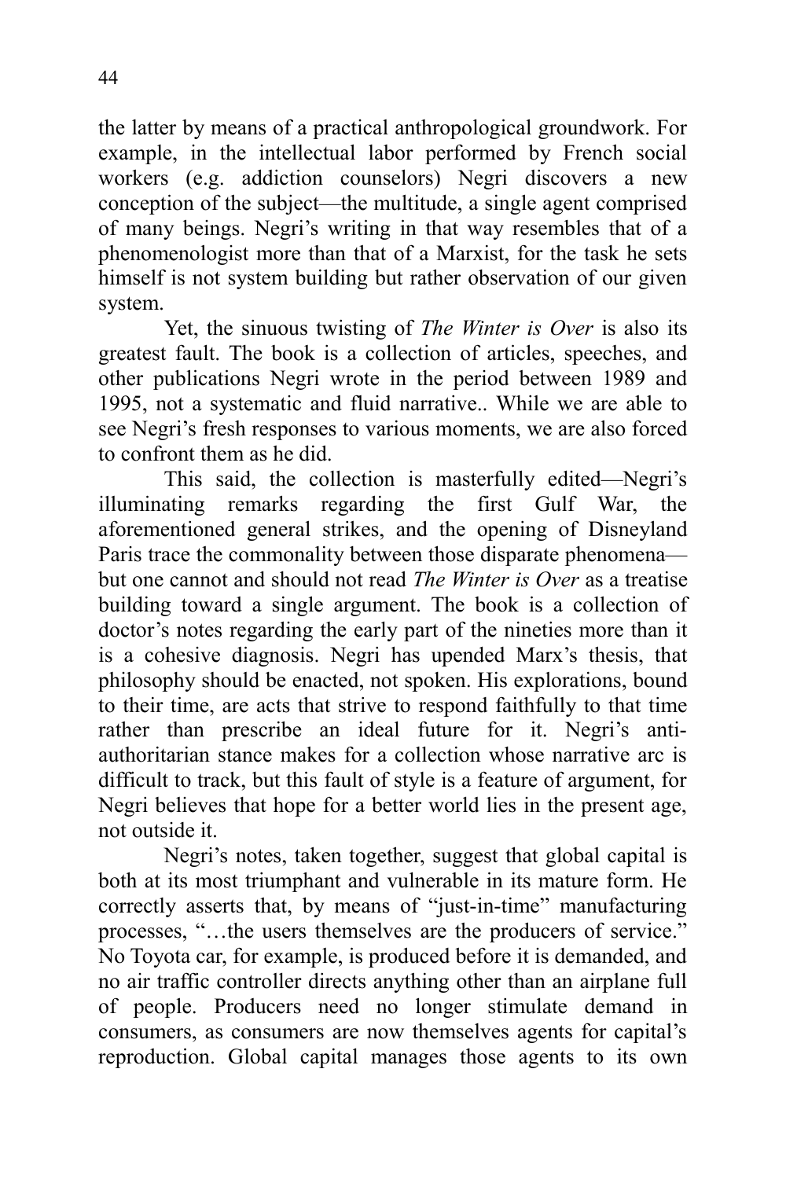the latter by means of a practical anthropological groundwork. For example, in the intellectual labor performed by French social workers (e.g. addiction counselors) Negri discovers a new conception of the subject—the multitude, a single agent comprised of many beings. Negri's writing in that way resembles that of a phenomenologist more than that of a Marxist, for the task he sets himself is not system building but rather observation of our given system.

Yet, the sinuous twisting of *The Winter is Over* is also its greatest fault. The book is a collection of articles, speeches, and other publications Negri wrote in the period between 1989 and 1995, not a systematic and fluid narrative.. While we are able to see Negri's fresh responses to various moments, we are also forced to confront them as he did.

This said, the collection is masterfully edited—Negri's illuminating remarks regarding the first Gulf War, the aforementioned general strikes, and the opening of Disneyland Paris trace the commonality between those disparate phenomena—but one cannot and should not read *The Winter is Over* as a treatise building toward a single argument. The book is a collection of doctor's notes regarding the early part of the nineties more than it is a cohesive diagnosis. Negri has upended Marx's thesis, that philosophy should be enacted, not spoken. His explorations, bound to their time, are acts that strive to respond faithfully to that time rather than prescribe an ideal future for it. Negri's anti-authoritarian stance makes for a collection whose narrative arc is difficult to track, but this fault of style is a feature of argument, for Negri believes that hope for a better world lies in the present age, not outside it.

Negri's notes, taken together, suggest that global capital is both at its most triumphant and vulnerable in its mature form. He correctly asserts that, by means of "just-in-time" manufacturing processes, "…the users themselves are the producers of service." No Toyota car, for example, is produced before it is demanded, and no air traffic controller directs anything other than an airplane full of people. Producers need no longer stimulate demand in consumers, as consumers are now themselves agents for capital's reproduction. Global capital manages those agents to its own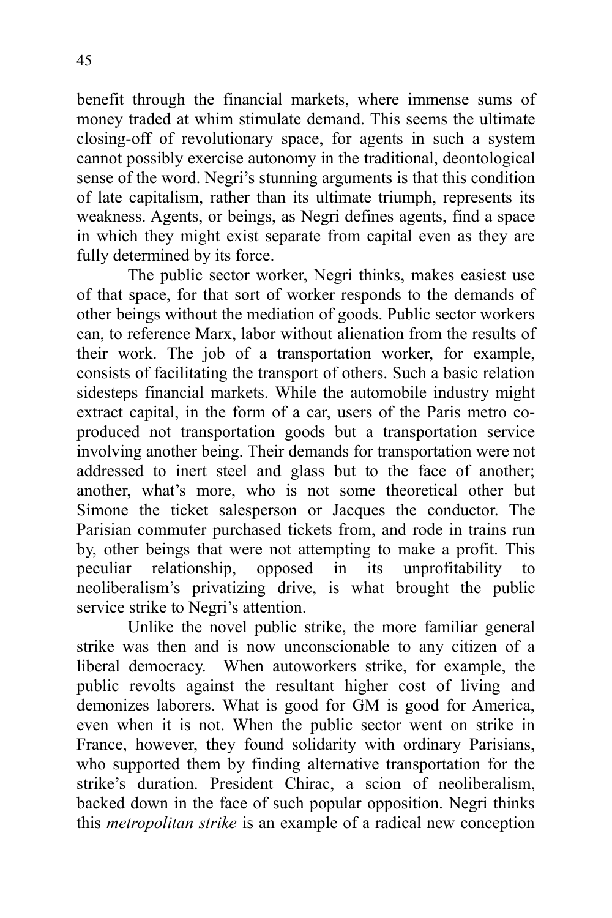benefit through the financial markets, where immense sums of money traded at whim stimulate demand. This seems the ultimate closing-off of revolutionary space, for agents in such a system cannot possibly exercise autonomy in the traditional, deontological sense of the word. Negri's stunning arguments is that this condition of late capitalism, rather than its ultimate triumph, represents its weakness. Agents, or beings, as Negri defines agents, find a space in which they might exist separate from capital even as they are fully determined by its force.

The public sector worker, Negri thinks, makes easiest use of that space, for that sort of worker responds to the demands of other beings without the mediation of goods. Public sector workers can, to reference Marx, labor without alienation from the results of their work. The job of a transportation worker, for example, consists of facilitating the transport of others. Such a basic relation sidesteps financial markets. While the automobile industry might extract capital, in the form of a car, users of the Paris metro co-produced not transportation goods but a transportation service involving another being. Their demands for transportation were not addressed to inert steel and glass but to the face of another; another, what's more, who is not some theoretical other but Simone the ticket salesperson or Jacques the conductor. The Parisian commuter purchased tickets from, and rode in trains run by, other beings that were not attempting to make a profit. This peculiar relationship, opposed in its unprofitability to neoliberalism's privatizing drive, is what brought the public service strike to Negri's attention.

Unlike the novel public strike, the more familiar general strike was then and is now unconscionable to any citizen of a liberal democracy. When autoworkers strike, for example, the public revolts against the resultant higher cost of living and demonizes laborers. What is good for GM is good for America, even when it is not. When the public sector went on strike in France, however, they found solidarity with ordinary Parisians, who supported them by finding alternative transportation for the strike's duration. President Chirac, a scion of neoliberalism, backed down in the face of such popular opposition. Negri thinks this *metropolitan strike* is an example of a radical new conception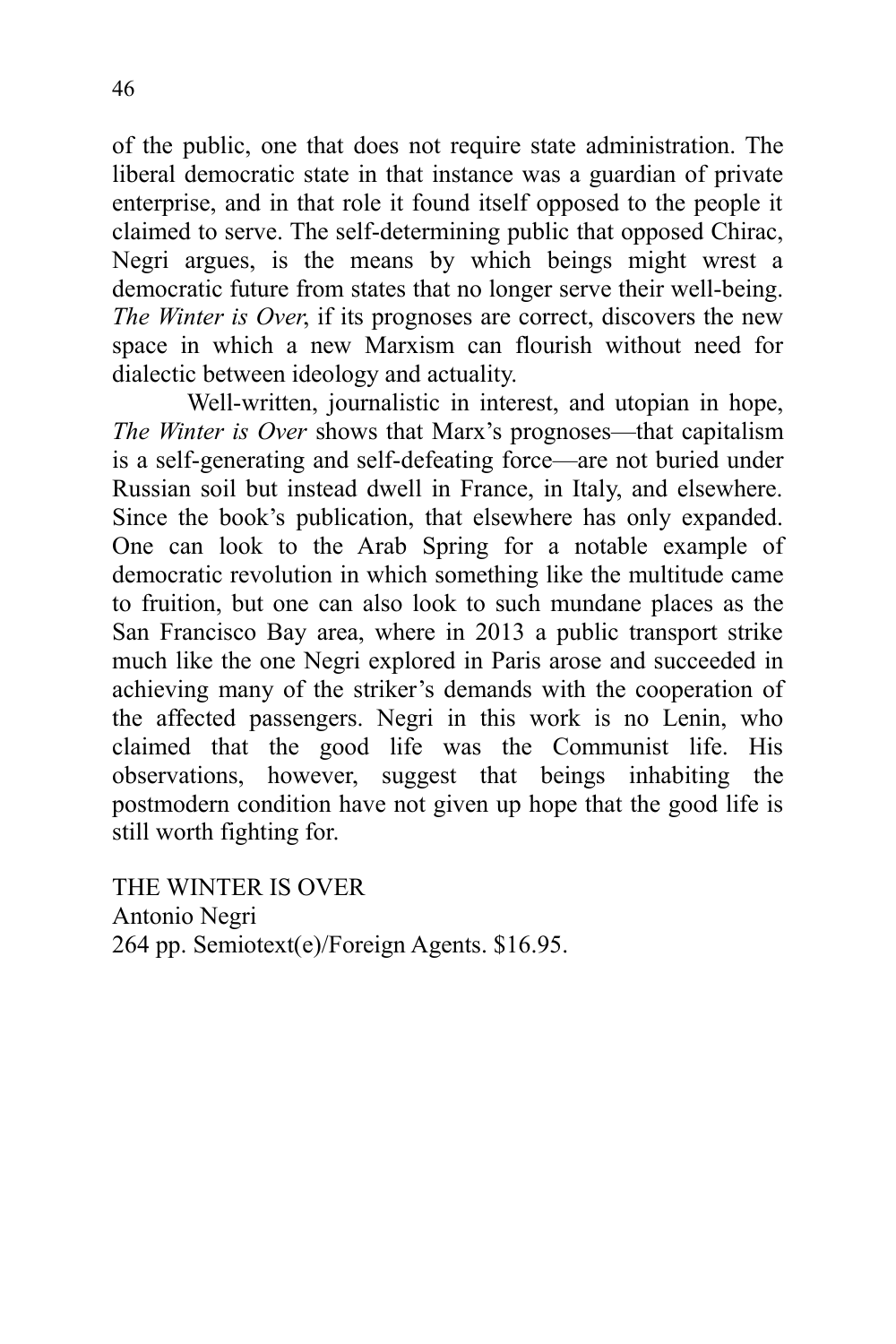of the public, one that does not require state administration. The liberal democratic state in that instance was a guardian of private enterprise, and in that role it found itself opposed to the people it claimed to serve. The self-determining public that opposed Chirac, Negri argues, is the means by which beings might wrest a democratic future from states that no longer serve their well-being. *The Winter is Over*, if its prognoses are correct, discovers the new space in which a new Marxism can flourish without need for dialectic between ideology and actuality.

Well-written, journalistic in interest, and utopian in hope, *The Winter is Over* shows that Marx's prognoses—that capitalism is a self-generating and self-defeating force—are not buried under Russian soil but instead dwell in France, in Italy, and elsewhere. Since the book's publication, that elsewhere has only expanded. One can look to the Arab Spring for a notable example of democratic revolution in which something like the multitude came to fruition, but one can also look to such mundane places as the San Francisco Bay area, where in 2013 a public transport strike much like the one Negri explored in Paris arose and succeeded in achieving many of the striker's demands with the cooperation of the affected passengers. Negri in this work is no Lenin, who claimed that the good life was the Communist life. His observations, however, suggest that beings inhabiting the postmodern condition have not given up hope that the good life is still worth fighting for.

THE WINTER IS OVER
Antonio Negri
264 pp. Semiotext(e)/Foreign Agents. $16.95.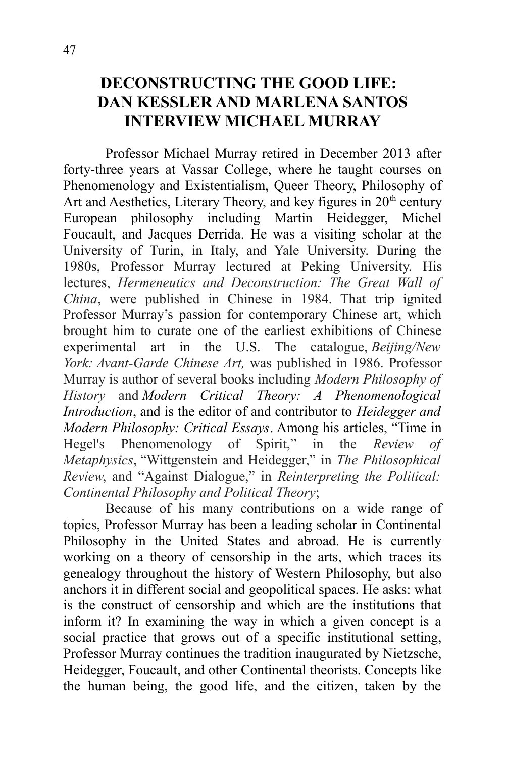# DECONSTRUCTING THE GOOD LIFE: DAN KESSLER AND MARLENA SANTOS INTERVIEW MICHAEL MURRAY

Professor Michael Murray retired in December 2013 after forty-three years at Vassar College, where he taught courses on Phenomenology and Existentialism, Queer Theory, Philosophy of Art and Aesthetics, Literary Theory, and key figures in 20th century European philosophy including Martin Heidegger, Michel Foucault, and Jacques Derrida. He was a visiting scholar at the University of Turin, in Italy, and Yale University. During the 1980s, Professor Murray lectured at Peking University. His lectures, *Hermeneutics and Deconstruction: The Great Wall of China*, were published in Chinese in 1984. That trip ignited Professor Murray's passion for contemporary Chinese art, which brought him to curate one of the earliest exhibitions of Chinese experimental art in the U.S. The catalogue, *Beijing/New York: Avant-Garde Chinese Art,* was published in 1986. Professor Murray is author of several books including *Modern Philosophy of History* and *Modern Critical Theory: A Phenomenological Introduction*, and is the editor of and contributor to *Heidegger and Modern Philosophy: Critical Essays*. Among his articles, "Time in Hegel's Phenomenology of Spirit," in the *Review of Metaphysics*, "Wittgenstein and Heidegger," in *The Philosophical Review*, and "Against Dialogue," in *Reinterpreting the Political: Continental Philosophy and Political Theory*;

Because of his many contributions on a wide range of topics, Professor Murray has been a leading scholar in Continental Philosophy in the United States and abroad. He is currently working on a theory of censorship in the arts, which traces its genealogy throughout the history of Western Philosophy, but also anchors it in different social and geopolitical spaces. He asks: what is the construct of censorship and which are the institutions that inform it? In examining the way in which a given concept is a social practice that grows out of a specific institutional setting, Professor Murray continues the tradition inaugurated by Nietzsche, Heidegger, Foucault, and other Continental theorists. Concepts like the human being, the good life, and the citizen, taken by the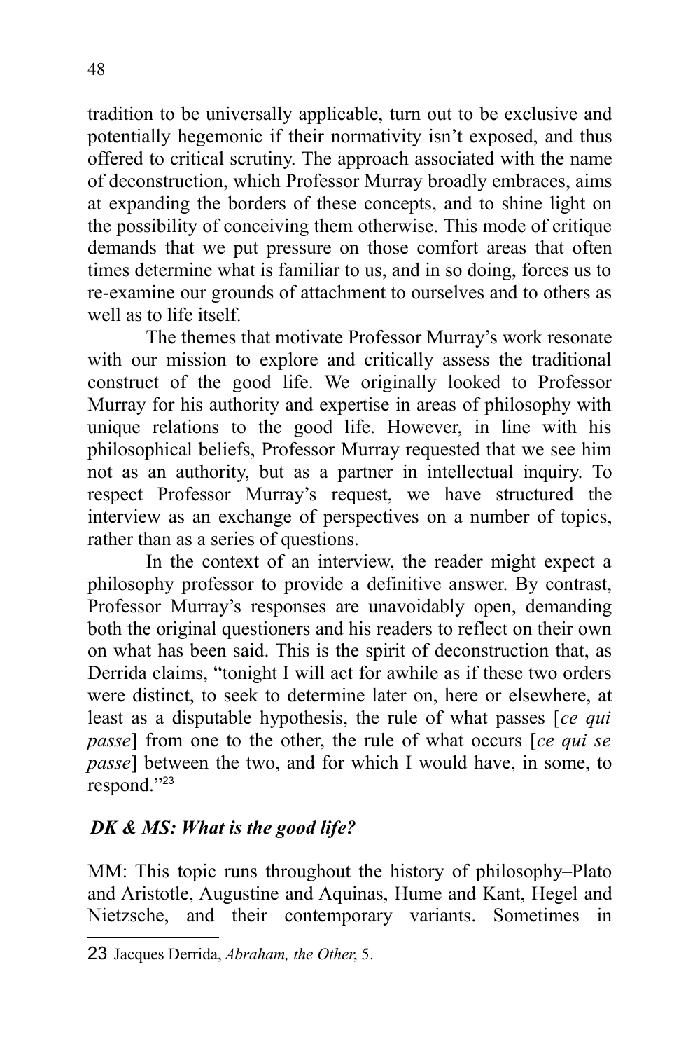tradition to be universally applicable, turn out to be exclusive and potentially hegemonic if their normativity isn't exposed, and thus offered to critical scrutiny. The approach associated with the name of deconstruction, which Professor Murray broadly embraces, aims at expanding the borders of these concepts, and to shine light on the possibility of conceiving them otherwise. This mode of critique demands that we put pressure on those comfort areas that often times determine what is familiar to us, and in so doing, forces us to re-examine our grounds of attachment to ourselves and to others as well as to life itself.

The themes that motivate Professor Murray's work resonate with our mission to explore and critically assess the traditional construct of the good life. We originally looked to Professor Murray for his authority and expertise in areas of philosophy with unique relations to the good life. However, in line with his philosophical beliefs, Professor Murray requested that we see him not as an authority, but as a partner in intellectual inquiry. To respect Professor Murray's request, we have structured the interview as an exchange of perspectives on a number of topics, rather than as a series of questions.

In the context of an interview, the reader might expect a philosophy professor to provide a definitive answer. By contrast, Professor Murray's responses are unavoidably open, demanding both the original questioners and his readers to reflect on their own on what has been said. This is the spirit of deconstruction that, as Derrida claims, "tonight I will act for awhile as if these two orders were distinct, to seek to determine later on, here or elsewhere, at least as a disputable hypothesis, the rule of what passes [*ce qui passe*] from one to the other, the rule of what occurs [*ce qui se passe*] between the two, and for which I would have, in some, to respond."[23]

***DK & MS: What is the good life?***

MM: This topic runs throughout the history of philosophy–Plato and Aristotle, Augustine and Aquinas, Hume and Kant, Hegel and Nietzsche, and their contemporary variants. Sometimes in

---

[23] Jacques Derrida, *Abraham, the Other*, 5.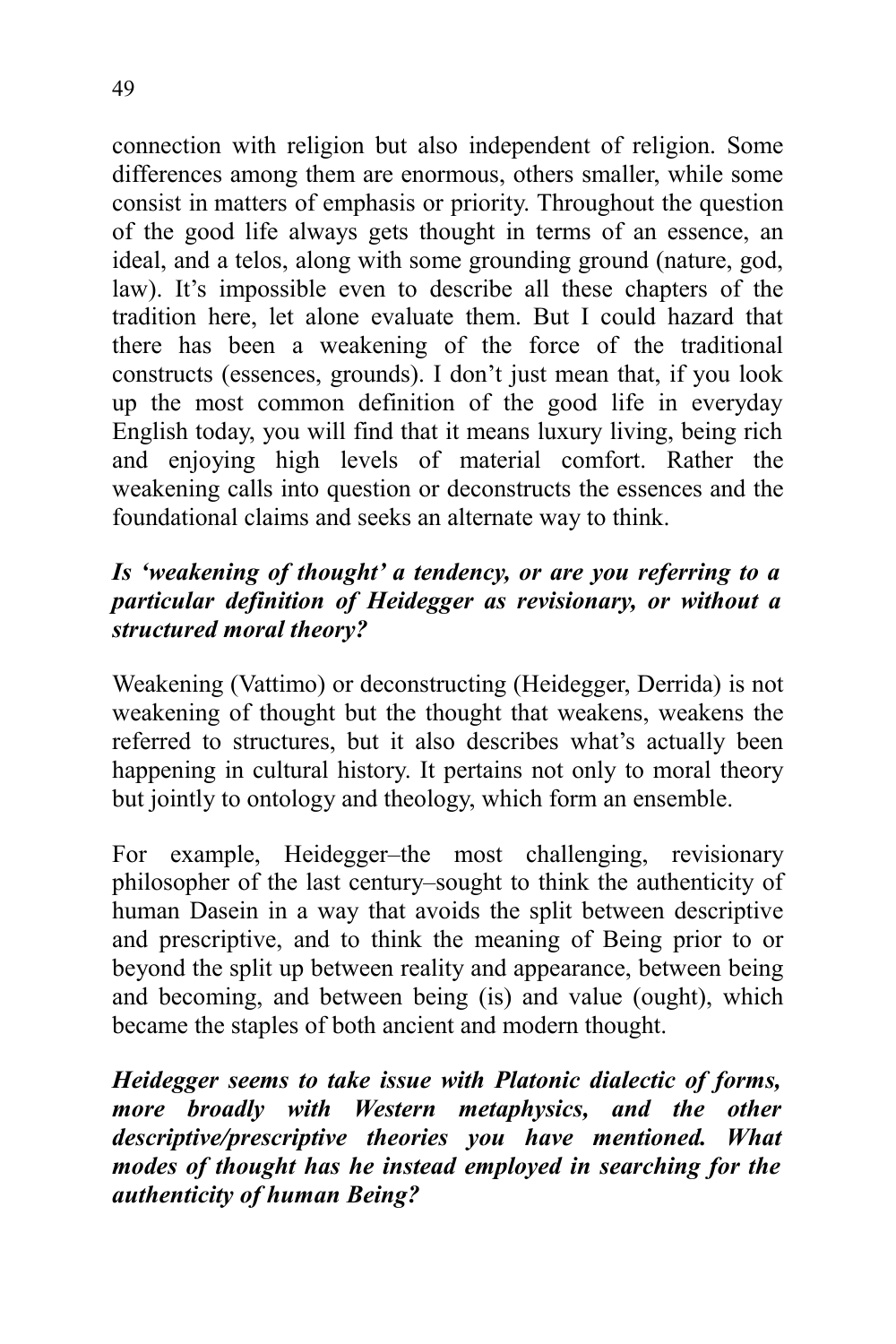connection with religion but also independent of religion. Some differences among them are enormous, others smaller, while some consist in matters of emphasis or priority. Throughout the question of the good life always gets thought in terms of an essence, an ideal, and a telos, along with some grounding ground (nature, god, law). It's impossible even to describe all these chapters of the tradition here, let alone evaluate them. But I could hazard that there has been a weakening of the force of the traditional constructs (essences, grounds). I don't just mean that, if you look up the most common definition of the good life in everyday English today, you will find that it means luxury living, being rich and enjoying high levels of material comfort. Rather the weakening calls into question or deconstructs the essences and the foundational claims and seeks an alternate way to think.

***Is 'weakening of thought' a tendency, or are you referring to a particular definition of Heidegger as revisionary, or without a structured moral theory?***

Weakening (Vattimo) or deconstructing (Heidegger, Derrida) is not weakening of thought but the thought that weakens, weakens the referred to structures, but it also describes what's actually been happening in cultural history. It pertains not only to moral theory but jointly to ontology and theology, which form an ensemble.

For example, Heidegger–the most challenging, revisionary philosopher of the last century–sought to think the authenticity of human Dasein in a way that avoids the split between descriptive and prescriptive, and to think the meaning of Being prior to or beyond the split up between reality and appearance, between being and becoming, and between being (is) and value (ought), which became the staples of both ancient and modern thought.

***Heidegger seems to take issue with Platonic dialectic of forms, more broadly with Western metaphysics, and the other descriptive/prescriptive theories you have mentioned. What modes of thought has he instead employed in searching for the authenticity of human Being?***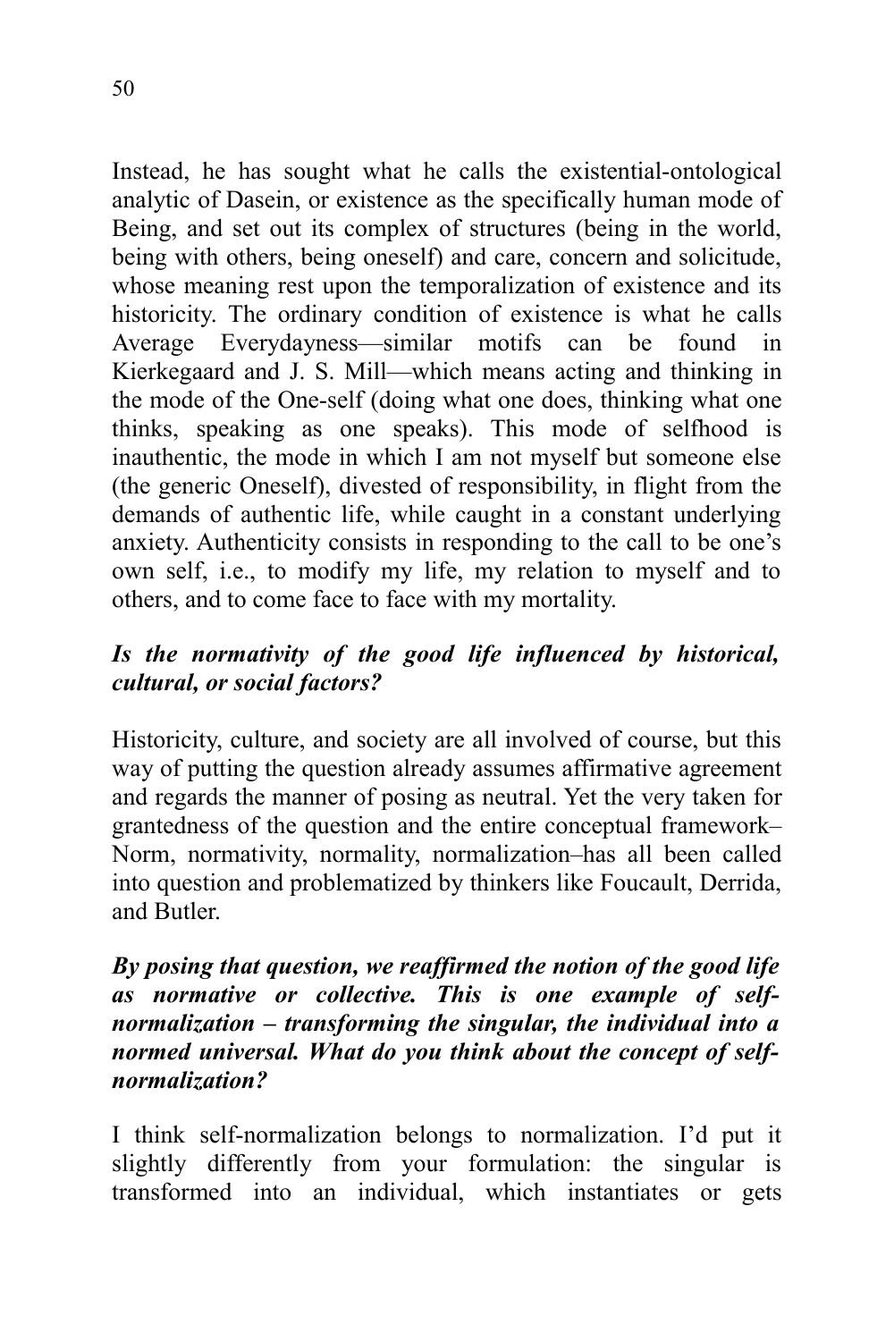Instead, he has sought what he calls the existential-ontological analytic of Dasein, or existence as the specifically human mode of Being, and set out its complex of structures (being in the world, being with others, being oneself) and care, concern and solicitude, whose meaning rest upon the temporalization of existence and its historicity. The ordinary condition of existence is what he calls Average Everydayness—similar motifs can be found in Kierkegaard and J. S. Mill—which means acting and thinking in the mode of the One-self (doing what one does, thinking what one thinks, speaking as one speaks). This mode of selfhood is inauthentic, the mode in which I am not myself but someone else (the generic Oneself), divested of responsibility, in flight from the demands of authentic life, while caught in a constant underlying anxiety. Authenticity consists in responding to the call to be one's own self, i.e., to modify my life, my relation to myself and to others, and to come face to face with my mortality.

***Is the normativity of the good life influenced by historical, cultural, or social factors?***

Historicity, culture, and society are all involved of course, but this way of putting the question already assumes affirmative agreement and regards the manner of posing as neutral. Yet the very taken for grantedness of the question and the entire conceptual framework–Norm, normativity, normality, normalization–has all been called into question and problematized by thinkers like Foucault, Derrida, and Butler.

***By posing that question, we reaffirmed the notion of the good life as normative or collective. This is one example of self-normalization – transforming the singular, the individual into a normed universal. What do you think about the concept of self-normalization?***

I think self-normalization belongs to normalization. I'd put it slightly differently from your formulation: the singular is transformed into an individual, which instantiates or gets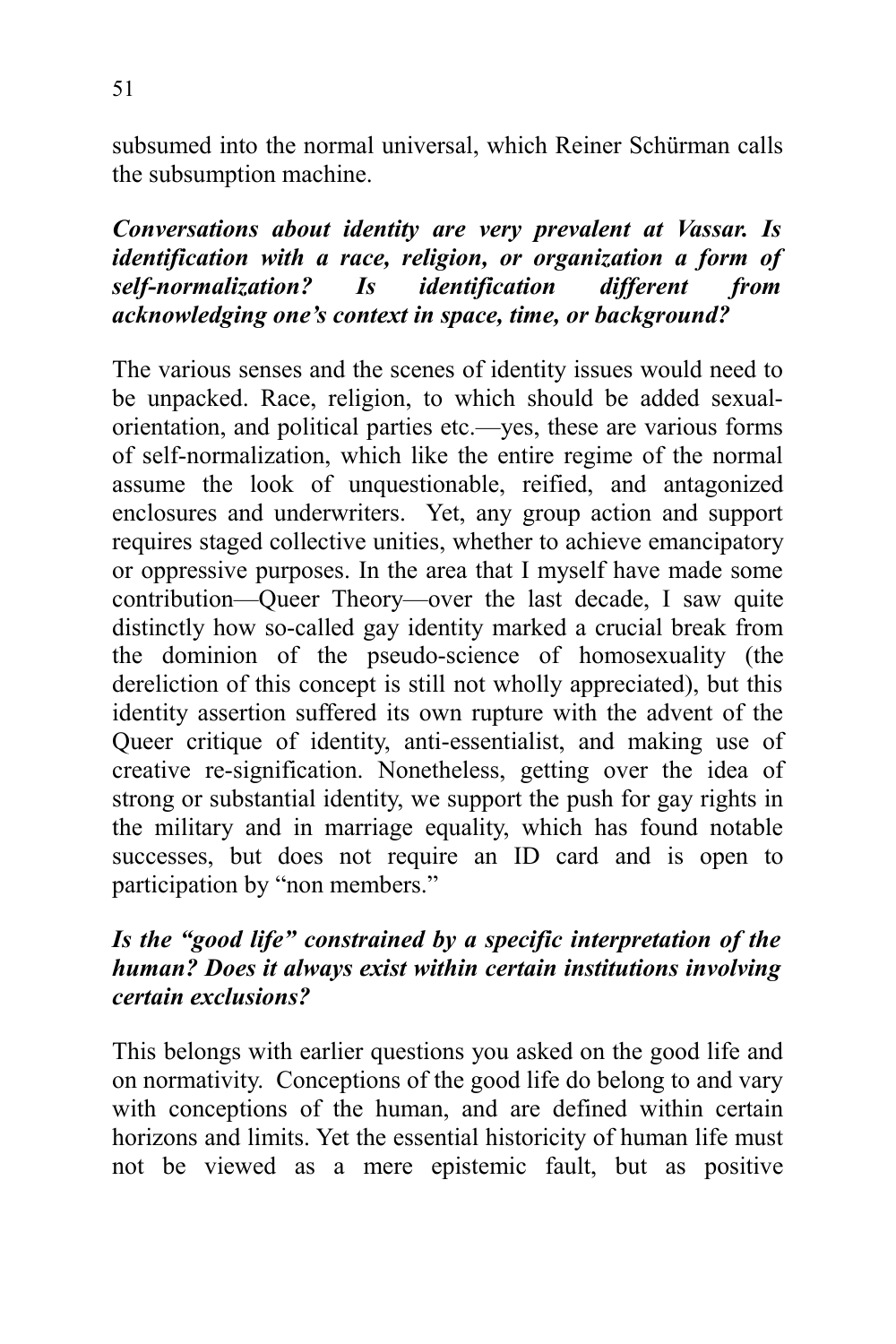subsumed into the normal universal, which Reiner Schürman calls the subsumption machine.

***Conversations about identity are very prevalent at Vassar. Is identification with a race, religion, or organization a form of self-normalization? Is identification different from acknowledging one's context in space, time, or background?***

The various senses and the scenes of identity issues would need to be unpacked. Race, religion, to which should be added sexual-orientation, and political parties etc.—yes, these are various forms of self-normalization, which like the entire regime of the normal assume the look of unquestionable, reified, and antagonized enclosures and underwriters. Yet, any group action and support requires staged collective unities, whether to achieve emancipatory or oppressive purposes. In the area that I myself have made some contribution—Queer Theory—over the last decade, I saw quite distinctly how so-called gay identity marked a crucial break from the dominion of the pseudo-science of homosexuality (the dereliction of this concept is still not wholly appreciated), but this identity assertion suffered its own rupture with the advent of the Queer critique of identity, anti-essentialist, and making use of creative re-signification. Nonetheless, getting over the idea of strong or substantial identity, we support the push for gay rights in the military and in marriage equality, which has found notable successes, but does not require an ID card and is open to participation by "non members."

***Is the "good life" constrained by a specific interpretation of the human? Does it always exist within certain institutions involving certain exclusions?***

This belongs with earlier questions you asked on the good life and on normativity. Conceptions of the good life do belong to and vary with conceptions of the human, and are defined within certain horizons and limits. Yet the essential historicity of human life must not be viewed as a mere epistemic fault, but as positive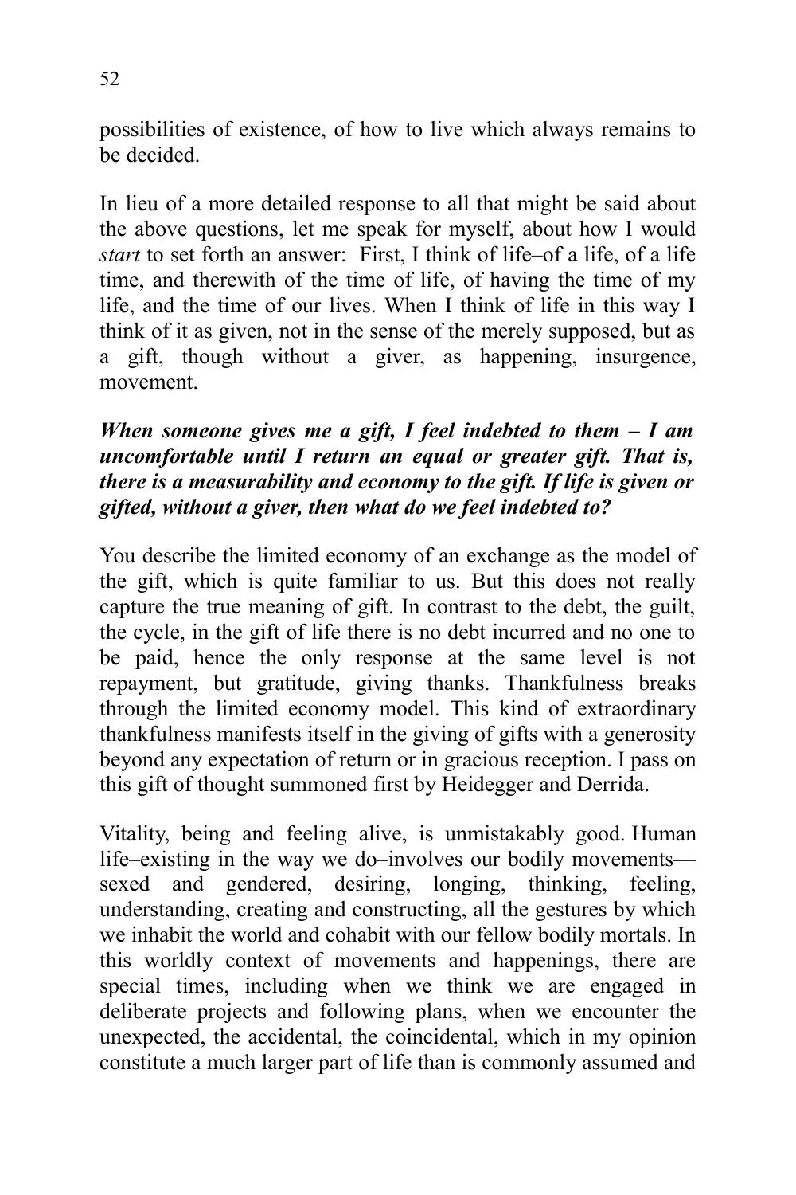possibilities of existence, of how to live which always remains to be decided.

In lieu of a more detailed response to all that might be said about the above questions, let me speak for myself, about how I would *start* to set forth an answer: First, I think of life–of a life, of a life time, and therewith of the time of life, of having the time of my life, and the time of our lives. When I think of life in this way I think of it as given, not in the sense of the merely supposed, but as a gift, though without a giver, as happening, insurgence, movement.

***When someone gives me a gift, I feel indebted to them – I am uncomfortable until I return an equal or greater gift. That is, there is a measurability and economy to the gift. If life is given or gifted, without a giver, then what do we feel indebted to?***

You describe the limited economy of an exchange as the model of the gift, which is quite familiar to us. But this does not really capture the true meaning of gift. In contrast to the debt, the guilt, the cycle, in the gift of life there is no debt incurred and no one to be paid, hence the only response at the same level is not repayment, but gratitude, giving thanks. Thankfulness breaks through the limited economy model. This kind of extraordinary thankfulness manifests itself in the giving of gifts with a generosity beyond any expectation of return or in gracious reception. I pass on this gift of thought summoned first by Heidegger and Derrida.

Vitality, being and feeling alive, is unmistakably good. Human life–existing in the way we do–involves our bodily movements—sexed and gendered, desiring, longing, thinking, feeling, understanding, creating and constructing, all the gestures by which we inhabit the world and cohabit with our fellow bodily mortals. In this worldly context of movements and happenings, there are special times, including when we think we are engaged in deliberate projects and following plans, when we encounter the unexpected, the accidental, the coincidental, which in my opinion constitute a much larger part of life than is commonly assumed and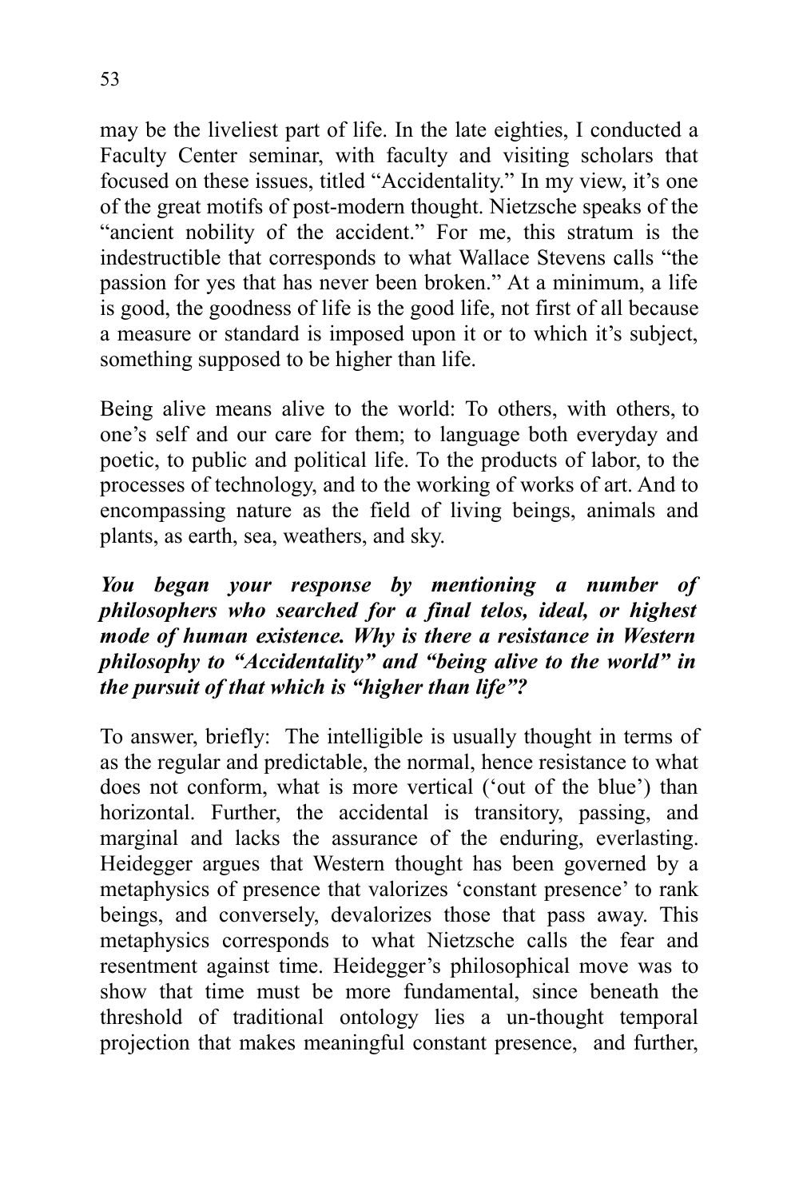may be the liveliest part of life. In the late eighties, I conducted a Faculty Center seminar, with faculty and visiting scholars that focused on these issues, titled "Accidentality." In my view, it's one of the great motifs of post-modern thought. Nietzsche speaks of the "ancient nobility of the accident." For me, this stratum is the indestructible that corresponds to what Wallace Stevens calls "the passion for yes that has never been broken." At a minimum, a life is good, the goodness of life is the good life, not first of all because a measure or standard is imposed upon it or to which it's subject, something supposed to be higher than life.

Being alive means alive to the world: To others, with others, to one's self and our care for them; to language both everyday and poetic, to public and political life. To the products of labor, to the processes of technology, and to the working of works of art. And to encompassing nature as the field of living beings, animals and plants, as earth, sea, weathers, and sky.

***You began your response by mentioning a number of philosophers who searched for a final telos, ideal, or highest mode of human existence. Why is there a resistance in Western philosophy to "Accidentality" and "being alive to the world" in the pursuit of that which is "higher than life"?***

To answer, briefly: The intelligible is usually thought in terms of as the regular and predictable, the normal, hence resistance to what does not conform, what is more vertical ('out of the blue') than horizontal. Further, the accidental is transitory, passing, and marginal and lacks the assurance of the enduring, everlasting. Heidegger argues that Western thought has been governed by a metaphysics of presence that valorizes 'constant presence' to rank beings, and conversely, devalorizes those that pass away. This metaphysics corresponds to what Nietzsche calls the fear and resentment against time. Heidegger's philosophical move was to show that time must be more fundamental, since beneath the threshold of traditional ontology lies a un-thought temporal projection that makes meaningful constant presence, and further,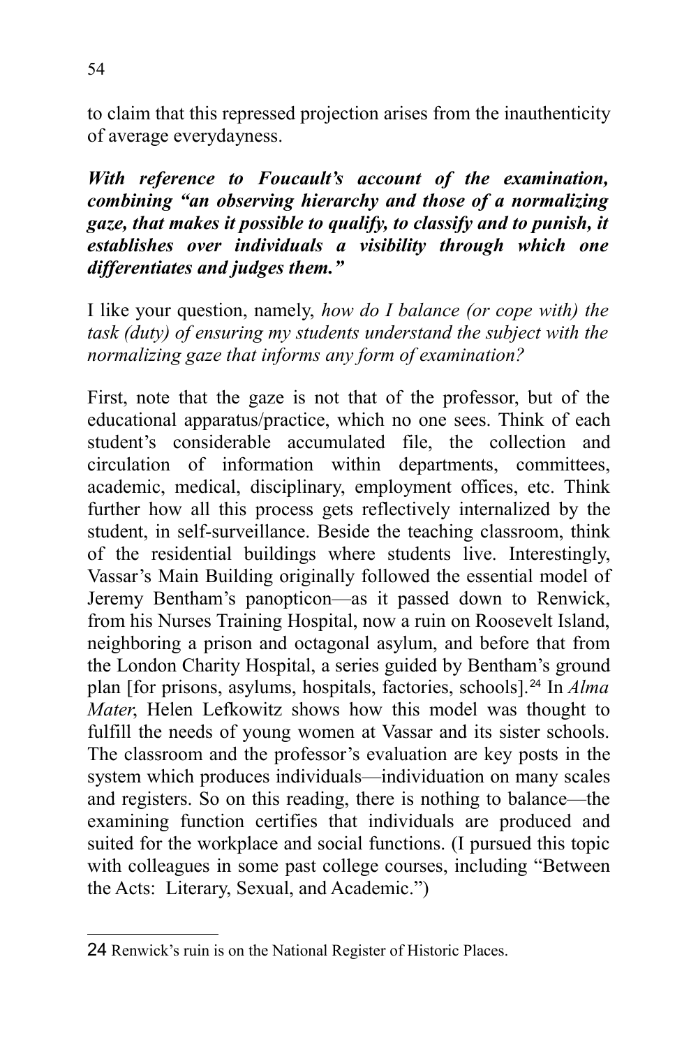to claim that this repressed projection arises from the inauthenticity of average everydayness.

***With reference to Foucault's account of the examination, combining "an observing hierarchy and those of a normalizing gaze, that makes it possible to qualify, to classify and to punish, it establishes over individuals a visibility through which one differentiates and judges them."***

I like your question, namely, *how do I balance (or cope with) the task (duty) of ensuring my students understand the subject with the normalizing gaze that informs any form of examination?*

First, note that the gaze is not that of the professor, but of the educational apparatus/practice, which no one sees. Think of each student's considerable accumulated file, the collection and circulation of information within departments, committees, academic, medical, disciplinary, employment offices, etc. Think further how all this process gets reflectively internalized by the student, in self-surveillance. Beside the teaching classroom, think of the residential buildings where students live. Interestingly, Vassar's Main Building originally followed the essential model of Jeremy Bentham's panopticon—as it passed down to Renwick, from his Nurses Training Hospital, now a ruin on Roosevelt Island, neighboring a prison and octagonal asylum, and before that from the London Charity Hospital, a series guided by Bentham's ground plan [for prisons, asylums, hospitals, factories, schools].[24] In *Alma Mater*, Helen Lefkowitz shows how this model was thought to fulfill the needs of young women at Vassar and its sister schools. The classroom and the professor's evaluation are key posts in the system which produces individuals—individuation on many scales and registers. So on this reading, there is nothing to balance—the examining function certifies that individuals are produced and suited for the workplace and social functions. (I pursued this topic with colleagues in some past college courses, including "Between the Acts: Literary, Sexual, and Academic.")

---

24 Renwick's ruin is on the National Register of Historic Places.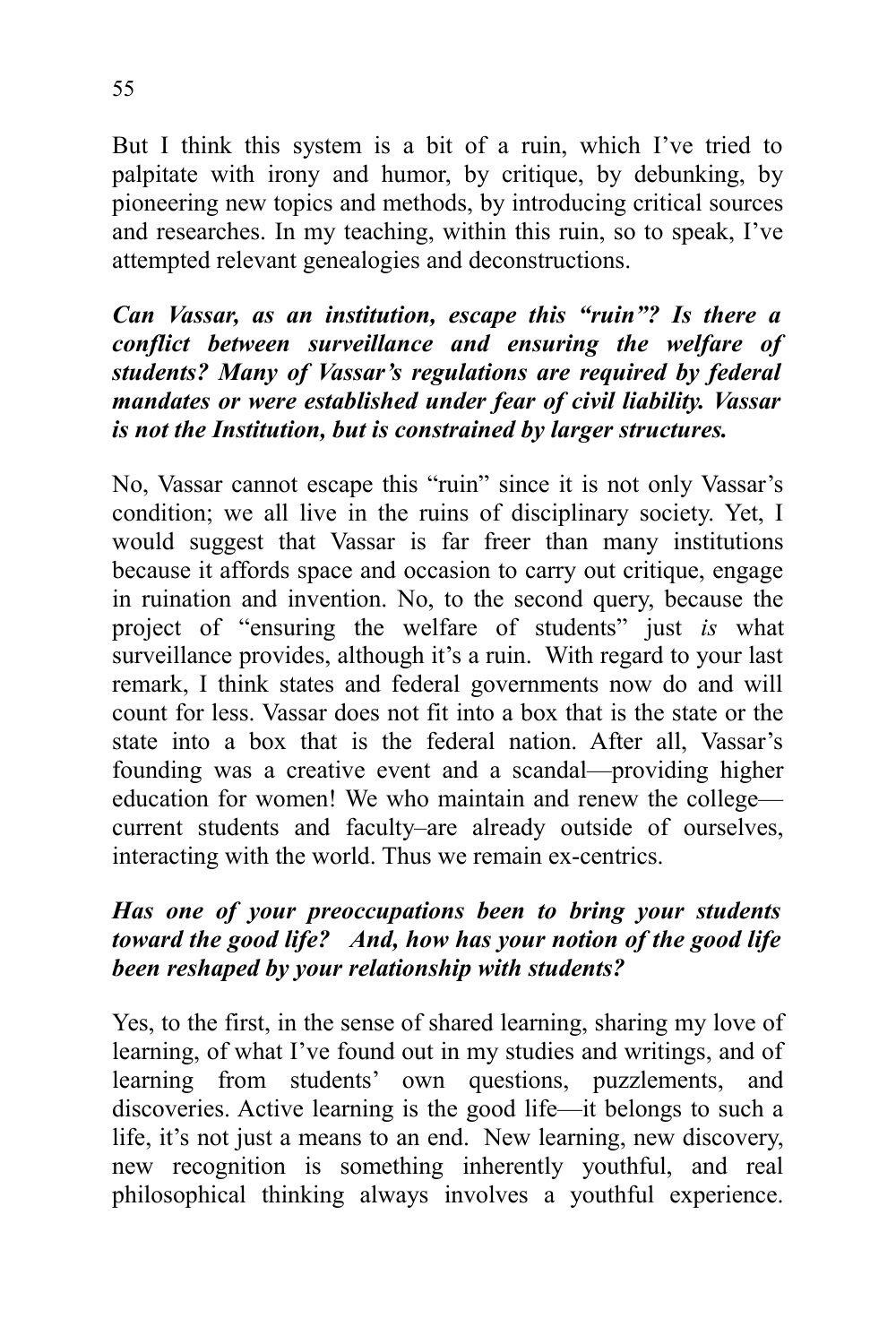But I think this system is a bit of a ruin, which I've tried to palpitate with irony and humor, by critique, by debunking, by pioneering new topics and methods, by introducing critical sources and researches. In my teaching, within this ruin, so to speak, I've attempted relevant genealogies and deconstructions.

***Can Vassar, as an institution, escape this "ruin"? Is there a conflict between surveillance and ensuring the welfare of students? Many of Vassar's regulations are required by federal mandates or were established under fear of civil liability. Vassar is not the Institution, but is constrained by larger structures.***

No, Vassar cannot escape this "ruin" since it is not only Vassar's condition; we all live in the ruins of disciplinary society. Yet, I would suggest that Vassar is far freer than many institutions because it affords space and occasion to carry out critique, engage in ruination and invention. No, to the second query, because the project of "ensuring the welfare of students" just *is* what surveillance provides, although it's a ruin. With regard to your last remark, I think states and federal governments now do and will count for less. Vassar does not fit into a box that is the state or the state into a box that is the federal nation. After all, Vassar's founding was a creative event and a scandal—providing higher education for women! We who maintain and renew the college—current students and faculty–are already outside of ourselves, interacting with the world. Thus we remain ex-centrics.

***Has one of your preoccupations been to bring your students toward the good life? And, how has your notion of the good life been reshaped by your relationship with students?***

Yes, to the first, in the sense of shared learning, sharing my love of learning, of what I've found out in my studies and writings, and of learning from students' own questions, puzzlements, and discoveries. Active learning is the good life—it belongs to such a life, it's not just a means to an end. New learning, new discovery, new recognition is something inherently youthful, and real philosophical thinking always involves a youthful experience.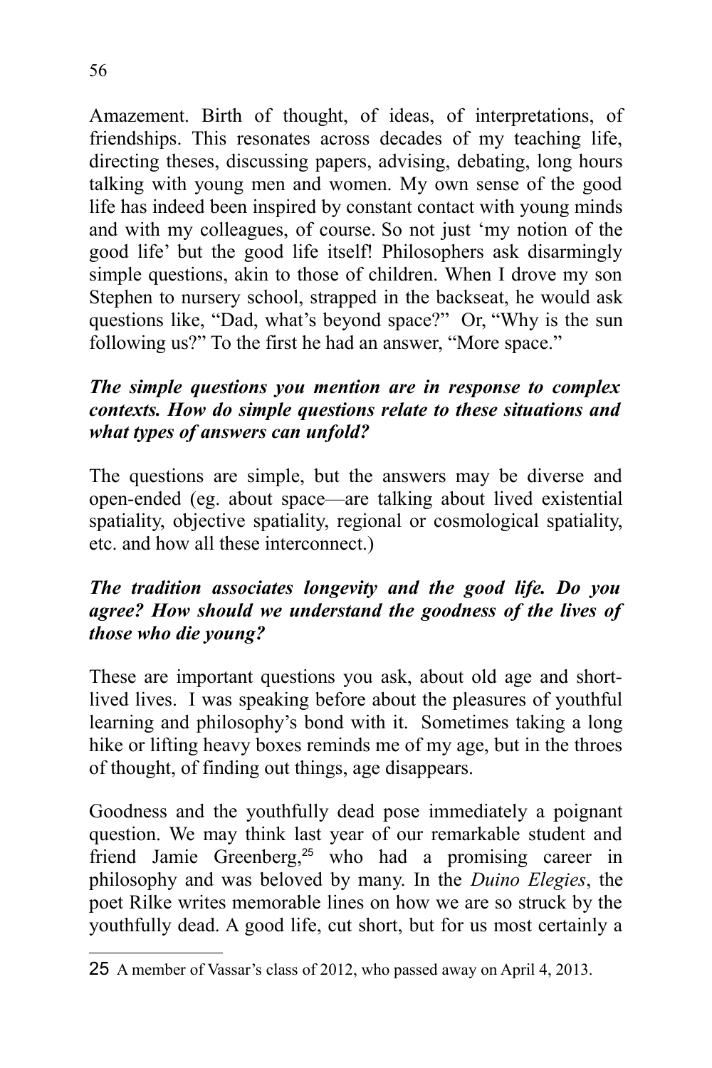Amazement. Birth of thought, of ideas, of interpretations, of friendships. This resonates across decades of my teaching life, directing theses, discussing papers, advising, debating, long hours talking with young men and women. My own sense of the good life has indeed been inspired by constant contact with young minds and with my colleagues, of course. So not just 'my notion of the good life' but the good life itself! Philosophers ask disarmingly simple questions, akin to those of children. When I drove my son Stephen to nursery school, strapped in the backseat, he would ask questions like, "Dad, what's beyond space?" Or, "Why is the sun following us?" To the first he had an answer, "More space."

***The simple questions you mention are in response to complex contexts. How do simple questions relate to these situations and what types of answers can unfold?***

The questions are simple, but the answers may be diverse and open-ended (eg. about space—are talking about lived existential spatiality, objective spatiality, regional or cosmological spatiality, etc. and how all these interconnect.)

***The tradition associates longevity and the good life. Do you agree? How should we understand the goodness of the lives of those who die young?***

These are important questions you ask, about old age and short-lived lives. I was speaking before about the pleasures of youthful learning and philosophy's bond with it. Sometimes taking a long hike or lifting heavy boxes reminds me of my age, but in the throes of thought, of finding out things, age disappears.

Goodness and the youthfully dead pose immediately a poignant question. We may think last year of our remarkable student and friend Jamie Greenberg,[25] who had a promising career in philosophy and was beloved by many. In the *Duino Elegies*, the poet Rilke writes memorable lines on how we are so struck by the youthfully dead. A good life, cut short, but for us most certainly a

---

25 A member of Vassar's class of 2012, who passed away on April 4, 2013.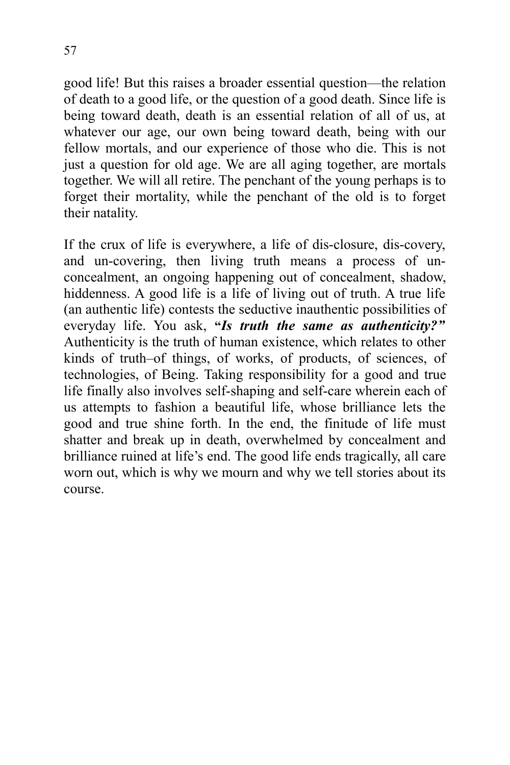good life! But this raises a broader essential question—the relation of death to a good life, or the question of a good death. Since life is being toward death, death is an essential relation of all of us, at whatever our age, our own being toward death, being with our fellow mortals, and our experience of those who die. This is not just a question for old age. We are all aging together, are mortals together. We will all retire. The penchant of the young perhaps is to forget their mortality, while the penchant of the old is to forget their natality.

If the crux of life is everywhere, a life of dis-closure, dis-covery, and un-covering, then living truth means a process of un-concealment, an ongoing happening out of concealment, shadow, hiddenness. A good life is a life of living out of truth. A true life (an authentic life) contests the seductive inauthentic possibilities of everyday life. You ask, **"*Is truth the same as authenticity?"*** Authenticity is the truth of human existence, which relates to other kinds of truth–of things, of works, of products, of sciences, of technologies, of Being. Taking responsibility for a good and true life finally also involves self-shaping and self-care wherein each of us attempts to fashion a beautiful life, whose brilliance lets the good and true shine forth. In the end, the finitude of life must shatter and break up in death, overwhelmed by concealment and brilliance ruined at life's end. The good life ends tragically, all care worn out, which is why we mourn and why we tell stories about its course.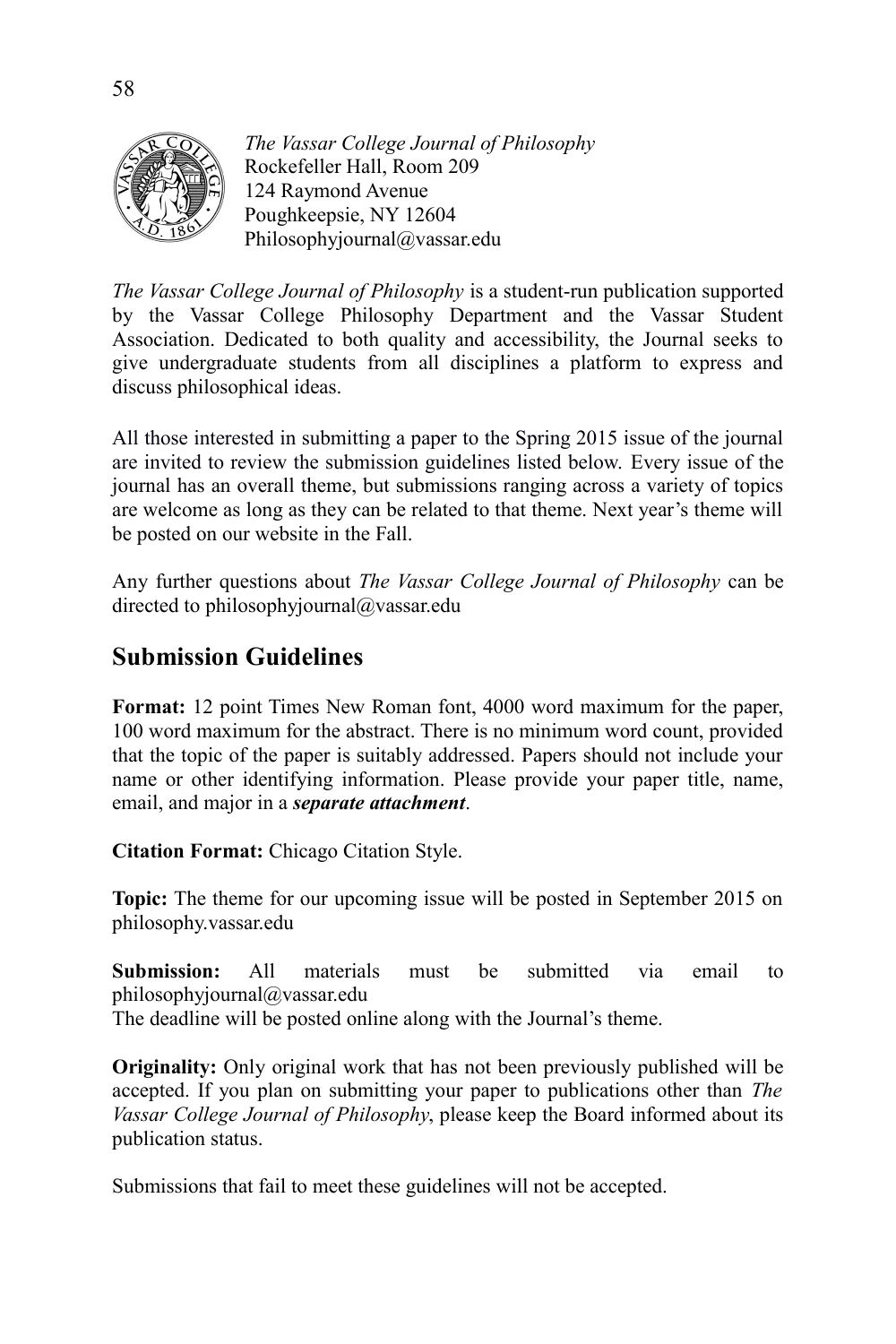*The Vassar College Journal of Philosophy*
Rockefeller Hall, Room 209
124 Raymond Avenue
Poughkeepsie, NY 12604
Philosophyjournal@vassar.edu

*The Vassar College Journal of Philosophy* is a student-run publication supported by the Vassar College Philosophy Department and the Vassar Student Association. Dedicated to both quality and accessibility, the Journal seeks to give undergraduate students from all disciplines a platform to express and discuss philosophical ideas.

All those interested in submitting a paper to the Spring 2015 issue of the journal are invited to review the submission guidelines listed below. Every issue of the journal has an overall theme, but submissions ranging across a variety of topics are welcome as long as they can be related to that theme. Next year's theme will be posted on our website in the Fall.

Any further questions about *The Vassar College Journal of Philosophy* can be directed to philosophyjournal@vassar.edu

## Submission Guidelines

**Format:** 12 point Times New Roman font, 4000 word maximum for the paper, 100 word maximum for the abstract. There is no minimum word count, provided that the topic of the paper is suitably addressed. Papers should not include your name or other identifying information. Please provide your paper title, name, email, and major in a ***separate attachment***.

**Citation Format:** Chicago Citation Style.

**Topic:** The theme for our upcoming issue will be posted in September 2015 on philosophy.vassar.edu

**Submission:** All materials must be submitted via email to philosophyjournal@vassar.edu
The deadline will be posted online along with the Journal's theme.

**Originality:** Only original work that has not been previously published will be accepted. If you plan on submitting your paper to publications other than *The Vassar College Journal of Philosophy*, please keep the Board informed about its publication status.

Submissions that fail to meet these guidelines will not be accepted.